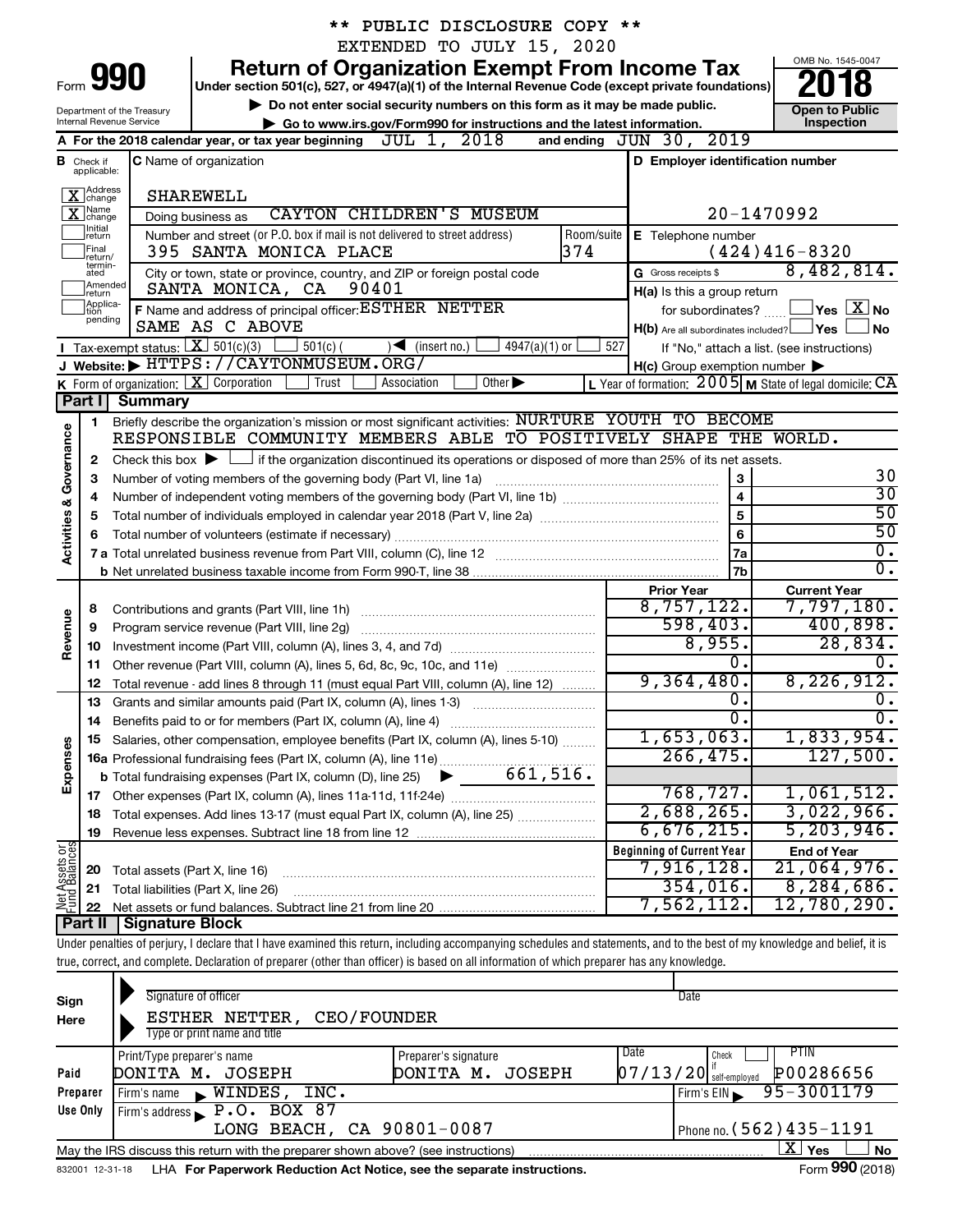** PUBLIC DISCLOSURE COPY **

EXTENDED TO JULY 15, 2020

# Form 990 — Return of Organization Exempt From Income Tax

Under section 501(c), 527, or 4947(a)(1) of the Internal Revenue Code (except private foundations)

▶ Do not enter social security numbers on this form as it may be made public.

▶ Go to www.irs.gov/Form990 for instructions and the latest information.

Department of the Treasury
Internal Revenue Service

OMB No. 1545-0047

**2018**

**Open to Public Inspection**

**A** For the 2018 calendar year, or tax year beginning JUL 1, 2018 and ending JUN 30, 2019

**B** Check if applicable:
- [X] Address change
- [X] Name change
- [ ] Initial return
- [ ] Final return/terminated
- [ ] Amended return
- [ ] Application pending

**C** Name of organization: SHAREWELL

Doing business as: CAYTON CHILDREN'S MUSEUM

Number and street (or P.O. box if mail is not delivered to street address): 395 SANTA MONICA PLACE — Room/suite: 374

City or town, state or province, country, and ZIP or foreign postal code: SANTA MONICA, CA 90401

**D** Employer identification number: 20-1470992

**E** Telephone number: (424)416-8320

**G** Gross receipts $ 8,482,814.

**F** Name and address of principal officer: ESTHER NETTER, SAME AS C ABOVE

**H(a)** Is this a group return for subordinates? [ ] Yes [X] No

**H(b)** Are all subordinates included? [ ] Yes [ ] No — If "No," attach a list. (see instructions)

**H(c)** Group exemption number ▶

**I** Tax-exempt status: [X] 501(c)(3) [ ] 501(c) ( ) ◀ (insert no.) [ ] 4947(a)(1) or [ ] 527

**J** Website: ▶ HTTPS://CAYTONMUSEUM.ORG/

**K** Form of organization: [X] Corporation [ ] Trust [ ] Association [ ] Other ▶

**L** Year of formation: 2005 **M** State of legal domicile: CA

## Part I — Summary

**Activities & Governance**

1 Briefly describe the organization's mission or most significant activities: NURTURE YOUTH TO BECOME RESPONSIBLE COMMUNITY MEMBERS ABLE TO POSITIVELY SHAPE THE WORLD.

2 Check this box ▶ [ ] if the organization discontinued its operations or disposed of more than 25% of its net assets.

| Line | Description | | Value |
|---|---|---|---|
| 3 | Number of voting members of the governing body (Part VI, line 1a) | 3 | 30 |
| 4 | Number of independent voting members of the governing body (Part VI, line 1b) | 4 | 30 |
| 5 | Total number of individuals employed in calendar year 2018 (Part V, line 2a) | 5 | 50 |
| 6 | Total number of volunteers (estimate if necessary) | 6 | 50 |
| 7a | Total unrelated business revenue from Part VIII, column (C), line 12 | 7a | 0. |
| 7b | Net unrelated business taxable income from Form 990-T, line 38 | 7b | 0. |

| Line | Description | Prior Year | Current Year |
|---|---|---|---|
| **Revenue** | | | |
| 8 | Contributions and grants (Part VIII, line 1h) | 8,757,122. | 7,797,180. |
| 9 | Program service revenue (Part VIII, line 2g) | 598,403. | 400,898. |
| 10 | Investment income (Part VIII, column (A), lines 3, 4, and 7d) | 8,955. | 28,834. |
| 11 | Other revenue (Part VIII, column (A), lines 5, 6d, 8c, 9c, 10c, and 11e) | 0. | 0. |
| 12 | Total revenue - add lines 8 through 11 (must equal Part VIII, column (A), line 12) | 9,364,480. | 8,226,912. |
| **Expenses** | | | |
| 13 | Grants and similar amounts paid (Part IX, column (A), lines 1-3) | 0. | 0. |
| 14 | Benefits paid to or for members (Part IX, column (A), line 4) | 0. | 0. |
| 15 | Salaries, other compensation, employee benefits (Part IX, column (A), lines 5-10) | 1,653,063. | 1,833,954. |
| 16a | Professional fundraising fees (Part IX, column (A), line 11e) | 266,475. | 127,500. |
| b | Total fundraising expenses (Part IX, column (D), line 25) ▶ 661,516. | | |
| 17 | Other expenses (Part IX, column (A), lines 11a-11d, 11f-24e) | 768,727. | 1,061,512. |
| 18 | Total expenses. Add lines 13-17 (must equal Part IX, column (A), line 25) | 2,688,265. | 3,022,966. |
| 19 | Revenue less expenses. Subtract line 18 from line 12 | 6,676,215. | 5,203,946. |

| Line | Net Assets or Fund Balances | Beginning of Current Year | End of Year |
|---|---|---|---|
| 20 | Total assets (Part X, line 16) | 7,916,128. | 21,064,976. |
| 21 | Total liabilities (Part X, line 26) | 354,016. | 8,284,686. |
| 22 | Net assets or fund balances. Subtract line 21 from line 20 | 7,562,112. | 12,780,290. |

## Part II — Signature Block

Under penalties of perjury, I declare that I have examined this return, including accompanying schedules and statements, and to the best of my knowledge and belief, it is true, correct, and complete. Declaration of preparer (other than officer) is based on all information of which preparer has any knowledge.

**Sign Here**

Signature of officer — Date

ESTHER NETTER, CEO/FOUNDER
Type or print name and title

**Paid Preparer Use Only**

| Print/Type preparer's name | Preparer's signature | Date | Check if self-employed | PTIN |
|---|---|---|---|---|
| DONITA M. JOSEPH | DONITA M. JOSEPH | 07/13/20 | [ ] | P00286656 |

Firm's name ▶ WINDES, INC. — Firm's EIN ▶ 95-3001179

Firm's address ▶ P.O. BOX 87, LONG BEACH, CA 90801-0087 — Phone no. (562)435-1191

May the IRS discuss this return with the preparer shown above? (see instructions) [X] Yes [ ] No

832001 12-31-18 LHA For Paperwork Reduction Act Notice, see the separate instructions. Form 990 (2018)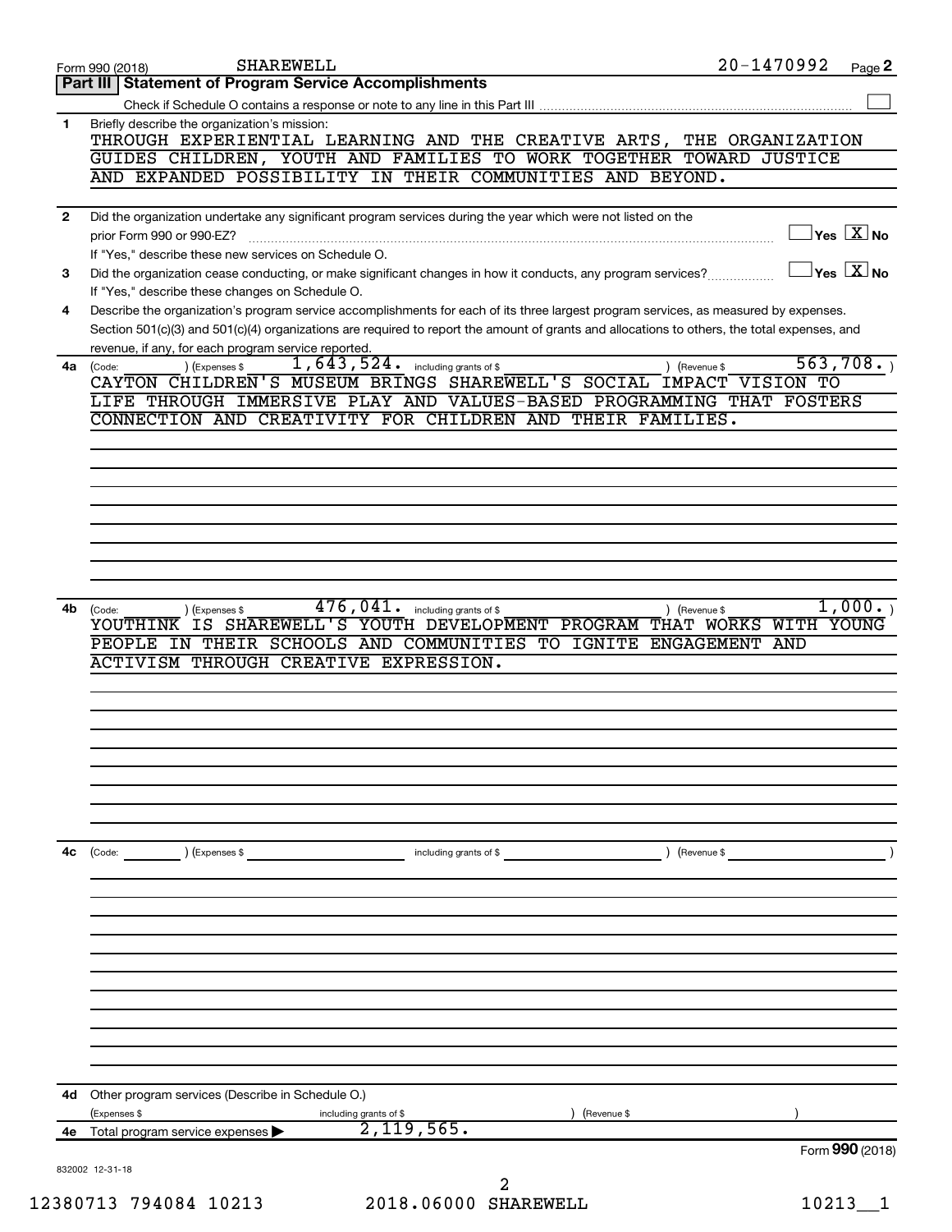Form 990 (2018) SHAREWELL 20-1470992

## Part III Statement of Program Service Accomplishments

Check if Schedule O contains a response or note to any line in this Part III ☐

**1** Briefly describe the organization's mission:

THROUGH EXPERIENTIAL LEARNING AND THE CREATIVE ARTS, THE ORGANIZATION GUIDES CHILDREN, YOUTH AND FAMILIES TO WORK TOGETHER TOWARD JUSTICE AND EXPANDED POSSIBILITY IN THEIR COMMUNITIES AND BEYOND.

**2** Did the organization undertake any significant program services during the year which were not listed on the prior Form 990 or 990-EZ? ☐ Yes ☒ No

If "Yes," describe these new services on Schedule O.

**3** Did the organization cease conducting, or make significant changes in how it conducts, any program services? ☐ Yes ☒ No

If "Yes," describe these changes on Schedule O.

**4** Describe the organization's program service accomplishments for each of its three largest program services, as measured by expenses. Section 501(c)(3) and 501(c)(4) organizations are required to report the amount of grants and allocations to others, the total expenses, and revenue, if any, for each program service reported.

**4a** (Code: ) (Expenses $ 1,643,524. including grants of $ ) (Revenue $ 563,708. )

CAYTON CHILDREN'S MUSEUM BRINGS SHAREWELL'S SOCIAL IMPACT VISION TO LIFE THROUGH IMMERSIVE PLAY AND VALUES-BASED PROGRAMMING THAT FOSTERS CONNECTION AND CREATIVITY FOR CHILDREN AND THEIR FAMILIES.

**4b** (Code: ) (Expenses $ 476,041. including grants of $ ) (Revenue $ 1,000. )

YOUTHINK IS SHAREWELL'S YOUTH DEVELOPMENT PROGRAM THAT WORKS WITH YOUNG PEOPLE IN THEIR SCHOOLS AND COMMUNITIES TO IGNITE ENGAGEMENT AND ACTIVISM THROUGH CREATIVE EXPRESSION.

**4c** (Code: ) (Expenses $ including grants of $ ) (Revenue $ )

**4d** Other program services (Describe in Schedule O.)

(Expenses $ including grants of $ ) (Revenue $ )

**4e** Total program service expenses ▶ 2,119,565.

Form **990** (2018)

832002 12-31-18

12380713 794084 10213 2018.06000 SHAREWELL 10213__1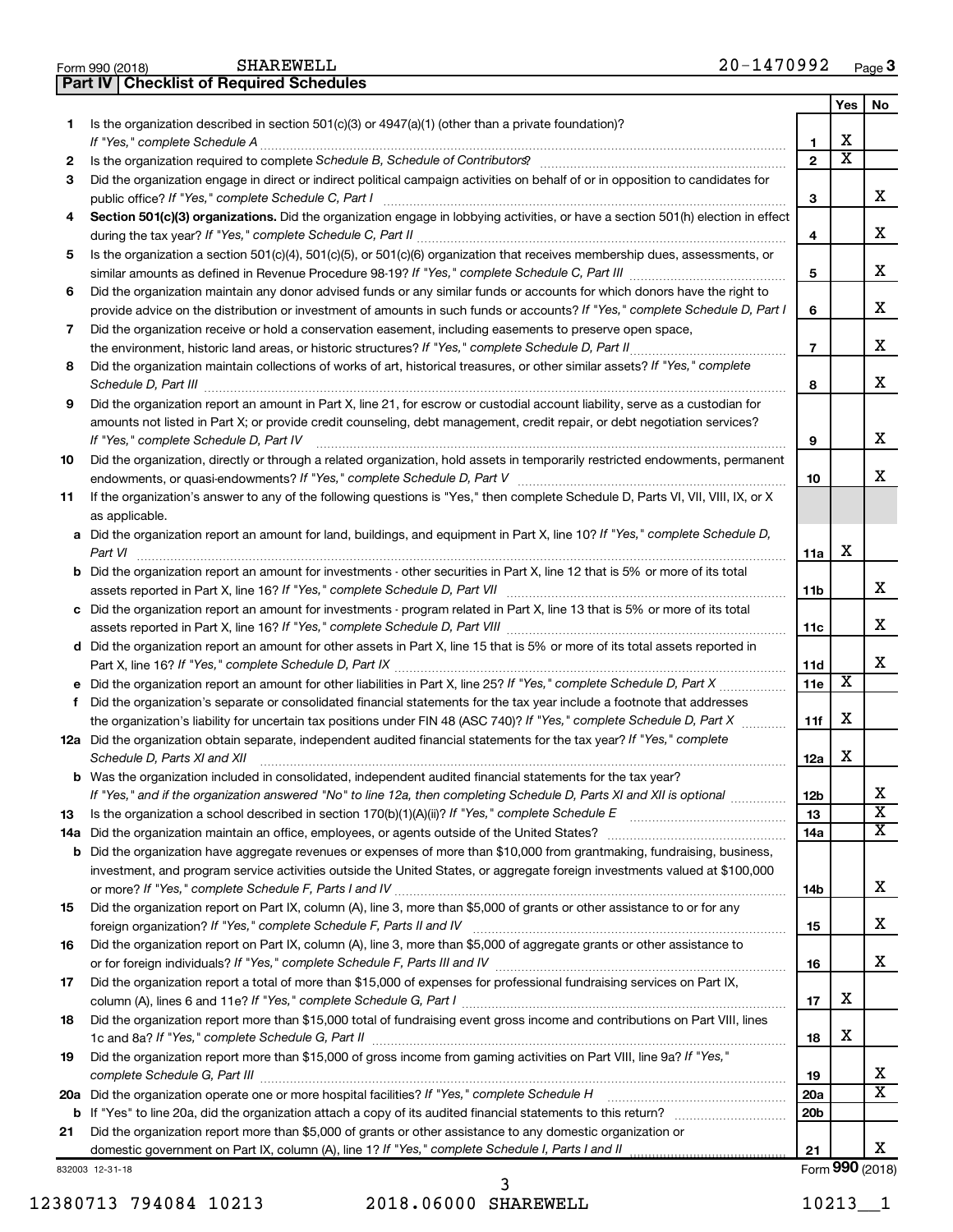Form 990 (2018) SHAREWELL 20-1470992 Page **3**

## Part IV Checklist of Required Schedules

| | | | Yes | No |
|---|---|---|---|---|
| **1** | Is the organization described in section 501(c)(3) or 4947(a)(1) (other than a private foundation)? *If "Yes," complete Schedule A* | **1** | X | |
| **2** | Is the organization required to complete *Schedule B, Schedule of Contributors*? | **2** | X | |
| **3** | Did the organization engage in direct or indirect political campaign activities on behalf of or in opposition to candidates for public office? *If "Yes," complete Schedule C, Part I* | **3** | | X |
| **4** | **Section 501(c)(3) organizations.** Did the organization engage in lobbying activities, or have a section 501(h) election in effect during the tax year? *If "Yes," complete Schedule C, Part II* | **4** | | X |
| **5** | Is the organization a section 501(c)(4), 501(c)(5), or 501(c)(6) organization that receives membership dues, assessments, or similar amounts as defined in Revenue Procedure 98-19? *If "Yes," complete Schedule C, Part III* | **5** | | X |
| **6** | Did the organization maintain any donor advised funds or any similar funds or accounts for which donors have the right to provide advice on the distribution or investment of amounts in such funds or accounts? *If "Yes," complete Schedule D, Part I* | **6** | | X |
| **7** | Did the organization receive or hold a conservation easement, including easements to preserve open space, the environment, historic land areas, or historic structures? *If "Yes," complete Schedule D, Part II* | **7** | | X |
| **8** | Did the organization maintain collections of works of art, historical treasures, or other similar assets? *If "Yes," complete Schedule D, Part III* | **8** | | X |
| **9** | Did the organization report an amount in Part X, line 21, for escrow or custodial account liability, serve as a custodian for amounts not listed in Part X; or provide credit counseling, debt management, credit repair, or debt negotiation services? *If "Yes," complete Schedule D, Part IV* | **9** | | X |
| **10** | Did the organization, directly or through a related organization, hold assets in temporarily restricted endowments, permanent endowments, or quasi-endowments? *If "Yes," complete Schedule D, Part V* | **10** | | X |
| **11** | If the organization's answer to any of the following questions is "Yes," then complete Schedule D, Parts VI, VII, VIII, IX, or X as applicable. | | | |
| **a** | Did the organization report an amount for land, buildings, and equipment in Part X, line 10? *If "Yes," complete Schedule D, Part VI* | **11a** | X | |
| **b** | Did the organization report an amount for investments - other securities in Part X, line 12 that is 5% or more of its total assets reported in Part X, line 16? *If "Yes," complete Schedule D, Part VII* | **11b** | | X |
| **c** | Did the organization report an amount for investments - program related in Part X, line 13 that is 5% or more of its total assets reported in Part X, line 16? *If "Yes," complete Schedule D, Part VIII* | **11c** | | X |
| **d** | Did the organization report an amount for other assets in Part X, line 15 that is 5% or more of its total assets reported in Part X, line 16? *If "Yes," complete Schedule D, Part IX* | **11d** | | X |
| **e** | Did the organization report an amount for other liabilities in Part X, line 25? *If "Yes," complete Schedule D, Part X* | **11e** | X | |
| **f** | Did the organization's separate or consolidated financial statements for the tax year include a footnote that addresses the organization's liability for uncertain tax positions under FIN 48 (ASC 740)? *If "Yes," complete Schedule D, Part X* | **11f** | X | |
| **12a** | Did the organization obtain separate, independent audited financial statements for the tax year? *If "Yes," complete Schedule D, Parts XI and XII* | **12a** | X | |
| **b** | Was the organization included in consolidated, independent audited financial statements for the tax year? *If "Yes," and if the organization answered "No" to line 12a, then completing Schedule D, Parts XI and XII is optional* | **12b** | | X |
| **13** | Is the organization a school described in section 170(b)(1)(A)(ii)? *If "Yes," complete Schedule E* | **13** | | X |
| **14a** | Did the organization maintain an office, employees, or agents outside of the United States? | **14a** | | X |
| **b** | Did the organization have aggregate revenues or expenses of more than $10,000 from grantmaking, fundraising, business, investment, and program service activities outside the United States, or aggregate foreign investments valued at $100,000 or more? *If "Yes," complete Schedule F, Parts I and IV* | **14b** | | X |
| **15** | Did the organization report on Part IX, column (A), line 3, more than $5,000 of grants or other assistance to or for any foreign organization? *If "Yes," complete Schedule F, Parts II and IV* | **15** | | X |
| **16** | Did the organization report on Part IX, column (A), line 3, more than $5,000 of aggregate grants or other assistance to or for foreign individuals? *If "Yes," complete Schedule F, Parts III and IV* | **16** | | X |
| **17** | Did the organization report a total of more than $15,000 of expenses for professional fundraising services on Part IX, column (A), lines 6 and 11e? *If "Yes," complete Schedule G, Part I* | **17** | X | |
| **18** | Did the organization report more than $15,000 total of fundraising event gross income and contributions on Part VIII, lines 1c and 8a? *If "Yes," complete Schedule G, Part II* | **18** | X | |
| **19** | Did the organization report more than $15,000 of gross income from gaming activities on Part VIII, line 9a? *If "Yes," complete Schedule G, Part III* | **19** | | X |
| **20a** | Did the organization operate one or more hospital facilities? *If "Yes," complete Schedule H* | **20a** | | X |
| **b** | If "Yes" to line 20a, did the organization attach a copy of its audited financial statements to this return? | **20b** | | |
| **21** | Did the organization report more than $5,000 of grants or other assistance to any domestic organization or domestic government on Part IX, column (A), line 1? *If "Yes," complete Schedule I, Parts I and II* | **21** | | X |

832003 12-31-18

Form **990** (2018)

12380713 794084 10213 2018.06000 SHAREWELL 10213__1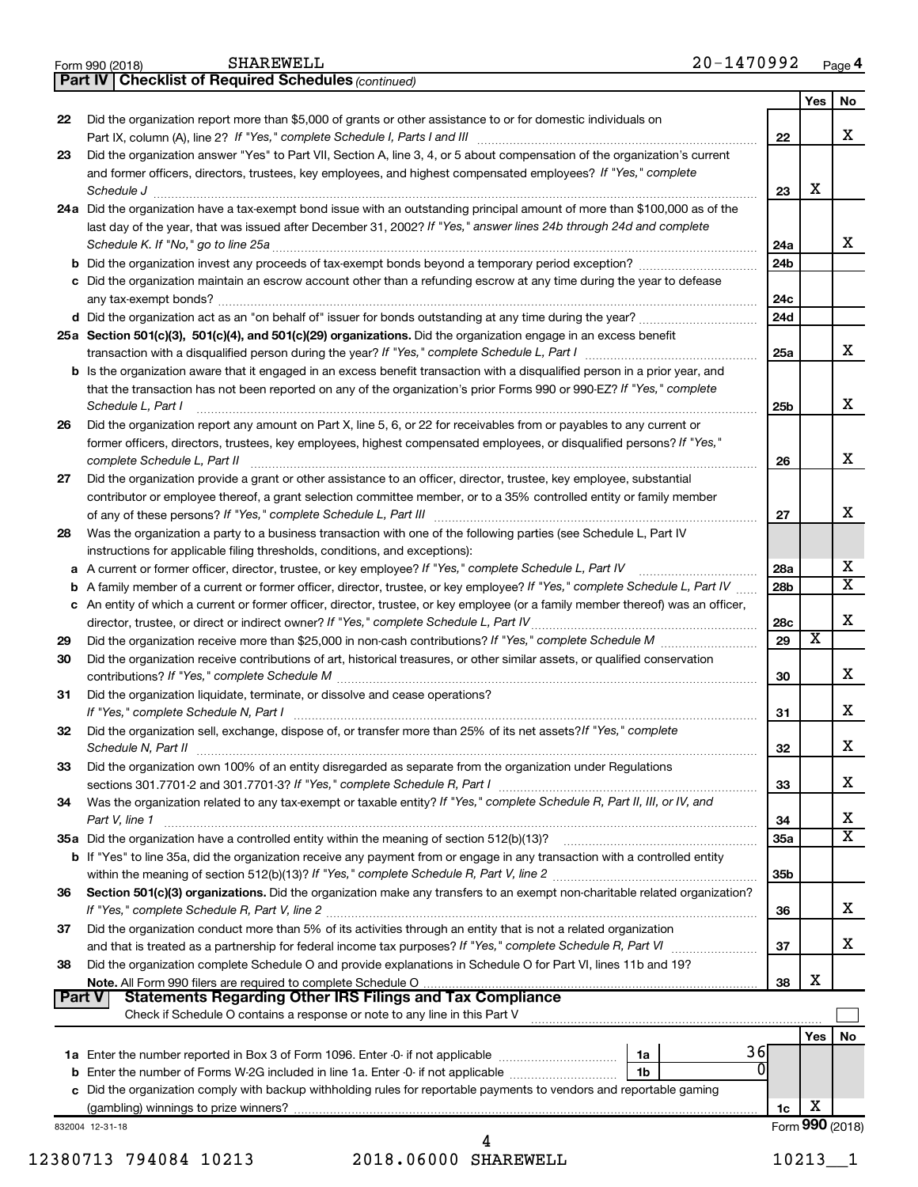Form 990 (2018) SHAREWELL 20-1470992 Page 4

## Part IV | Checklist of Required Schedules *(continued)*

| | | | Yes | No |
|---|---|---|---|---|
| 22 | Did the organization report more than $5,000 of grants or other assistance to or for domestic individuals on Part IX, column (A), line 2? *If "Yes," complete Schedule I, Parts I and III* | 22 | | X |
| 23 | Did the organization answer "Yes" to Part VII, Section A, line 3, 4, or 5 about compensation of the organization's current and former officers, directors, trustees, key employees, and highest compensated employees? *If "Yes," complete Schedule J* | 23 | X | |
| 24a | Did the organization have a tax-exempt bond issue with an outstanding principal amount of more than $100,000 as of the last day of the year, that was issued after December 31, 2002? *If "Yes," answer lines 24b through 24d and complete Schedule K. If "No," go to line 25a* | 24a | | X |
| b | Did the organization invest any proceeds of tax-exempt bonds beyond a temporary period exception? | 24b | | |
| c | Did the organization maintain an escrow account other than a refunding escrow at any time during the year to defease any tax-exempt bonds? | 24c | | |
| d | Did the organization act as an "on behalf of" issuer for bonds outstanding at any time during the year? | 24d | | |
| 25a | **Section 501(c)(3), 501(c)(4), and 501(c)(29) organizations.** Did the organization engage in an excess benefit transaction with a disqualified person during the year? *If "Yes," complete Schedule L, Part I* | 25a | | X |
| b | Is the organization aware that it engaged in an excess benefit transaction with a disqualified person in a prior year, and that the transaction has not been reported on any of the organization's prior Forms 990 or 990-EZ? *If "Yes," complete Schedule L, Part I* | 25b | | X |
| 26 | Did the organization report any amount on Part X, line 5, 6, or 22 for receivables from or payables to any current or former officers, directors, trustees, key employees, highest compensated employees, or disqualified persons? *If "Yes," complete Schedule L, Part II* | 26 | | X |
| 27 | Did the organization provide a grant or other assistance to an officer, director, trustee, key employee, substantial contributor or employee thereof, a grant selection committee member, or to a 35% controlled entity or family member of any of these persons? *If "Yes," complete Schedule L, Part III* | 27 | | X |
| 28 | Was the organization a party to a business transaction with one of the following parties (see Schedule L, Part IV instructions for applicable filing thresholds, conditions, and exceptions): | | | |
| a | A current or former officer, director, trustee, or key employee? *If "Yes," complete Schedule L, Part IV* | 28a | | X |
| b | A family member of a current or former officer, director, trustee, or key employee? *If "Yes," complete Schedule L, Part IV* | 28b | | X |
| c | An entity of which a current or former officer, director, trustee, or key employee (or a family member thereof) was an officer, director, trustee, or direct or indirect owner? *If "Yes," complete Schedule L, Part IV* | 28c | | X |
| 29 | Did the organization receive more than $25,000 in non-cash contributions? *If "Yes," complete Schedule M* | 29 | X | |
| 30 | Did the organization receive contributions of art, historical treasures, or other similar assets, or qualified conservation contributions? *If "Yes," complete Schedule M* | 30 | | X |
| 31 | Did the organization liquidate, terminate, or dissolve and cease operations? *If "Yes," complete Schedule N, Part I* | 31 | | X |
| 32 | Did the organization sell, exchange, dispose of, or transfer more than 25% of its net assets? *If "Yes," complete Schedule N, Part II* | 32 | | X |
| 33 | Did the organization own 100% of an entity disregarded as separate from the organization under Regulations sections 301.7701-2 and 301.7701-3? *If "Yes," complete Schedule R, Part I* | 33 | | X |
| 34 | Was the organization related to any tax-exempt or taxable entity? *If "Yes," complete Schedule R, Part II, III, or IV, and Part V, line 1* | 34 | | X |
| 35a | Did the organization have a controlled entity within the meaning of section 512(b)(13)? | 35a | | X |
| b | If "Yes" to line 35a, did the organization receive any payment from or engage in any transaction with a controlled entity within the meaning of section 512(b)(13)? *If "Yes," complete Schedule R, Part V, line 2* | 35b | | |
| 36 | **Section 501(c)(3) organizations.** Did the organization make any transfers to an exempt non-charitable related organization? *If "Yes," complete Schedule R, Part V, line 2* | 36 | | X |
| 37 | Did the organization conduct more than 5% of its activities through an entity that is not a related organization and that is treated as a partnership for federal income tax purposes? *If "Yes," complete Schedule R, Part VI* | 37 | | X |
| 38 | Did the organization complete Schedule O and provide explanations in Schedule O for Part VI, lines 11b and 19? **Note.** All Form 990 filers are required to complete Schedule O | 38 | X | |

## Part V | Statements Regarding Other IRS Filings and Tax Compliance

Check if Schedule O contains a response or note to any line in this Part V ☐

| | | | | | Yes | No |
|---|---|---|---|---|---|---|
| 1a | Enter the number reported in Box 3 of Form 1096. Enter -0- if not applicable | 1a | 36 | | | |
| b | Enter the number of Forms W-2G included in line 1a. Enter -0- if not applicable | 1b | 0 | | | |
| c | Did the organization comply with backup withholding rules for reportable payments to vendors and reportable gaming (gambling) winnings to prize winners? | | | 1c | X | |

832004 12-31-18

Form **990** (2018)

12380713 794084 10213 2018.06000 SHAREWELL 10213__1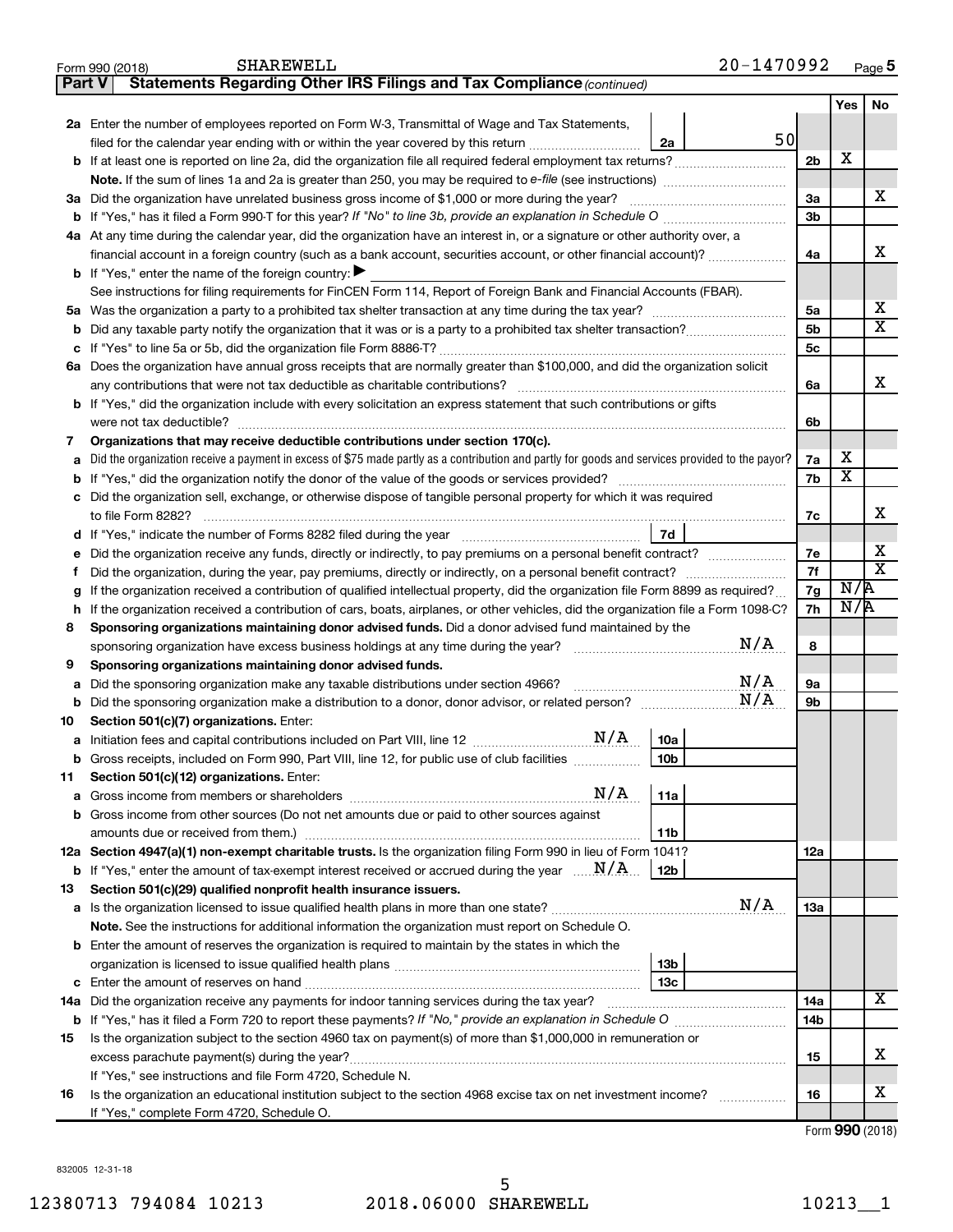Form 990 (2018) SHAREWELL 20-1470992 Page 5

**Part V Statements Regarding Other IRS Filings and Tax Compliance** *(continued)*

| | | | | Yes | No |
|---|---|---|---|---|---|
| **2a** | Enter the number of employees reported on Form W-3, Transmittal of Wage and Tax Statements, filed for the calendar year ending with or within the year covered by this return | 2a | 50 | | |
| **b** | If at least one is reported on line 2a, did the organization file all required federal employment tax returns? | | 2b | X | |
| | **Note.** If the sum of lines 1a and 2a is greater than 250, you may be required to *e-file* (see instructions) | | | | |
| **3a** | Did the organization have unrelated business gross income of $1,000 or more during the year? | | 3a | | X |
| **b** | If "Yes," has it filed a Form 990-T for this year? *If "No" to line 3b, provide an explanation in Schedule O* | | 3b | | |
| **4a** | At any time during the calendar year, did the organization have an interest in, or a signature or other authority over, a financial account in a foreign country (such as a bank account, securities account, or other financial account)? | | 4a | | X |
| **b** | If "Yes," enter the name of the foreign country: ▶ | | | | |
| | See instructions for filing requirements for FinCEN Form 114, Report of Foreign Bank and Financial Accounts (FBAR). | | | | |
| **5a** | Was the organization a party to a prohibited tax shelter transaction at any time during the tax year? | | 5a | | X |
| **b** | Did any taxable party notify the organization that it was or is a party to a prohibited tax shelter transaction? | | 5b | | X |
| **c** | If "Yes" to line 5a or 5b, did the organization file Form 8886-T? | | 5c | | |
| **6a** | Does the organization have annual gross receipts that are normally greater than $100,000, and did the organization solicit any contributions that were not tax deductible as charitable contributions? | | 6a | | X |
| **b** | If "Yes," did the organization include with every solicitation an express statement that such contributions or gifts were not tax deductible? | | 6b | | |
| **7** | **Organizations that may receive deductible contributions under section 170(c).** | | | | |
| **a** | Did the organization receive a payment in excess of $75 made partly as a contribution and partly for goods and services provided to the payor? | | 7a | X | |
| **b** | If "Yes," did the organization notify the donor of the value of the goods or services provided? | | 7b | X | |
| **c** | Did the organization sell, exchange, or otherwise dispose of tangible personal property for which it was required to file Form 8282? | | 7c | | X |
| **d** | If "Yes," indicate the number of Forms 8282 filed during the year | 7d | | | |
| **e** | Did the organization receive any funds, directly or indirectly, to pay premiums on a personal benefit contract? | | 7e | | X |
| **f** | Did the organization, during the year, pay premiums, directly or indirectly, on a personal benefit contract? | | 7f | | X |
| **g** | If the organization received a contribution of qualified intellectual property, did the organization file Form 8899 as required? | | 7g | N/A | |
| **h** | If the organization received a contribution of cars, boats, airplanes, or other vehicles, did the organization file a Form 1098-C? | | 7h | N/A | |
| **8** | **Sponsoring organizations maintaining donor advised funds.** Did a donor advised fund maintained by the sponsoring organization have excess business holdings at any time during the year? N/A | | 8 | | |
| **9** | **Sponsoring organizations maintaining donor advised funds.** | | | | |
| **a** | Did the sponsoring organization make any taxable distributions under section 4966? N/A | | 9a | | |
| **b** | Did the sponsoring organization make a distribution to a donor, donor advisor, or related person? N/A | | 9b | | |
| **10** | **Section 501(c)(7) organizations.** Enter: | | | | |
| **a** | Initiation fees and capital contributions included on Part VIII, line 12 N/A | 10a | | | |
| **b** | Gross receipts, included on Form 990, Part VIII, line 12, for public use of club facilities | 10b | | | |
| **11** | **Section 501(c)(12) organizations.** Enter: | | | | |
| **a** | Gross income from members or shareholders N/A | 11a | | | |
| **b** | Gross income from other sources (Do not net amounts due or paid to other sources against amounts due or received from them.) | 11b | | | |
| **12a** | **Section 4947(a)(1) non-exempt charitable trusts.** Is the organization filing Form 990 in lieu of Form 1041? | | 12a | | |
| **b** | If "Yes," enter the amount of tax-exempt interest received or accrued during the year N/A | 12b | | | |
| **13** | **Section 501(c)(29) qualified nonprofit health insurance issuers.** | | | | |
| **a** | Is the organization licensed to issue qualified health plans in more than one state? N/A | | 13a | | |
| | **Note.** See the instructions for additional information the organization must report on Schedule O. | | | | |
| **b** | Enter the amount of reserves the organization is required to maintain by the states in which the organization is licensed to issue qualified health plans | 13b | | | |
| **c** | Enter the amount of reserves on hand | 13c | | | |
| **14a** | Did the organization receive any payments for indoor tanning services during the tax year? | | 14a | | X |
| **b** | If "Yes," has it filed a Form 720 to report these payments? *If "No," provide an explanation in Schedule O* | | 14b | | |
| **15** | Is the organization subject to the section 4960 tax on payment(s) of more than $1,000,000 in remuneration or excess parachute payment(s) during the year? | | 15 | | X |
| | If "Yes," see instructions and file Form 4720, Schedule N. | | | | |
| **16** | Is the organization an educational institution subject to the section 4968 excise tax on net investment income? | | 16 | | X |
| | If "Yes," complete Form 4720, Schedule O. | | | | |

Form **990** (2018)

832005 12-31-18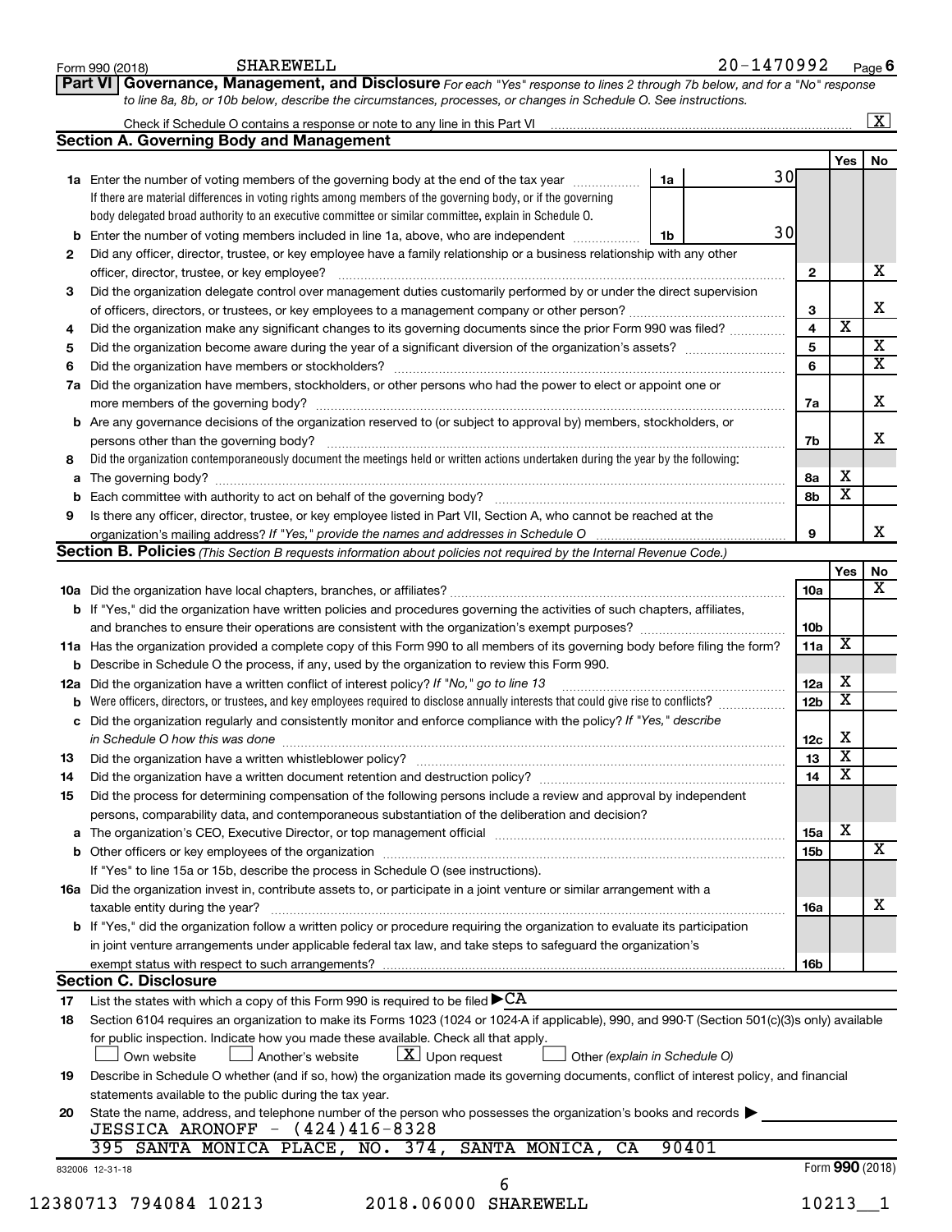Form 990 (2018) SHAREWELL 20-1470992 Page **6**

## Part VI Governance, Management, and Disclosure

*For each "Yes" response to lines 2 through 7b below, and for a "No" response to line 8a, 8b, or 10b below, describe the circumstances, processes, or changes in Schedule O. See instructions.*

Check if Schedule O contains a response or note to any line in this Part VI ..... [X]

### Section A. Governing Body and Management

| | | | | Yes | No |
|---|---|---|---|---|---|
| **1a** | Enter the number of voting members of the governing body at the end of the tax year ..... If there are material differences in voting rights among members of the governing body, or if the governing body delegated broad authority to an executive committee or similar committee, explain in Schedule O. | 1a: 30 | | | |
| **b** | Enter the number of voting members included in line 1a, above, who are independent ..... | 1b: 30 | | | |
| **2** | Did any officer, director, trustee, or key employee have a family relationship or a business relationship with any other officer, director, trustee, or key employee? | | 2 | | X |
| **3** | Did the organization delegate control over management duties customarily performed by or under the direct supervision of officers, directors, or trustees, or key employees to a management company or other person? | | 3 | | X |
| **4** | Did the organization make any significant changes to its governing documents since the prior Form 990 was filed? | | 4 | X | |
| **5** | Did the organization become aware during the year of a significant diversion of the organization's assets? | | 5 | | X |
| **6** | Did the organization have members or stockholders? | | 6 | | X |
| **7a** | Did the organization have members, stockholders, or other persons who had the power to elect or appoint one or more members of the governing body? | | 7a | | X |
| **b** | Are any governance decisions of the organization reserved to (or subject to approval by) members, stockholders, or persons other than the governing body? | | 7b | | X |
| **8** | Did the organization contemporaneously document the meetings held or written actions undertaken during the year by the following: | | | | |
| **a** | The governing body? | | 8a | X | |
| **b** | Each committee with authority to act on behalf of the governing body? | | 8b | X | |
| **9** | Is there any officer, director, trustee, or key employee listed in Part VII, Section A, who cannot be reached at the organization's mailing address? *If "Yes," provide the names and addresses in Schedule O* | | 9 | | X |

### Section B. Policies *(This Section B requests information about policies not required by the Internal Revenue Code.)*

| | | | Yes | No |
|---|---|---|---|---|
| **10a** | Did the organization have local chapters, branches, or affiliates? | 10a | | X |
| **b** | If "Yes," did the organization have written policies and procedures governing the activities of such chapters, affiliates, and branches to ensure their operations are consistent with the organization's exempt purposes? | 10b | | |
| **11a** | Has the organization provided a complete copy of this Form 990 to all members of its governing body before filing the form? | 11a | X | |
| **b** | Describe in Schedule O the process, if any, used by the organization to review this Form 990. | | | |
| **12a** | Did the organization have a written conflict of interest policy? *If "No," go to line 13* | 12a | X | |
| **b** | Were officers, directors, or trustees, and key employees required to disclose annually interests that could give rise to conflicts? | 12b | X | |
| **c** | Did the organization regularly and consistently monitor and enforce compliance with the policy? *If "Yes," describe in Schedule O how this was done* | 12c | X | |
| **13** | Did the organization have a written whistleblower policy? | 13 | X | |
| **14** | Did the organization have a written document retention and destruction policy? | 14 | X | |
| **15** | Did the process for determining compensation of the following persons include a review and approval by independent persons, comparability data, and contemporaneous substantiation of the deliberation and decision? | | | |
| **a** | The organization's CEO, Executive Director, or top management official | 15a | X | |
| **b** | Other officers or key employees of the organization | 15b | | X |
| | If "Yes" to line 15a or 15b, describe the process in Schedule O (see instructions). | | | |
| **16a** | Did the organization invest in, contribute assets to, or participate in a joint venture or similar arrangement with a taxable entity during the year? | 16a | | X |
| **b** | If "Yes," did the organization follow a written policy or procedure requiring the organization to evaluate its participation in joint venture arrangements under applicable federal tax law, and take steps to safeguard the organization's exempt status with respect to such arrangements? | 16b | | |

### Section C. Disclosure

**17** List the states with which a copy of this Form 990 is required to be filed ▶ CA

**18** Section 6104 requires an organization to make its Forms 1023 (1024 or 1024-A if applicable), 990, and 990-T (Section 501(c)(3)s only) available for public inspection. Indicate how you made these available. Check all that apply.

[ ] Own website [ ] Another's website [X] Upon request [ ] Other *(explain in Schedule O)*

**19** Describe in Schedule O whether (and if so, how) the organization made its governing documents, conflict of interest policy, and financial statements available to the public during the tax year.

**20** State the name, address, and telephone number of the person who possesses the organization's books and records ▶

JESSICA ARONOFF - (424)416-8328
395 SANTA MONICA PLACE, NO. 374, SANTA MONICA, CA 90401

832006 12-31-18 Form **990** (2018)

12380713 794084 10213 2018.06000 SHAREWELL 10213__1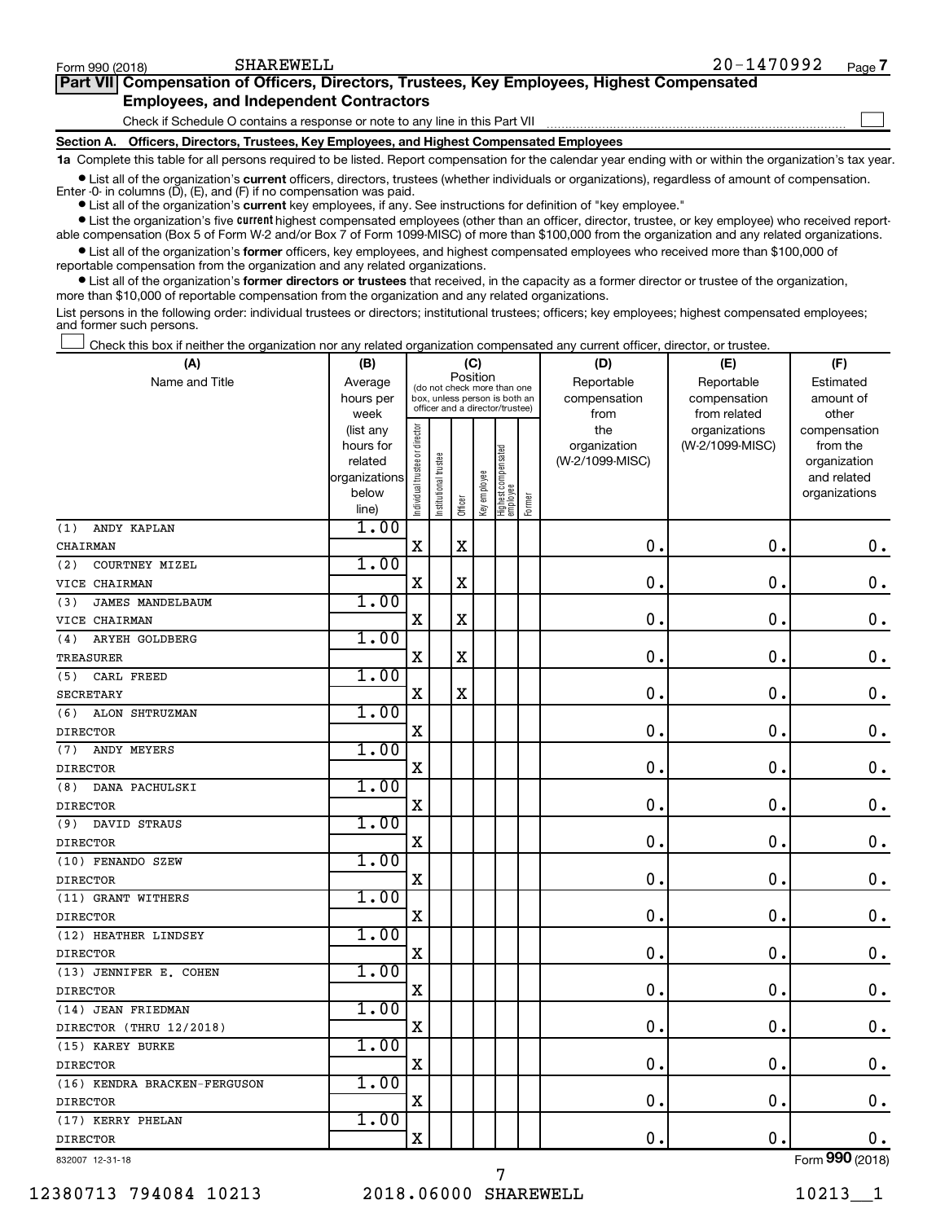Form 990 (2018) SHAREWELL 20-1470992 Page 7

## Part VII Compensation of Officers, Directors, Trustees, Key Employees, Highest Compensated Employees, and Independent Contractors

Check if Schedule O contains a response or note to any line in this Part VII ☐

### Section A. Officers, Directors, Trustees, Key Employees, and Highest Compensated Employees

**1a** Complete this table for all persons required to be listed. Report compensation for the calendar year ending with or within the organization's tax year.

- List all of the organization's **current** officers, directors, trustees (whether individuals or organizations), regardless of amount of compensation. Enter -0- in columns (D), (E), and (F) if no compensation was paid.
- List all of the organization's **current** key employees, if any. See instructions for definition of "key employee."
- List the organization's five **current** highest compensated employees (other than an officer, director, trustee, or key employee) who received reportable compensation (Box 5 of Form W-2 and/or Box 7 of Form 1099-MISC) of more than $100,000 from the organization and any related organizations.
- List all of the organization's **former** officers, key employees, and highest compensated employees who received more than $100,000 of reportable compensation from the organization and any related organizations.
- List all of the organization's **former directors or trustees** that received, in the capacity as a former director or trustee of the organization, more than $10,000 of reportable compensation from the organization and any related organizations.

List persons in the following order: individual trustees or directors; institutional trustees; officers; key employees; highest compensated employees; and former such persons.

☐ Check this box if neither the organization nor any related organization compensated any current officer, director, or trustee.

| (A) Name and Title | (B) Average hours per week (list any hours for related organizations below line) | (C) Position: Individual trustee or director | Institutional trustee | Officer | Key employee | Highest compensated employee | Former | (D) Reportable compensation from the organization (W-2/1099-MISC) | (E) Reportable compensation from related organizations (W-2/1099-MISC) | (F) Estimated amount of other compensation from the organization and related organizations |
|---|---|---|---|---|---|---|---|---|---|---|
| (1) ANDY KAPLAN<br>CHAIRMAN | 1.00 | X | | X | | | | 0. | 0. | 0. |
| (2) COURTNEY MIZEL<br>VICE CHAIRMAN | 1.00 | X | | X | | | | 0. | 0. | 0. |
| (3) JAMES MANDELBAUM<br>VICE CHAIRMAN | 1.00 | X | | X | | | | 0. | 0. | 0. |
| (4) ARYEH GOLDBERG<br>TREASURER | 1.00 | X | | X | | | | 0. | 0. | 0. |
| (5) CARL FREED<br>SECRETARY | 1.00 | X | | X | | | | 0. | 0. | 0. |
| (6) ALON SHTRUZMAN<br>DIRECTOR | 1.00 | X | | | | | | 0. | 0. | 0. |
| (7) ANDY MEYERS<br>DIRECTOR | 1.00 | X | | | | | | 0. | 0. | 0. |
| (8) DANA PACHULSKI<br>DIRECTOR | 1.00 | X | | | | | | 0. | 0. | 0. |
| (9) DAVID STRAUS<br>DIRECTOR | 1.00 | X | | | | | | 0. | 0. | 0. |
| (10) FENANDO SZEW<br>DIRECTOR | 1.00 | X | | | | | | 0. | 0. | 0. |
| (11) GRANT WITHERS<br>DIRECTOR | 1.00 | X | | | | | | 0. | 0. | 0. |
| (12) HEATHER LINDSEY<br>DIRECTOR | 1.00 | X | | | | | | 0. | 0. | 0. |
| (13) JENNIFER E. COHEN<br>DIRECTOR | 1.00 | X | | | | | | 0. | 0. | 0. |
| (14) JEAN FRIEDMAN<br>DIRECTOR (THRU 12/2018) | 1.00 | X | | | | | | 0. | 0. | 0. |
| (15) KAREY BURKE<br>DIRECTOR | 1.00 | X | | | | | | 0. | 0. | 0. |
| (16) KENDRA BRACKEN-FERGUSON<br>DIRECTOR | 1.00 | X | | | | | | 0. | 0. | 0. |
| (17) KERRY PHELAN<br>DIRECTOR | 1.00 | X | | | | | | 0. | 0. | 0. |

832007 12-31-18 Form **990** (2018)

12380713 794084 10213 2018.06000 SHAREWELL 10213__1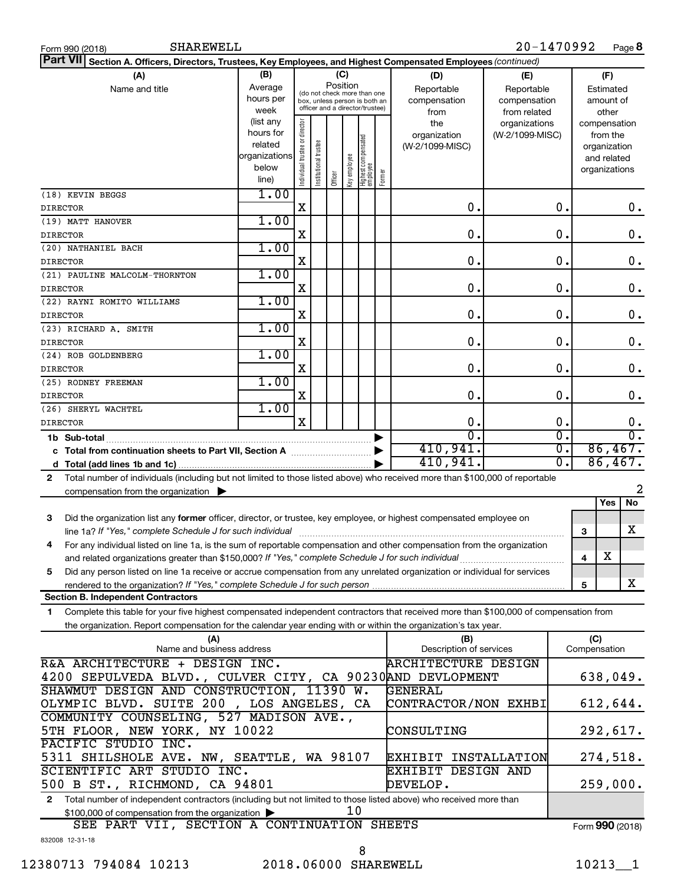Form 990 (2018) SHAREWELL 20-1470992 Page **8**

**Part VII** **Section A. Officers, Directors, Trustees, Key Employees, and Highest Compensated Employees** *(continued)*

| (A) Name and title | (B) Average hours per week (list any hours for related organizations below line) | (C) Individual trustee or director | Institutional trustee | Officer | Key employee | Highest compensated employee | Former | (D) Reportable compensation from the organization (W-2/1099-MISC) | (E) Reportable compensation from related organizations (W-2/1099-MISC) | (F) Estimated amount of other compensation from the organization and related organizations |
|---|---|---|---|---|---|---|---|---|---|---|
| (18) KEVIN BEGGS<br>DIRECTOR | 1.00 | X | | | | | | 0. | 0. | 0. |
| (19) MATT HANOVER<br>DIRECTOR | 1.00 | X | | | | | | 0. | 0. | 0. |
| (20) NATHANIEL BACH<br>DIRECTOR | 1.00 | X | | | | | | 0. | 0. | 0. |
| (21) PAULINE MALCOLM-THORNTON<br>DIRECTOR | 1.00 | X | | | | | | 0. | 0. | 0. |
| (22) RAYNI ROMITO WILLIAMS<br>DIRECTOR | 1.00 | X | | | | | | 0. | 0. | 0. |
| (23) RICHARD A. SMITH<br>DIRECTOR | 1.00 | X | | | | | | 0. | 0. | 0. |
| (24) ROB GOLDENBERG<br>DIRECTOR | 1.00 | X | | | | | | 0. | 0. | 0. |
| (25) RODNEY FREEMAN<br>DIRECTOR | 1.00 | X | | | | | | 0. | 0. | 0. |
| (26) SHERYL WACHTEL<br>DIRECTOR | 1.00 | X | | | | | | 0. | 0. | 0. |
| **1b Sub-total** | | | | | | | | 0. | 0. | 0. |
| **c Total from continuation sheets to Part VII, Section A** | | | | | | | | 410,941. | 0. | 86,467. |
| **d Total (add lines 1b and 1c)** | | | | | | | | 410,941. | 0. | 86,467. |

**2** Total number of individuals (including but not limited to those listed above) who received more than $100,000 of reportable compensation from the organization ▶ 2

| | | | Yes | No |
|---|---|---|---|---|
| **3** | Did the organization list any **former** officer, director, or trustee, key employee, or highest compensated employee on line 1a? *If "Yes," complete Schedule J for such individual* | 3 | | X |
| **4** | For any individual listed on line 1a, is the sum of reportable compensation and other compensation from the organization and related organizations greater than $150,000? *If "Yes," complete Schedule J for such individual* | 4 | X | |
| **5** | Did any person listed on line 1a receive or accrue compensation from any unrelated organization or individual for services rendered to the organization? *If "Yes," complete Schedule J for such person* | 5 | | X |

**Section B. Independent Contractors**

**1** Complete this table for your five highest compensated independent contractors that received more than $100,000 of compensation from the organization. Report compensation for the calendar year ending with or within the organization's tax year.

| (A) Name and business address | (B) Description of services | (C) Compensation |
|---|---|---|
| R&A ARCHITECTURE + DESIGN INC.<br>4200 SEPULVEDA BLVD., CULVER CITY, CA 90230 | ARCHITECTURE DESIGN AND DEVLOPMENT | 638,049. |
| SHAWMUT DESIGN AND CONSTRUCTION, 11390 W.<br>OLYMPIC BLVD. SUITE 200 , LOS ANGELES, CA | GENERAL CONTRACTOR/NON EXHBI | 612,644. |
| COMMUNITY COUNSELING, 527 MADISON AVE.,<br>5TH FLOOR, NEW YORK, NY 10022 | CONSULTING | 292,617. |
| PACIFIC STUDIO INC.<br>5311 SHILSHOLE AVE. NW, SEATTLE, WA 98107 | EXHIBIT INSTALLATION | 274,518. |
| SCIENTIFIC ART STUDIO INC.<br>500 B ST., RICHMOND, CA 94801 | EXHIBIT DESIGN AND DEVELOP. | 259,000. |

**2** Total number of independent contractors (including but not limited to those listed above) who received more than $100,000 of compensation from the organization ▶ 10

SEE PART VII, SECTION A CONTINUATION SHEETS

Form **990** (2018)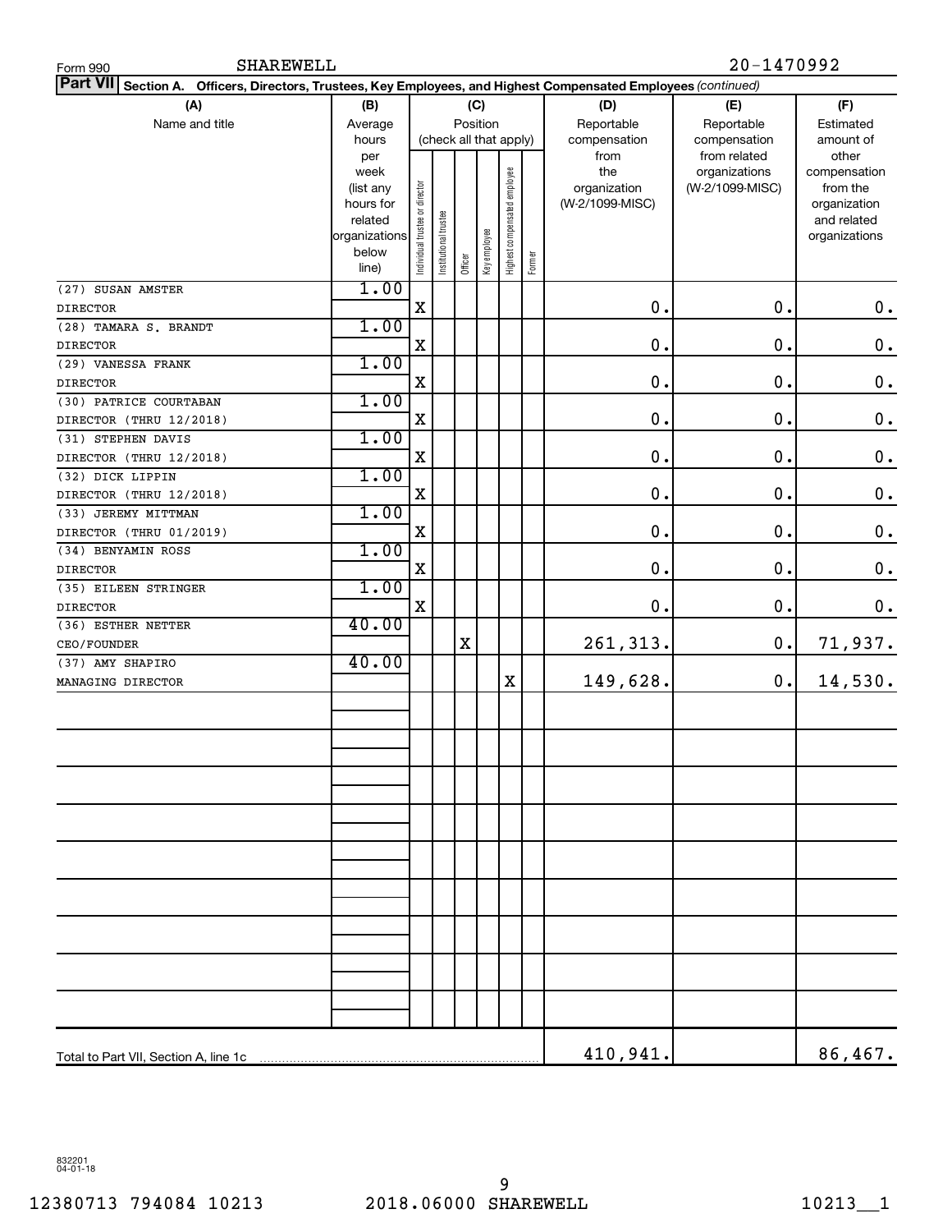Form 990 SHAREWELL 20-1470992

**Part VII Section A. Officers, Directors, Trustees, Key Employees, and Highest Compensated Employees** *(continued)*

| (A) Name and title | (B) Average hours per week (list any hours for related organizations below line) | (C) Position (check all that apply): Individual trustee or director | Institutional trustee | Officer | Key employee | Highest compensated employee | Former | (D) Reportable compensation from the organization (W-2/1099-MISC) | (E) Reportable compensation from related organizations (W-2/1099-MISC) | (F) Estimated amount of other compensation from the organization and related organizations |
|---|---|---|---|---|---|---|---|---|---|---|
| (27) SUSAN AMSTER DIRECTOR | 1.00 | X | | | | | | 0. | 0. | 0. |
| (28) TAMARA S. BRANDT DIRECTOR | 1.00 | X | | | | | | 0. | 0. | 0. |
| (29) VANESSA FRANK DIRECTOR | 1.00 | X | | | | | | 0. | 0. | 0. |
| (30) PATRICE COURTABAN DIRECTOR (THRU 12/2018) | 1.00 | X | | | | | | 0. | 0. | 0. |
| (31) STEPHEN DAVIS DIRECTOR (THRU 12/2018) | 1.00 | X | | | | | | 0. | 0. | 0. |
| (32) DICK LIPPIN DIRECTOR (THRU 12/2018) | 1.00 | X | | | | | | 0. | 0. | 0. |
| (33) JEREMY MITTMAN DIRECTOR (THRU 01/2019) | 1.00 | X | | | | | | 0. | 0. | 0. |
| (34) BENYAMIN ROSS DIRECTOR | 1.00 | X | | | | | | 0. | 0. | 0. |
| (35) EILEEN STRINGER DIRECTOR | 1.00 | X | | | | | | 0. | 0. | 0. |
| (36) ESTHER NETTER CEO/FOUNDER | 40.00 | | | X | | | | 261,313. | 0. | 71,937. |
| (37) AMY SHAPIRO MANAGING DIRECTOR | 40.00 | | | | | X | | 149,628. | 0. | 14,530. |
| Total to Part VII, Section A, line 1c | | | | | | | | 410,941. | | 86,467. |

832201 04-01-18

12380713 794084 10213 2018.06000 SHAREWELL 10213__1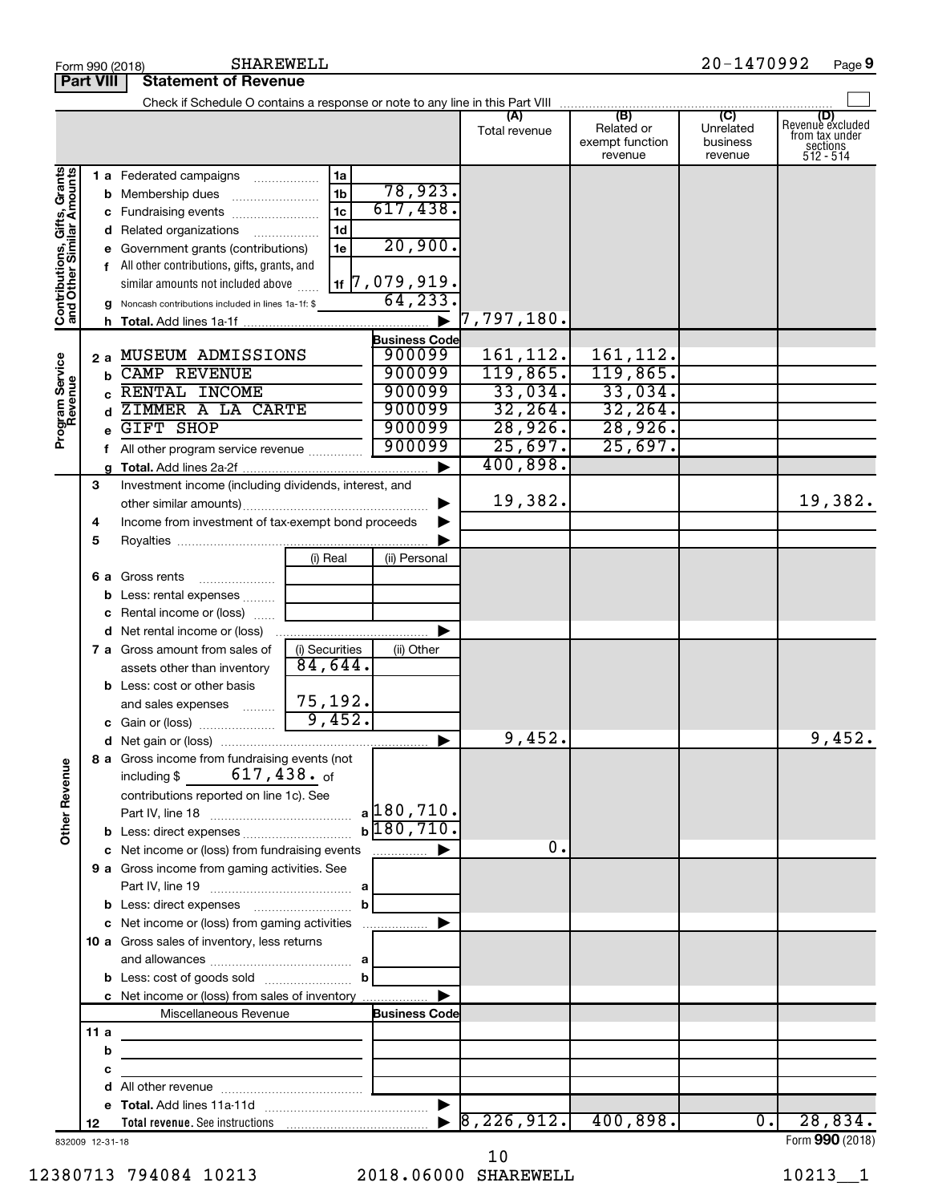Form 990 (2018) SHAREWELL 20-1470992 Page **9**

## Part VIII Statement of Revenue

Check if Schedule O contains a response or note to any line in this Part VIII ☐

| | | | | (A) Total revenue | (B) Related or exempt function revenue | (C) Unrelated business revenue | (D) Revenue excluded from tax under sections 512 - 514 |
|---|---|---|---|---|---|---|---|
| **Contributions, Gifts, Grants and Other Similar Amounts** | **1 a** Federated campaigns | 1a | | | | | |
| | **b** Membership dues | 1b | 78,923. | | | | |
| | **c** Fundraising events | 1c | 617,438. | | | | |
| | **d** Related organizations | 1d | | | | | |
| | **e** Government grants (contributions) | 1e | 20,900. | | | | |
| | **f** All other contributions, gifts, grants, and similar amounts not included above | 1f | 7,079,919. | | | | |
| | **g** Noncash contributions included in lines 1a-1f: $ | | 64,233. | | | | |
| | **h Total.** Add lines 1a-1f | | ▶ | 7,797,180. | | | |
| **Program Service Revenue** | | | **Business Code** | | | | |
| | **2 a** MUSEUM ADMISSIONS | | 900099 | 161,112. | 161,112. | | |
| | **b** CAMP REVENUE | | 900099 | 119,865. | 119,865. | | |
| | **c** RENTAL INCOME | | 900099 | 33,034. | 33,034. | | |
| | **d** ZIMMER A LA CARTE | | 900099 | 32,264. | 32,264. | | |
| | **e** GIFT SHOP | | 900099 | 28,926. | 28,926. | | |
| | **f** All other program service revenue | | 900099 | 25,697. | 25,697. | | |
| | **g Total.** Add lines 2a-2f | | ▶ | 400,898. | | | |
| **Other Revenue** | **3** Investment income (including dividends, interest, and other similar amounts) | | ▶ | 19,382. | | | 19,382. |
| | **4** Income from investment of tax-exempt bond proceeds | | ▶ | | | | |
| | **5** Royalties | | ▶ | | | | |
| | | (i) Real | (ii) Personal | | | | |
| | **6 a** Gross rents | | | | | | |
| | **b** Less: rental expenses | | | | | | |
| | **c** Rental income or (loss) | | | | | | |
| | **d** Net rental income or (loss) | | ▶ | | | | |
| | **7 a** Gross amount from sales of assets other than inventory | (i) Securities 84,644. | (ii) Other | | | | |
| | **b** Less: cost or other basis and sales expenses | 75,192. | | | | | |
| | **c** Gain or (loss) | 9,452. | | | | | |
| | **d** Net gain or (loss) | | ▶ | 9,452. | | | 9,452. |
| | **8 a** Gross income from fundraising events (not including $ 617,438. of contributions reported on line 1c). See Part IV, line 18 | a | 180,710. | | | | |
| | **b** Less: direct expenses | b | 180,710. | | | | |
| | **c** Net income or (loss) from fundraising events | | ▶ | 0. | | | |
| | **9 a** Gross income from gaming activities. See Part IV, line 19 | a | | | | | |
| | **b** Less: direct expenses | b | | | | | |
| | **c** Net income or (loss) from gaming activities | | ▶ | | | | |
| | **10 a** Gross sales of inventory, less returns and allowances | a | | | | | |
| | **b** Less: cost of goods sold | b | | | | | |
| | **c** Net income or (loss) from sales of inventory | | ▶ | | | | |
| | Miscellaneous Revenue | | **Business Code** | | | | |
| | **11 a** | | | | | | |
| | **b** | | | | | | |
| | **c** | | | | | | |
| | **d** All other revenue | | | | | | |
| | **e Total.** Add lines 11a-11d | | ▶ | | | | |
| | **12 Total revenue.** See instructions | | ▶ | 8,226,912. | 400,898. | 0. | 28,834. |

832009 12-31-18 Form **990** (2018)

12380713 794084 10213 2018.06000 SHAREWELL 10213__1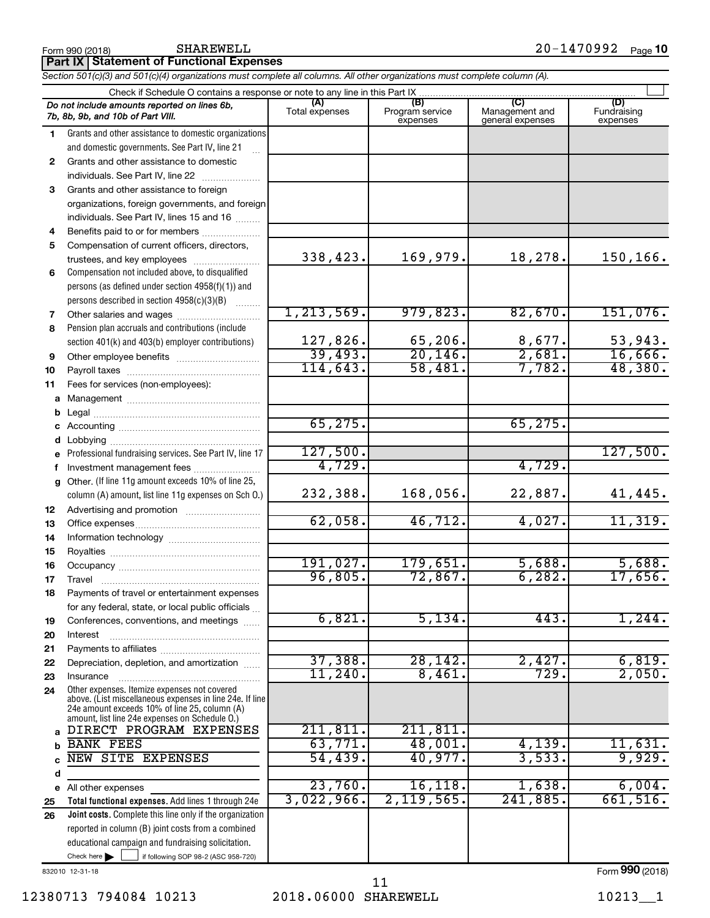Form 990 (2018) SHAREWELL 20-1470992 Page 10

## Part IX | Statement of Functional Expenses

*Section 501(c)(3) and 501(c)(4) organizations must complete all columns. All other organizations must complete column (A).*

Check if Schedule O contains a response or note to any line in this Part IX ☐

| | *Do not include amounts reported on lines 6b, 7b, 8b, 9b, and 10b of Part VIII.* | (A) Total expenses | (B) Program service expenses | (C) Management and general expenses | (D) Fundraising expenses |
|---|---|---|---|---|---|
| 1 | Grants and other assistance to domestic organizations and domestic governments. See Part IV, line 21 | | | | |
| 2 | Grants and other assistance to domestic individuals. See Part IV, line 22 | | | | |
| 3 | Grants and other assistance to foreign organizations, foreign governments, and foreign individuals. See Part IV, lines 15 and 16 | | | | |
| 4 | Benefits paid to or for members | | | | |
| 5 | Compensation of current officers, directors, trustees, and key employees | 338,423. | 169,979. | 18,278. | 150,166. |
| 6 | Compensation not included above, to disqualified persons (as defined under section 4958(f)(1)) and persons described in section 4958(c)(3)(B) | | | | |
| 7 | Other salaries and wages | 1,213,569. | 979,823. | 82,670. | 151,076. |
| 8 | Pension plan accruals and contributions (include section 401(k) and 403(b) employer contributions) | 127,826. | 65,206. | 8,677. | 53,943. |
| 9 | Other employee benefits | 39,493. | 20,146. | 2,681. | 16,666. |
| 10 | Payroll taxes | 114,643. | 58,481. | 7,782. | 48,380. |
| 11 | Fees for services (non-employees): | | | | |
| a | Management | | | | |
| b | Legal | | | | |
| c | Accounting | 65,275. | | 65,275. | |
| d | Lobbying | | | | |
| e | Professional fundraising services. See Part IV, line 17 | 127,500. | | | 127,500. |
| f | Investment management fees | 4,729. | | 4,729. | |
| g | Other. (If line 11g amount exceeds 10% of line 25, column (A) amount, list line 11g expenses on Sch O.) | 232,388. | 168,056. | 22,887. | 41,445. |
| 12 | Advertising and promotion | | | | |
| 13 | Office expenses | 62,058. | 46,712. | 4,027. | 11,319. |
| 14 | Information technology | | | | |
| 15 | Royalties | | | | |
| 16 | Occupancy | 191,027. | 179,651. | 5,688. | 5,688. |
| 17 | Travel | 96,805. | 72,867. | 6,282. | 17,656. |
| 18 | Payments of travel or entertainment expenses for any federal, state, or local public officials | | | | |
| 19 | Conferences, conventions, and meetings | 6,821. | 5,134. | 443. | 1,244. |
| 20 | Interest | | | | |
| 21 | Payments to affiliates | | | | |
| 22 | Depreciation, depletion, and amortization | 37,388. | 28,142. | 2,427. | 6,819. |
| 23 | Insurance | 11,240. | 8,461. | 729. | 2,050. |
| 24 | Other expenses. Itemize expenses not covered above. (List miscellaneous expenses in line 24e. If line 24e amount exceeds 10% of line 25, column (A) amount, list line 24e expenses on Schedule O.) | | | | |
| a | DIRECT PROGRAM EXPENSES | 211,811. | 211,811. | | |
| b | BANK FEES | 63,771. | 48,001. | 4,139. | 11,631. |
| c | NEW SITE EXPENSES | 54,439. | 40,977. | 3,533. | 9,929. |
| d | | | | | |
| e | All other expenses | 23,760. | 16,118. | 1,638. | 6,004. |
| 25 | **Total functional expenses.** Add lines 1 through 24e | 3,022,966. | 2,119,565. | 241,885. | 661,516. |
| 26 | **Joint costs.** Complete this line only if the organization reported in column (B) joint costs from a combined educational campaign and fundraising solicitation. Check here ▶ ☐ if following SOP 98-2 (ASC 958-720) | | | | |

832010 12-31-18

Form **990** (2018)

12380713 794084 10213 2018.06000 SHAREWELL 10213__1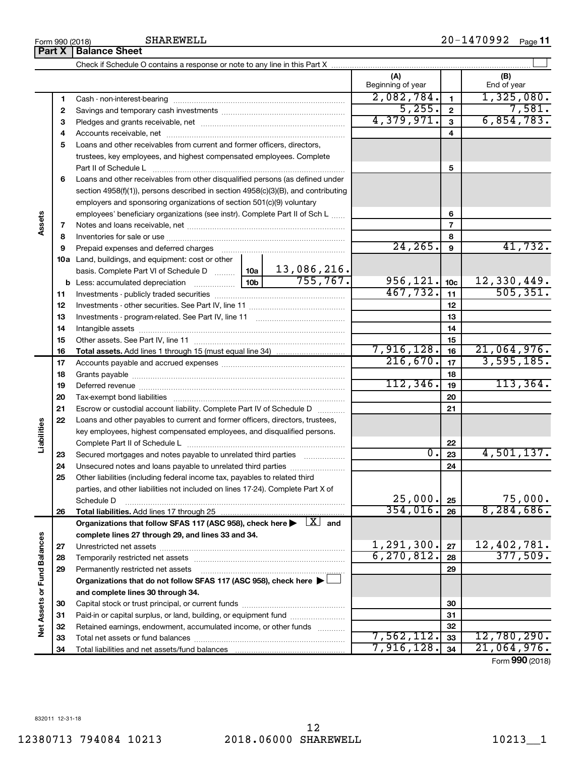Form 990 (2018) SHAREWELL 20-1470992 Page 11

## Part X Balance Sheet

Check if Schedule O contains a response or note to any line in this Part X ☐

| | | | | (A) Beginning of year | | (B) End of year |
|---|---|---|---|---|---|---|
| **Assets** | 1 | Cash - non-interest-bearing | | 2,082,784. | 1 | 1,325,080. |
| | 2 | Savings and temporary cash investments | | 5,255. | 2 | 7,581. |
| | 3 | Pledges and grants receivable, net | | 4,379,971. | 3 | 6,854,783. |
| | 4 | Accounts receivable, net | | | 4 | |
| | 5 | Loans and other receivables from current and former officers, directors, trustees, key employees, and highest compensated employees. Complete Part II of Schedule L | | | 5 | |
| | 6 | Loans and other receivables from other disqualified persons (as defined under section 4958(f)(1)), persons described in section 4958(c)(3)(B), and contributing employers and sponsoring organizations of section 501(c)(9) voluntary employees' beneficiary organizations (see instr). Complete Part II of Sch L | | | 6 | |
| | 7 | Notes and loans receivable, net | | | 7 | |
| | 8 | Inventories for sale or use | | | 8 | |
| | 9 | Prepaid expenses and deferred charges | | 24,265. | 9 | 41,732. |
| | 10a | Land, buildings, and equipment: cost or other basis. Complete Part VI of Schedule D | 10a 13,086,216. | | | |
| | b | Less: accumulated depreciation | 10b 755,767. | 956,121. | 10c | 12,330,449. |
| | 11 | Investments - publicly traded securities | | 467,732. | 11 | 505,351. |
| | 12 | Investments - other securities. See Part IV, line 11 | | | 12 | |
| | 13 | Investments - program-related. See Part IV, line 11 | | | 13 | |
| | 14 | Intangible assets | | | 14 | |
| | 15 | Other assets. See Part IV, line 11 | | | 15 | |
| | 16 | **Total assets.** Add lines 1 through 15 (must equal line 34) | | 7,916,128. | 16 | 21,064,976. |
| **Liabilities** | 17 | Accounts payable and accrued expenses | | 216,670. | 17 | 3,595,185. |
| | 18 | Grants payable | | | 18 | |
| | 19 | Deferred revenue | | 112,346. | 19 | 113,364. |
| | 20 | Tax-exempt bond liabilities | | | 20 | |
| | 21 | Escrow or custodial account liability. Complete Part IV of Schedule D | | | 21 | |
| | 22 | Loans and other payables to current and former officers, directors, trustees, key employees, highest compensated employees, and disqualified persons. Complete Part II of Schedule L | | | 22 | |
| | 23 | Secured mortgages and notes payable to unrelated third parties | | 0. | 23 | 4,501,137. |
| | 24 | Unsecured notes and loans payable to unrelated third parties | | | 24 | |
| | 25 | Other liabilities (including federal income tax, payables to related third parties, and other liabilities not included on lines 17-24). Complete Part X of Schedule D | | 25,000. | 25 | 75,000. |
| | 26 | **Total liabilities.** Add lines 17 through 25 | | 354,016. | 26 | 8,284,686. |
| **Net Assets or Fund Balances** | | **Organizations that follow SFAS 117 (ASC 958), check here ▶ ☒ and complete lines 27 through 29, and lines 33 and 34.** | | | | |
| | 27 | Unrestricted net assets | | 1,291,300. | 27 | 12,402,781. |
| | 28 | Temporarily restricted net assets | | 6,270,812. | 28 | 377,509. |
| | 29 | Permanently restricted net assets | | | 29 | |
| | | **Organizations that do not follow SFAS 117 (ASC 958), check here ▶ ☐ and complete lines 30 through 34.** | | | | |
| | 30 | Capital stock or trust principal, or current funds | | | 30 | |
| | 31 | Paid-in or capital surplus, or land, building, or equipment fund | | | 31 | |
| | 32 | Retained earnings, endowment, accumulated income, or other funds | | | 32 | |
| | 33 | Total net assets or fund balances | | 7,562,112. | 33 | 12,780,290. |
| | 34 | Total liabilities and net assets/fund balances | | 7,916,128. | 34 | 21,064,976. |

Form **990** (2018)

832011 12-31-18

12380713 794084 10213 2018.06000 SHAREWELL 10213__1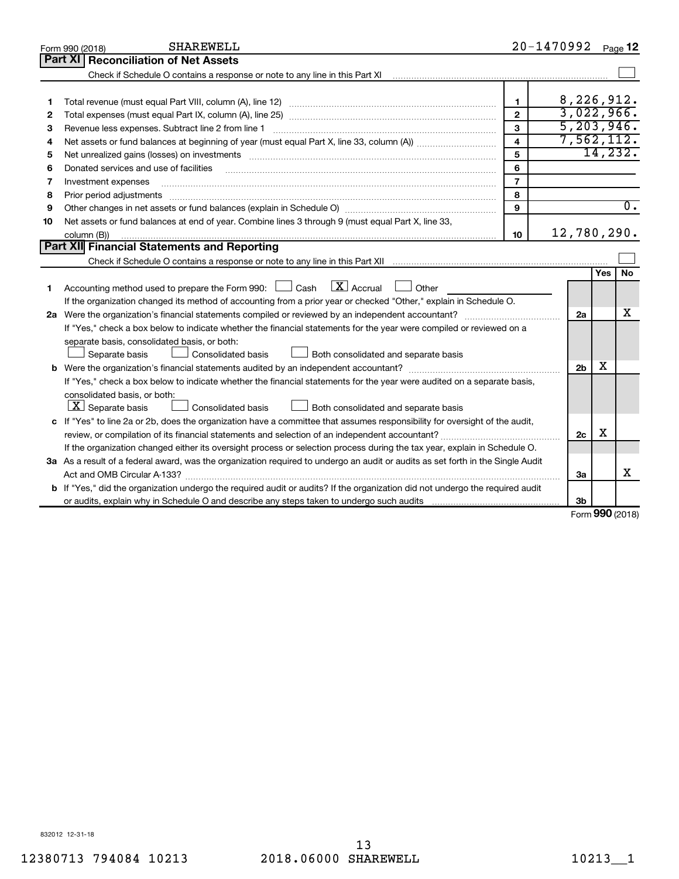Form 990 (2018) SHAREWELL 20-1470992 Page 12

## Part XI Reconciliation of Net Assets

Check if Schedule O contains a response or note to any line in this Part XI ☐

| | | | |
|---|---|---|---|
| 1 | Total revenue (must equal Part VIII, column (A), line 12) | 1 | 8,226,912. |
| 2 | Total expenses (must equal Part IX, column (A), line 25) | 2 | 3,022,966. |
| 3 | Revenue less expenses. Subtract line 2 from line 1 | 3 | 5,203,946. |
| 4 | Net assets or fund balances at beginning of year (must equal Part X, line 33, column (A)) | 4 | 7,562,112. |
| 5 | Net unrealized gains (losses) on investments | 5 | 14,232. |
| 6 | Donated services and use of facilities | 6 | |
| 7 | Investment expenses | 7 | |
| 8 | Prior period adjustments | 8 | |
| 9 | Other changes in net assets or fund balances (explain in Schedule O) | 9 | 0. |
| 10 | Net assets or fund balances at end of year. Combine lines 3 through 9 (must equal Part X, line 33, column (B)) | 10 | 12,780,290. |

## Part XII Financial Statements and Reporting

Check if Schedule O contains a response or note to any line in this Part XII ☐

| | | | Yes | No |
|---|---|---|---|---|
| 1 | Accounting method used to prepare the Form 990: ☐ Cash ☒ Accrual ☐ Other<br>If the organization changed its method of accounting from a prior year or checked "Other," explain in Schedule O. | | | |
| 2a | Were the organization's financial statements compiled or reviewed by an independent accountant?<br>If "Yes," check a box below to indicate whether the financial statements for the year were compiled or reviewed on a separate basis, consolidated basis, or both:<br>☐ Separate basis ☐ Consolidated basis ☐ Both consolidated and separate basis | 2a | | X |
| b | Were the organization's financial statements audited by an independent accountant?<br>If "Yes," check a box below to indicate whether the financial statements for the year were audited on a separate basis, consolidated basis, or both:<br>☒ Separate basis ☐ Consolidated basis ☐ Both consolidated and separate basis | 2b | X | |
| c | If "Yes" to line 2a or 2b, does the organization have a committee that assumes responsibility for oversight of the audit, review, or compilation of its financial statements and selection of an independent accountant?<br>If the organization changed either its oversight process or selection process during the tax year, explain in Schedule O. | 2c | X | |
| 3a | As a result of a federal award, was the organization required to undergo an audit or audits as set forth in the Single Audit Act and OMB Circular A-133? | 3a | | X |
| b | If "Yes," did the organization undergo the required audit or audits? If the organization did not undergo the required audit or audits, explain why in Schedule O and describe any steps taken to undergo such audits | 3b | | |

Form **990** (2018)

832012 12-31-18

12380713 794084 10213 2018.06000 SHAREWELL 10213__1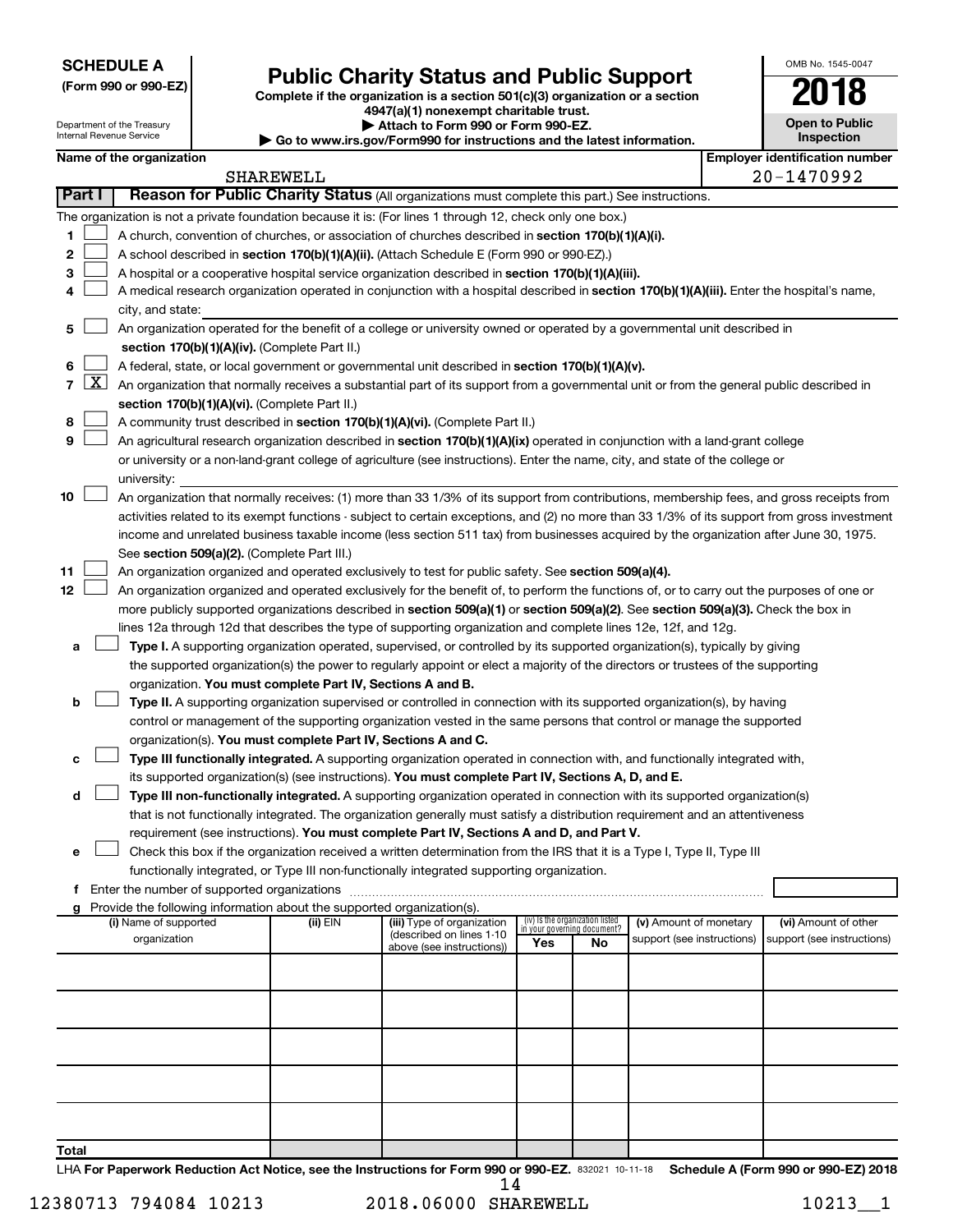**SCHEDULE A**
**(Form 990 or 990-EZ)**

Department of the Treasury
Internal Revenue Service

# Public Charity Status and Public Support

**Complete if the organization is a section 501(c)(3) organization or a section 4947(a)(1) nonexempt charitable trust.**
**▶ Attach to Form 990 or Form 990-EZ.**
**▶ Go to www.irs.gov/Form990 for instructions and the latest information.**

OMB No. 1545-0047

**2018**

**Open to Public Inspection**

| Name of the organization | Employer identification number |
|---|---|
| SHAREWELL | 20-1470992 |

**Part I — Reason for Public Charity Status** (All organizations must complete this part.) See instructions.

The organization is not a private foundation because it is: (For lines 1 through 12, check only one box.)

1. ☐ A church, convention of churches, or association of churches described in **section 170(b)(1)(A)(i).**
2. ☐ A school described in **section 170(b)(1)(A)(ii).** (Attach Schedule E (Form 990 or 990-EZ).)
3. ☐ A hospital or a cooperative hospital service organization described in **section 170(b)(1)(A)(iii).**
4. ☐ A medical research organization operated in conjunction with a hospital described in **section 170(b)(1)(A)(iii).** Enter the hospital's name, city, and state: ______
5. ☐ An organization operated for the benefit of a college or university owned or operated by a governmental unit described in **section 170(b)(1)(A)(iv).** (Complete Part II.)
6. ☐ A federal, state, or local government or governmental unit described in **section 170(b)(1)(A)(v).**
7. ☒ An organization that normally receives a substantial part of its support from a governmental unit or from the general public described in **section 170(b)(1)(A)(vi).** (Complete Part II.)
8. ☐ A community trust described in **section 170(b)(1)(A)(vi).** (Complete Part II.)
9. ☐ An agricultural research organization described in **section 170(b)(1)(A)(ix)** operated in conjunction with a land-grant college or university or a non-land-grant college of agriculture (see instructions). Enter the name, city, and state of the college or university: ______
10. ☐ An organization that normally receives: (1) more than 33 1/3% of its support from contributions, membership fees, and gross receipts from activities related to its exempt functions - subject to certain exceptions, and (2) no more than 33 1/3% of its support from gross investment income and unrelated business taxable income (less section 511 tax) from businesses acquired by the organization after June 30, 1975. See **section 509(a)(2).** (Complete Part III.)
11. ☐ An organization organized and operated exclusively to test for public safety. See **section 509(a)(4).**
12. ☐ An organization organized and operated exclusively for the benefit of, to perform the functions of, or to carry out the purposes of one or more publicly supported organizations described in **section 509(a)(1)** or **section 509(a)(2)**. See **section 509(a)(3).** Check the box in lines 12a through 12d that describes the type of supporting organization and complete lines 12e, 12f, and 12g.
   - **a** ☐ **Type I.** A supporting organization operated, supervised, or controlled by its supported organization(s), typically by giving the supported organization(s) the power to regularly appoint or elect a majority of the directors or trustees of the supporting organization. **You must complete Part IV, Sections A and B.**
   - **b** ☐ **Type II.** A supporting organization supervised or controlled in connection with its supported organization(s), by having control or management of the supporting organization vested in the same persons that control or manage the supported organization(s). **You must complete Part IV, Sections A and C.**
   - **c** ☐ **Type III functionally integrated.** A supporting organization operated in connection with, and functionally integrated with, its supported organization(s) (see instructions). **You must complete Part IV, Sections A, D, and E.**
   - **d** ☐ **Type III non-functionally integrated.** A supporting organization operated in connection with its supported organization(s) that is not functionally integrated. The organization generally must satisfy a distribution requirement and an attentiveness requirement (see instructions). **You must complete Part IV, Sections A and D, and Part V.**
   - **e** ☐ Check this box if the organization received a written determination from the IRS that it is a Type I, Type II, Type III functionally integrated, or Type III non-functionally integrated supporting organization.
   - **f** Enter the number of supported organizations ______
   - **g** Provide the following information about the supported organization(s).

| (i) Name of supported organization | (ii) EIN | (iii) Type of organization (described on lines 1-10 above (see instructions)) | (iv) Is the organization listed in your governing document? Yes | No | (v) Amount of monetary support (see instructions) | (vi) Amount of other support (see instructions) |
|---|---|---|---|---|---|---|
| | | | | | | |
| | | | | | | |
| | | | | | | |
| | | | | | | |
| | | | | | | |
| **Total** | | | | | | |

LHA **For Paperwork Reduction Act Notice, see the Instructions for Form 990 or 990-EZ.** 832021 10-11-18 **Schedule A (Form 990 or 990-EZ) 2018**

12380713 794084 10213 2018.06000 SHAREWELL 10213__1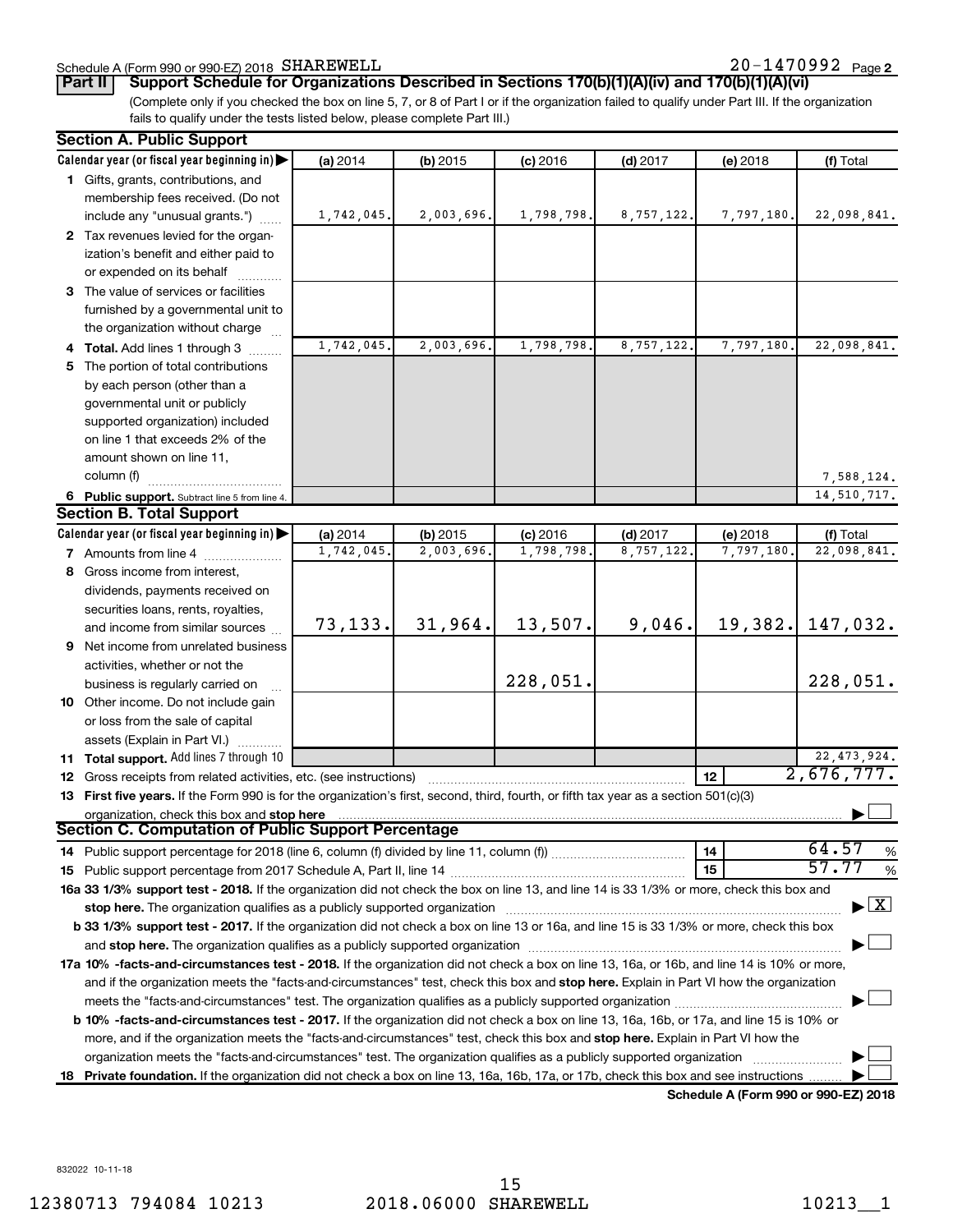Schedule A (Form 990 or 990-EZ) 2018 SHAREWELL 20-1470992 Page 2

**Part II Support Schedule for Organizations Described in Sections 170(b)(1)(A)(iv) and 170(b)(1)(A)(vi)**

(Complete only if you checked the box on line 5, 7, or 8 of Part I or if the organization failed to qualify under Part III. If the organization fails to qualify under the tests listed below, please complete Part III.)

**Section A. Public Support**

| Calendar year (or fiscal year beginning in) ▶ | (a) 2014 | (b) 2015 | (c) 2016 | (d) 2017 | (e) 2018 | (f) Total |
|---|---|---|---|---|---|---|
| 1 Gifts, grants, contributions, and membership fees received. (Do not include any "unusual grants.") | 1,742,045. | 2,003,696. | 1,798,798. | 8,757,122. | 7,797,180. | 22,098,841. |
| 2 Tax revenues levied for the organization's benefit and either paid to or expended on its behalf | | | | | | |
| 3 The value of services or facilities furnished by a governmental unit to the organization without charge | | | | | | |
| 4 **Total.** Add lines 1 through 3 | 1,742,045. | 2,003,696. | 1,798,798. | 8,757,122. | 7,797,180. | 22,098,841. |
| 5 The portion of total contributions by each person (other than a governmental unit or publicly supported organization) included on line 1 that exceeds 2% of the amount shown on line 11, column (f) | | | | | | 7,588,124. |
| 6 **Public support.** Subtract line 5 from line 4. | | | | | | 14,510,717. |

**Section B. Total Support**

| Calendar year (or fiscal year beginning in) ▶ | (a) 2014 | (b) 2015 | (c) 2016 | (d) 2017 | (e) 2018 | (f) Total |
|---|---|---|---|---|---|---|
| 7 Amounts from line 4 | 1,742,045. | 2,003,696. | 1,798,798. | 8,757,122. | 7,797,180. | 22,098,841. |
| 8 Gross income from interest, dividends, payments received on securities loans, rents, royalties, and income from similar sources | 73,133. | 31,964. | 13,507. | 9,046. | 19,382. | 147,032. |
| 9 Net income from unrelated business activities, whether or not the business is regularly carried on | | | 228,051. | | | 228,051. |
| 10 Other income. Do not include gain or loss from the sale of capital assets (Explain in Part VI.) | | | | | | |
| 11 **Total support.** Add lines 7 through 10 | | | | | | 22,473,924. |
| 12 Gross receipts from related activities, etc. (see instructions) | | | | | 12 | 2,676,777. |

13 **First five years.** If the Form 990 is for the organization's first, second, third, fourth, or fifth tax year as a section 501(c)(3) organization, check this box and **stop here** ▶ ☐

**Section C. Computation of Public Support Percentage**

| | | |
|---|---|---|
| 14 Public support percentage for 2018 (line 6, column (f) divided by line 11, column (f)) | 14 | 64.57 % |
| 15 Public support percentage from 2017 Schedule A, Part II, line 14 | 15 | 57.77 % |

**16a 33 1/3% support test - 2018.** If the organization did not check the box on line 13, and line 14 is 33 1/3% or more, check this box and **stop here.** The organization qualifies as a publicly supported organization ▶ ☒

**b 33 1/3% support test - 2017.** If the organization did not check a box on line 13 or 16a, and line 15 is 33 1/3% or more, check this box and **stop here.** The organization qualifies as a publicly supported organization ▶ ☐

**17a 10% -facts-and-circumstances test - 2018.** If the organization did not check a box on line 13, 16a, or 16b, and line 14 is 10% or more, and if the organization meets the "facts-and-circumstances" test, check this box and **stop here.** Explain in Part VI how the organization meets the "facts-and-circumstances" test. The organization qualifies as a publicly supported organization ▶ ☐

**b 10% -facts-and-circumstances test - 2017.** If the organization did not check a box on line 13, 16a, 16b, or 17a, and line 15 is 10% or more, and if the organization meets the "facts-and-circumstances" test, check this box and **stop here.** Explain in Part VI how the organization meets the "facts-and-circumstances" test. The organization qualifies as a publicly supported organization ▶ ☐

**18 Private foundation.** If the organization did not check a box on line 13, 16a, 16b, 17a, or 17b, check this box and see instructions ▶ ☐

**Schedule A (Form 990 or 990-EZ) 2018**

832022 10-11-18

12380713 794084 10213 2018.06000 SHAREWELL 10213__1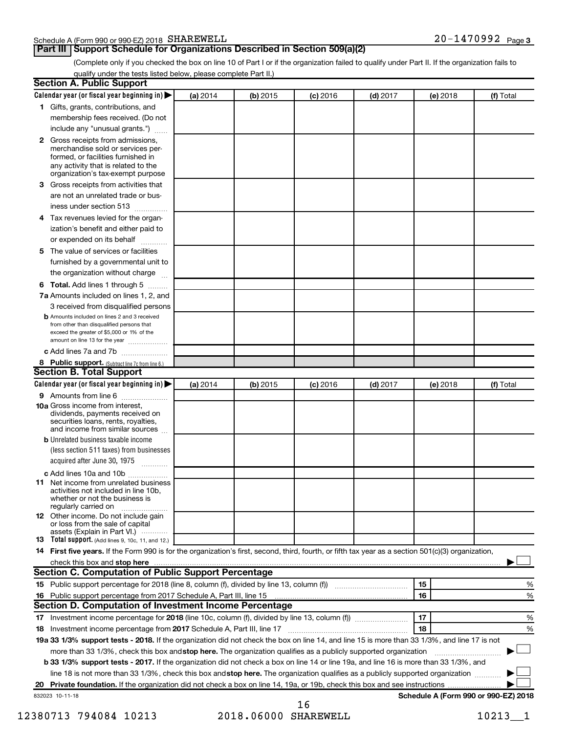Schedule A (Form 990 or 990-EZ) 2018 SHAREWELL 20-1470992 Page 3

## Part III Support Schedule for Organizations Described in Section 509(a)(2)

(Complete only if you checked the box on line 10 of Part I or if the organization failed to qualify under Part II. If the organization fails to qualify under the tests listed below, please complete Part II.)

### Section A. Public Support

| Calendar year (or fiscal year beginning in) ▶ | (a) 2014 | (b) 2015 | (c) 2016 | (d) 2017 | (e) 2018 | (f) Total |
|---|---|---|---|---|---|---|
| **1** Gifts, grants, contributions, and membership fees received. (Do not include any "unusual grants.") | | | | | | |
| **2** Gross receipts from admissions, merchandise sold or services performed, or facilities furnished in any activity that is related to the organization's tax-exempt purpose | | | | | | |
| **3** Gross receipts from activities that are not an unrelated trade or business under section 513 | | | | | | |
| **4** Tax revenues levied for the organization's benefit and either paid to or expended on its behalf | | | | | | |
| **5** The value of services or facilities furnished by a governmental unit to the organization without charge | | | | | | |
| **6 Total.** Add lines 1 through 5 | | | | | | |
| **7a** Amounts included on lines 1, 2, and 3 received from disqualified persons | | | | | | |
| **b** Amounts included on lines 2 and 3 received from other than disqualified persons that exceed the greater of $5,000 or 1% of the amount on line 13 for the year | | | | | | |
| **c** Add lines 7a and 7b | | | | | | |
| **8 Public support.** (Subtract line 7c from line 6.) | | | | | | |

### Section B. Total Support

| Calendar year (or fiscal year beginning in) ▶ | (a) 2014 | (b) 2015 | (c) 2016 | (d) 2017 | (e) 2018 | (f) Total |
|---|---|---|---|---|---|---|
| **9** Amounts from line 6 | | | | | | |
| **10a** Gross income from interest, dividends, payments received on securities loans, rents, royalties, and income from similar sources | | | | | | |
| **b** Unrelated business taxable income (less section 511 taxes) from businesses acquired after June 30, 1975 | | | | | | |
| **c** Add lines 10a and 10b | | | | | | |
| **11** Net income from unrelated business activities not included in line 10b, whether or not the business is regularly carried on | | | | | | |
| **12** Other income. Do not include gain or loss from the sale of capital assets (Explain in Part VI.) | | | | | | |
| **13 Total support.** (Add lines 9, 10c, 11, and 12.) | | | | | | |

**14 First five years.** If the Form 990 is for the organization's first, second, third, fourth, or fifth tax year as a section 501(c)(3) organization, check this box and **stop here** ▶ ☐

### Section C. Computation of Public Support Percentage

| | | | |
|---|---|---|---|
| **15** | Public support percentage for 2018 (line 8, column (f), divided by line 13, column (f)) | 15 | % |
| **16** | Public support percentage from 2017 Schedule A, Part III, line 15 | 16 | % |

### Section D. Computation of Investment Income Percentage

| | | | |
|---|---|---|---|
| **17** | Investment income percentage for **2018** (line 10c, column (f), divided by line 13, column (f)) | 17 | % |
| **18** | Investment income percentage from **2017** Schedule A, Part III, line 17 | 18 | % |

**19a 33 1/3% support tests - 2018.** If the organization did not check the box on line 14, and line 15 is more than 33 1/3%, and line 17 is not more than 33 1/3%, check this box and **stop here.** The organization qualifies as a publicly supported organization ▶ ☐

**b 33 1/3% support tests - 2017.** If the organization did not check a box on line 14 or line 19a, and line 16 is more than 33 1/3%, and line 18 is not more than 33 1/3%, check this box and **stop here.** The organization qualifies as a publicly supported organization ▶ ☐

**20 Private foundation.** If the organization did not check a box on line 14, 19a, or 19b, check this box and see instructions ▶ ☐

832023 10-11-18 **Schedule A (Form 990 or 990-EZ) 2018**

12380713 794084 10213 2018.06000 SHAREWELL 10213__1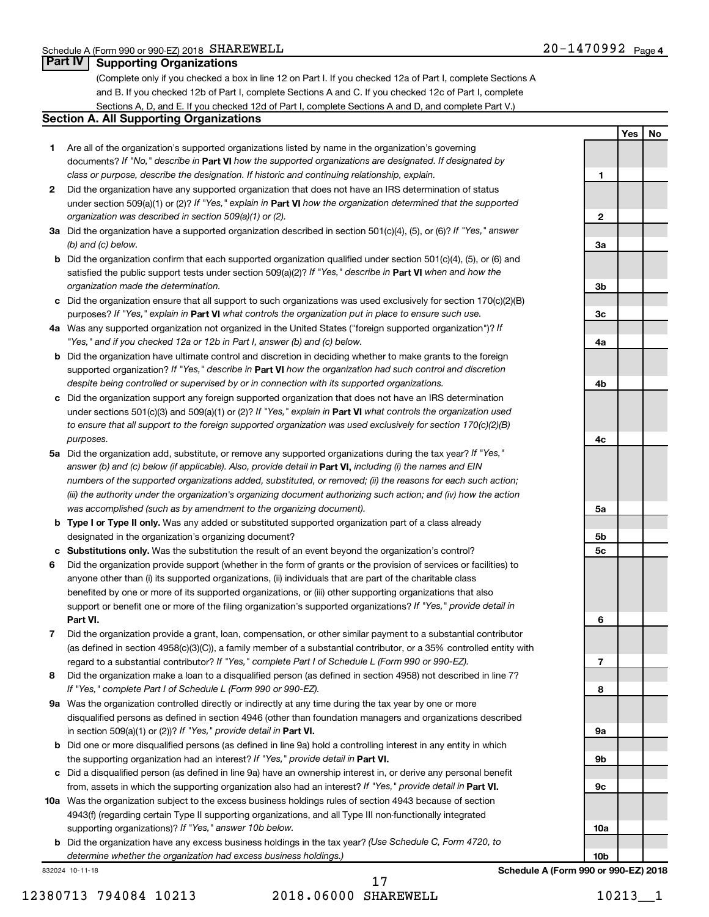Schedule A (Form 990 or 990-EZ) 2018 SHAREWELL 20-1470992 Page 4

## Part IV Supporting Organizations

(Complete only if you checked a box in line 12 on Part I. If you checked 12a of Part I, complete Sections A and B. If you checked 12b of Part I, complete Sections A and C. If you checked 12c of Part I, complete Sections A, D, and E. If you checked 12d of Part I, complete Sections A and D, and complete Part V.)

### Section A. All Supporting Organizations

| | | | Yes | No |
|---|---|---|---|---|
| 1 | Are all of the organization's supported organizations listed by name in the organization's governing documents? *If "No," describe in* **Part VI** *how the supported organizations are designated. If designated by class or purpose, describe the designation. If historic and continuing relationship, explain.* | 1 | | |
| 2 | Did the organization have any supported organization that does not have an IRS determination of status under section 509(a)(1) or (2)? *If "Yes," explain in* **Part VI** *how the organization determined that the supported organization was described in section 509(a)(1) or (2).* | 2 | | |
| 3a | Did the organization have a supported organization described in section 501(c)(4), (5), or (6)? *If "Yes," answer (b) and (c) below.* | 3a | | |
| b | Did the organization confirm that each supported organization qualified under section 501(c)(4), (5), or (6) and satisfied the public support tests under section 509(a)(2)? *If "Yes," describe in* **Part VI** *when and how the organization made the determination.* | 3b | | |
| c | Did the organization ensure that all support to such organizations was used exclusively for section 170(c)(2)(B) purposes? *If "Yes," explain in* **Part VI** *what controls the organization put in place to ensure such use.* | 3c | | |
| 4a | Was any supported organization not organized in the United States ("foreign supported organization")? *If "Yes," and if you checked 12a or 12b in Part I, answer (b) and (c) below.* | 4a | | |
| b | Did the organization have ultimate control and discretion in deciding whether to make grants to the foreign supported organization? *If "Yes," describe in* **Part VI** *how the organization had such control and discretion despite being controlled or supervised by or in connection with its supported organizations.* | 4b | | |
| c | Did the organization support any foreign supported organization that does not have an IRS determination under sections 501(c)(3) and 509(a)(1) or (2)? *If "Yes," explain in* **Part VI** *what controls the organization used to ensure that all support to the foreign supported organization was used exclusively for section 170(c)(2)(B) purposes.* | 4c | | |
| 5a | Did the organization add, substitute, or remove any supported organizations during the tax year? *If "Yes," answer (b) and (c) below (if applicable). Also, provide detail in* **Part VI,** *including (i) the names and EIN numbers of the supported organizations added, substituted, or removed; (ii) the reasons for each such action; (iii) the authority under the organization's organizing document authorizing such action; and (iv) how the action was accomplished (such as by amendment to the organizing document).* | 5a | | |
| b | **Type I or Type II only.** Was any added or substituted supported organization part of a class already designated in the organization's organizing document? | 5b | | |
| c | **Substitutions only.** Was the substitution the result of an event beyond the organization's control? | 5c | | |
| 6 | Did the organization provide support (whether in the form of grants or the provision of services or facilities) to anyone other than (i) its supported organizations, (ii) individuals that are part of the charitable class benefited by one or more of its supported organizations, or (iii) other supporting organizations that also support or benefit one or more of the filing organization's supported organizations? *If "Yes," provide detail in* **Part VI.** | 6 | | |
| 7 | Did the organization provide a grant, loan, compensation, or other similar payment to a substantial contributor (as defined in section 4958(c)(3)(C)), a family member of a substantial contributor, or a 35% controlled entity with regard to a substantial contributor? *If "Yes," complete Part I of Schedule L (Form 990 or 990-EZ).* | 7 | | |
| 8 | Did the organization make a loan to a disqualified person (as defined in section 4958) not described in line 7? *If "Yes," complete Part I of Schedule L (Form 990 or 990-EZ).* | 8 | | |
| 9a | Was the organization controlled directly or indirectly at any time during the tax year by one or more disqualified persons as defined in section 4946 (other than foundation managers and organizations described in section 509(a)(1) or (2))? *If "Yes," provide detail in* **Part VI.** | 9a | | |
| b | Did one or more disqualified persons (as defined in line 9a) hold a controlling interest in any entity in which the supporting organization had an interest? *If "Yes," provide detail in* **Part VI.** | 9b | | |
| c | Did a disqualified person (as defined in line 9a) have an ownership interest in, or derive any personal benefit from, assets in which the supporting organization also had an interest? *If "Yes," provide detail in* **Part VI.** | 9c | | |
| 10a | Was the organization subject to the excess business holdings rules of section 4943 because of section 4943(f) (regarding certain Type II supporting organizations, and all Type III non-functionally integrated supporting organizations)? *If "Yes," answer 10b below.* | 10a | | |
| b | Did the organization have any excess business holdings in the tax year? *(Use Schedule C, Form 4720, to determine whether the organization had excess business holdings.)* | 10b | | |

832024 10-11-18 **Schedule A (Form 990 or 990-EZ) 2018**

12380713 794084 10213 2018.06000 SHAREWELL 10213__1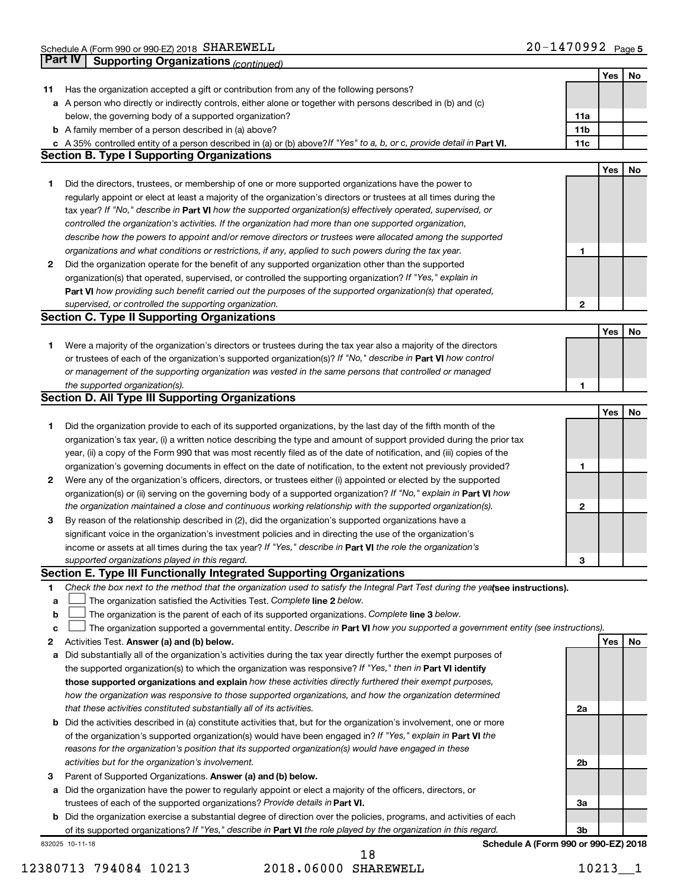Schedule A (Form 990 or 990-EZ) 2018 SHAREWELL 20-1470992 Page 5

## Part IV Supporting Organizations *(continued)*

| | | | Yes | No |
|---|---|---|---|---|
| **11** | Has the organization accepted a gift or contribution from any of the following persons? | | | |
| **a** | A person who directly or indirectly controls, either alone or together with persons described in (b) and (c) below, the governing body of a supported organization? | 11a | | |
| **b** | A family member of a person described in (a) above? | 11b | | |
| **c** | A 35% controlled entity of a person described in (a) or (b) above? *If "Yes" to a, b, or c, provide detail in* **Part VI.** | 11c | | |

### Section B. Type I Supporting Organizations

| | | | Yes | No |
|---|---|---|---|---|
| **1** | Did the directors, trustees, or membership of one or more supported organizations have the power to regularly appoint or elect at least a majority of the organization's directors or trustees at all times during the tax year? *If "No," describe in* **Part VI** *how the supported organization(s) effectively operated, supervised, or controlled the organization's activities. If the organization had more than one supported organization, describe how the powers to appoint and/or remove directors or trustees were allocated among the supported organizations and what conditions or restrictions, if any, applied to such powers during the tax year.* | 1 | | |
| **2** | Did the organization operate for the benefit of any supported organization other than the supported organization(s) that operated, supervised, or controlled the supporting organization? *If "Yes," explain in* **Part VI** *how providing such benefit carried out the purposes of the supported organization(s) that operated, supervised, or controlled the supporting organization.* | 2 | | |

### Section C. Type II Supporting Organizations

| | | | Yes | No |
|---|---|---|---|---|
| **1** | Were a majority of the organization's directors or trustees during the tax year also a majority of the directors or trustees of each of the organization's supported organization(s)? *If "No," describe in* **Part VI** *how control or management of the supporting organization was vested in the same persons that controlled or managed the supported organization(s).* | 1 | | |

### Section D. All Type III Supporting Organizations

| | | | Yes | No |
|---|---|---|---|---|
| **1** | Did the organization provide to each of its supported organizations, by the last day of the fifth month of the organization's tax year, (i) a written notice describing the type and amount of support provided during the prior tax year, (ii) a copy of the Form 990 that was most recently filed as of the date of notification, and (iii) copies of the organization's governing documents in effect on the date of notification, to the extent not previously provided? | 1 | | |
| **2** | Were any of the organization's officers, directors, or trustees either (i) appointed or elected by the supported organization(s) or (ii) serving on the governing body of a supported organization? *If "No," explain in* **Part VI** *how the organization maintained a close and continuous working relationship with the supported organization(s).* | 2 | | |
| **3** | By reason of the relationship described in (2), did the organization's supported organizations have a significant voice in the organization's investment policies and in directing the use of the organization's income or assets at all times during the tax year? *If "Yes," describe in* **Part VI** *the role the organization's supported organizations played in this regard.* | 3 | | |

### Section E. Type III Functionally Integrated Supporting Organizations

**1** *Check the box next to the method that the organization used to satisfy the Integral Part Test during the year* **(see instructions).**

- **a** ☐ The organization satisfied the Activities Test. *Complete* **line 2** *below.*
- **b** ☐ The organization is the parent of each of its supported organizations. *Complete* **line 3** *below.*
- **c** ☐ The organization supported a governmental entity. *Describe in* **Part VI** *how you supported a government entity (see instructions).*

| | | | Yes | No |
|---|---|---|---|---|
| **2** | Activities Test. **Answer (a) and (b) below.** | | | |
| **a** | Did substantially all of the organization's activities during the tax year directly further the exempt purposes of the supported organization(s) to which the organization was responsive? *If "Yes," then in* **Part VI identify those supported organizations and explain** *how these activities directly furthered their exempt purposes, how the organization was responsive to those supported organizations, and how the organization determined that these activities constituted substantially all of its activities.* | 2a | | |
| **b** | Did the activities described in (a) constitute activities that, but for the organization's involvement, one or more of the organization's supported organization(s) would have been engaged in? *If "Yes," explain in* **Part VI** *the reasons for the organization's position that its supported organization(s) would have engaged in these activities but for the organization's involvement.* | 2b | | |
| **3** | Parent of Supported Organizations. **Answer (a) and (b) below.** | | | |
| **a** | Did the organization have the power to regularly appoint or elect a majority of the officers, directors, or trustees of each of the supported organizations? *Provide details in* **Part VI.** | 3a | | |
| **b** | Did the organization exercise a substantial degree of direction over the policies, programs, and activities of each of its supported organizations? *If "Yes," describe in* **Part VI** *the role played by the organization in this regard.* | 3b | | |

832025 10-11-18 **Schedule A (Form 990 or 990-EZ) 2018**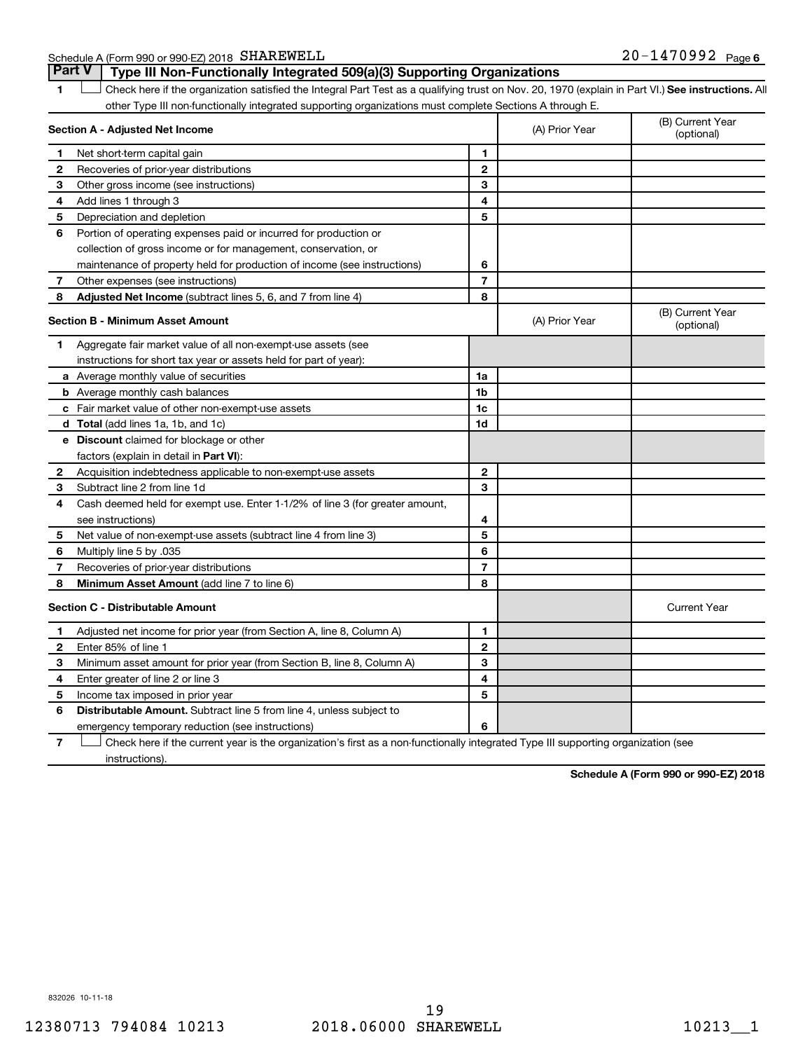Schedule A (Form 990 or 990-EZ) 2018 SHAREWELL 20-1470992 Page 6

## Part V Type III Non-Functionally Integrated 509(a)(3) Supporting Organizations

1 ☐ Check here if the organization satisfied the Integral Part Test as a qualifying trust on Nov. 20, 1970 (explain in Part VI.) **See instructions.** All other Type III non-functionally integrated supporting organizations must complete Sections A through E.

| **Section A - Adjusted Net Income** | | | (A) Prior Year | (B) Current Year (optional) |
|---|---|---|---|---|
| 1 | Net short-term capital gain | 1 | | |
| 2 | Recoveries of prior-year distributions | 2 | | |
| 3 | Other gross income (see instructions) | 3 | | |
| 4 | Add lines 1 through 3 | 4 | | |
| 5 | Depreciation and depletion | 5 | | |
| 6 | Portion of operating expenses paid or incurred for production or collection of gross income or for management, conservation, or maintenance of property held for production of income (see instructions) | 6 | | |
| 7 | Other expenses (see instructions) | 7 | | |
| 8 | **Adjusted Net Income** (subtract lines 5, 6, and 7 from line 4) | 8 | | |

| **Section B - Minimum Asset Amount** | | | (A) Prior Year | (B) Current Year (optional) |
|---|---|---|---|---|
| 1 | Aggregate fair market value of all non-exempt-use assets (see instructions for short tax year or assets held for part of year): | | | |
| a | Average monthly value of securities | 1a | | |
| b | Average monthly cash balances | 1b | | |
| c | Fair market value of other non-exempt-use assets | 1c | | |
| d | **Total** (add lines 1a, 1b, and 1c) | 1d | | |
| e | **Discount** claimed for blockage or other factors (explain in detail in **Part VI**): | | | |
| 2 | Acquisition indebtedness applicable to non-exempt-use assets | 2 | | |
| 3 | Subtract line 2 from line 1d | 3 | | |
| 4 | Cash deemed held for exempt use. Enter 1-1/2% of line 3 (for greater amount, see instructions) | 4 | | |
| 5 | Net value of non-exempt-use assets (subtract line 4 from line 3) | 5 | | |
| 6 | Multiply line 5 by .035 | 6 | | |
| 7 | Recoveries of prior-year distributions | 7 | | |
| 8 | **Minimum Asset Amount** (add line 7 to line 6) | 8 | | |

| **Section C - Distributable Amount** | | | | Current Year |
|---|---|---|---|---|
| 1 | Adjusted net income for prior year (from Section A, line 8, Column A) | 1 | | |
| 2 | Enter 85% of line 1 | 2 | | |
| 3 | Minimum asset amount for prior year (from Section B, line 8, Column A) | 3 | | |
| 4 | Enter greater of line 2 or line 3 | 4 | | |
| 5 | Income tax imposed in prior year | 5 | | |
| 6 | **Distributable Amount.** Subtract line 5 from line 4, unless subject to emergency temporary reduction (see instructions) | 6 | | |

7 ☐ Check here if the current year is the organization's first as a non-functionally integrated Type III supporting organization (see instructions).

**Schedule A (Form 990 or 990-EZ) 2018**

832026 10-11-18

12380713 794084 10213 2018.06000 SHAREWELL 10213__1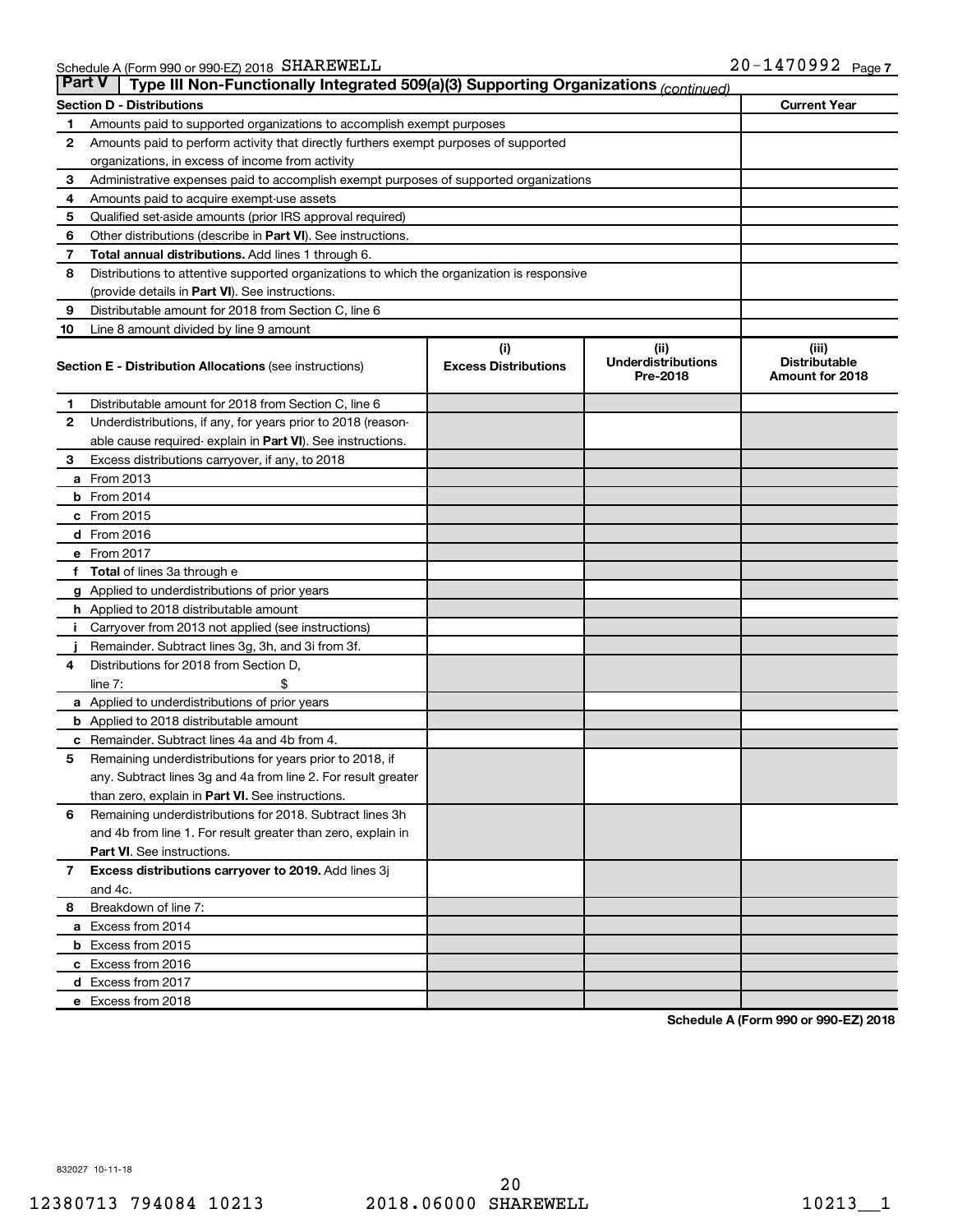Schedule A (Form 990 or 990-EZ) 2018 SHAREWELL 20-1470992 Page 7

## Part V — Type III Non-Functionally Integrated 509(a)(3) Supporting Organizations *(continued)*

| Section D - Distributions | | Current Year |
|---|---|---|
| 1 | Amounts paid to supported organizations to accomplish exempt purposes | |
| 2 | Amounts paid to perform activity that directly furthers exempt purposes of supported organizations, in excess of income from activity | |
| 3 | Administrative expenses paid to accomplish exempt purposes of supported organizations | |
| 4 | Amounts paid to acquire exempt-use assets | |
| 5 | Qualified set-aside amounts (prior IRS approval required) | |
| 6 | Other distributions (describe in **Part VI**). See instructions. | |
| 7 | **Total annual distributions.** Add lines 1 through 6. | |
| 8 | Distributions to attentive supported organizations to which the organization is responsive (provide details in **Part VI**). See instructions. | |
| 9 | Distributable amount for 2018 from Section C, line 6 | |
| 10 | Line 8 amount divided by line 9 amount | |

| | Section E - Distribution Allocations (see instructions) | (i) Excess Distributions | (ii) Underdistributions Pre-2018 | (iii) Distributable Amount for 2018 |
|---|---|---|---|---|
| 1 | Distributable amount for 2018 from Section C, line 6 | | | |
| 2 | Underdistributions, if any, for years prior to 2018 (reasonable cause required- explain in **Part VI**). See instructions. | | | |
| 3 | Excess distributions carryover, if any, to 2018 | | | |
| a | From 2013 | | | |
| b | From 2014 | | | |
| c | From 2015 | | | |
| d | From 2016 | | | |
| e | From 2017 | | | |
| f | **Total** of lines 3a through e | | | |
| g | Applied to underdistributions of prior years | | | |
| h | Applied to 2018 distributable amount | | | |
| i | Carryover from 2013 not applied (see instructions) | | | |
| j | Remainder. Subtract lines 3g, 3h, and 3i from 3f. | | | |
| 4 | Distributions for 2018 from Section D, line 7: $ | | | |
| a | Applied to underdistributions of prior years | | | |
| b | Applied to 2018 distributable amount | | | |
| c | Remainder. Subtract lines 4a and 4b from 4. | | | |
| 5 | Remaining underdistributions for years prior to 2018, if any. Subtract lines 3g and 4a from line 2. For result greater than zero, explain in **Part VI.** See instructions. | | | |
| 6 | Remaining underdistributions for 2018. Subtract lines 3h and 4b from line 1. For result greater than zero, explain in **Part VI**. See instructions. | | | |
| 7 | **Excess distributions carryover to 2019.** Add lines 3j and 4c. | | | |
| 8 | Breakdown of line 7: | | | |
| a | Excess from 2014 | | | |
| b | Excess from 2015 | | | |
| c | Excess from 2016 | | | |
| d | Excess from 2017 | | | |
| e | Excess from 2018 | | | |

**Schedule A (Form 990 or 990-EZ) 2018**

832027 10-11-18

12380713 794084 10213 2018.06000 SHAREWELL 10213__1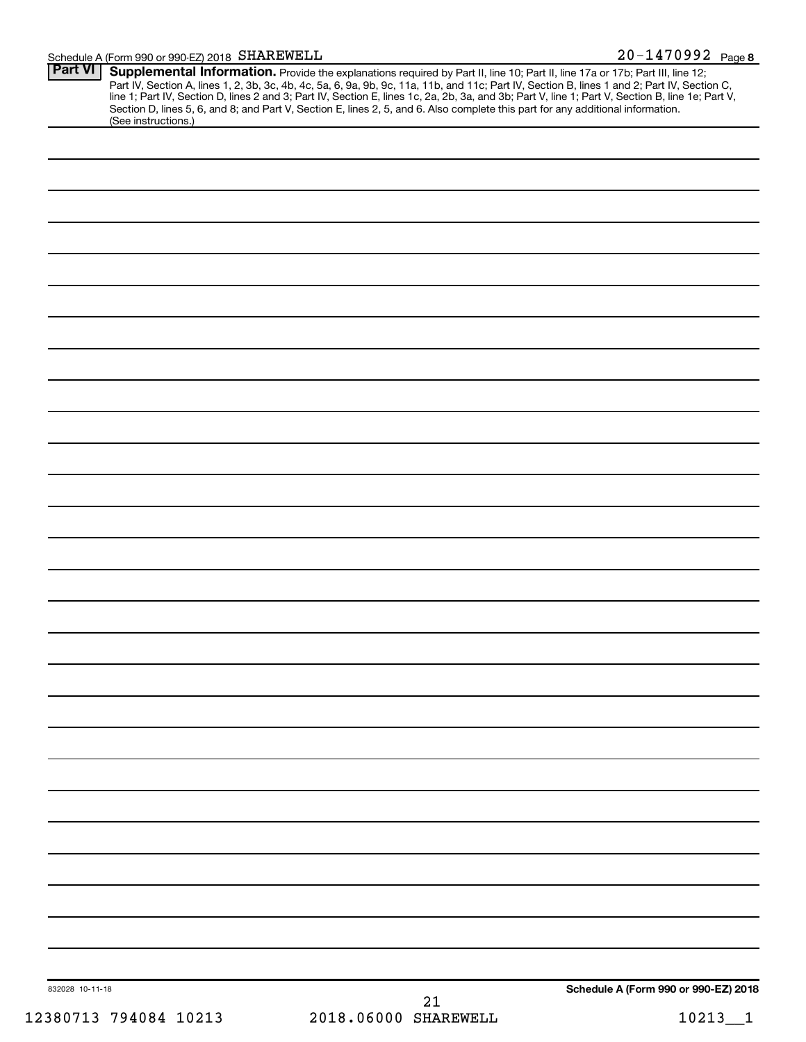Schedule A (Form 990 or 990-EZ) 2018 SHAREWELL 20-1470992 Page **8**

## Part VI Supplemental Information.

Provide the explanations required by Part II, line 10; Part II, line 17a or 17b; Part III, line 12; Part IV, Section A, lines 1, 2, 3b, 3c, 4b, 4c, 5a, 6, 9a, 9b, 9c, 11a, 11b, and 11c; Part IV, Section B, lines 1 and 2; Part IV, Section C, line 1; Part IV, Section D, lines 2 and 3; Part IV, Section E, lines 1c, 2a, 2b, 3a, and 3b; Part V, line 1; Part V, Section B, line 1e; Part V, Section D, lines 5, 6, and 8; and Part V, Section E, lines 2, 5, and 6. Also complete this part for any additional information. (See instructions.)

832028 10-11-18

**Schedule A (Form 990 or 990-EZ) 2018**

12380713 794084 10213 2018.06000 SHAREWELL 10213__1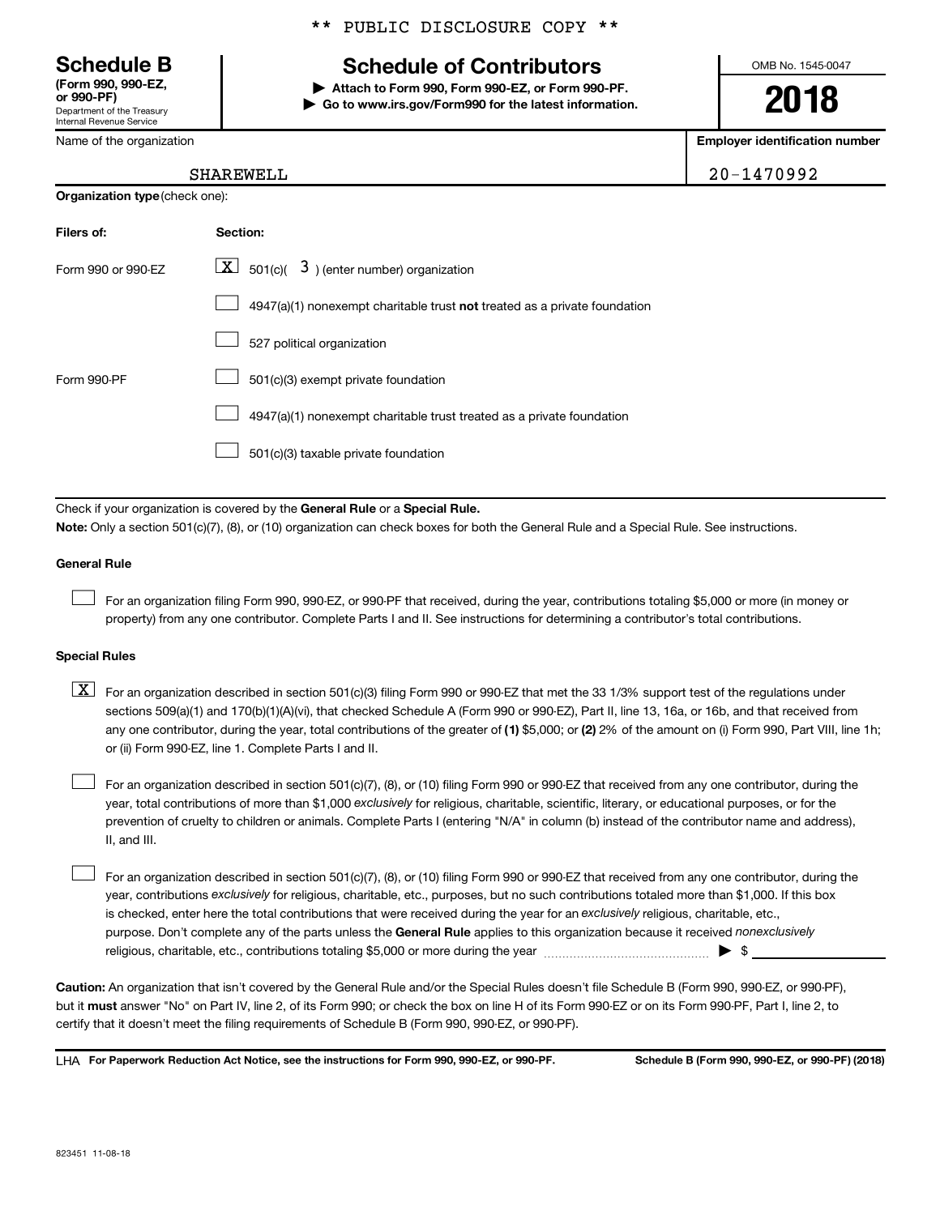\*\* PUBLIC DISCLOSURE COPY \*\*

**Schedule B**
**(Form 990, 990-EZ, or 990-PF)**
Department of the Treasury
Internal Revenue Service

# Schedule of Contributors

▶ **Attach to Form 990, Form 990-EZ, or Form 990-PF.**
▶ **Go to www.irs.gov/Form990 for the latest information.**

OMB No. 1545-0047

**2018**

| Name of the organization | Employer identification number |
|---|---|
| SHAREWELL | 20-1470992 |

**Organization type** (check one):

| Filers of: | Section: |
|---|---|
| Form 990 or 990-EZ | [X] 501(c)( 3 ) (enter number) organization |
| | [ ] 4947(a)(1) nonexempt charitable trust **not** treated as a private foundation |
| | [ ] 527 political organization |
| Form 990-PF | [ ] 501(c)(3) exempt private foundation |
| | [ ] 4947(a)(1) nonexempt charitable trust treated as a private foundation |
| | [ ] 501(c)(3) taxable private foundation |

Check if your organization is covered by the **General Rule** or a **Special Rule.**

**Note:** Only a section 501(c)(7), (8), or (10) organization can check boxes for both the General Rule and a Special Rule. See instructions.

**General Rule**

[ ] For an organization filing Form 990, 990-EZ, or 990-PF that received, during the year, contributions totaling $5,000 or more (in money or property) from any one contributor. Complete Parts I and II. See instructions for determining a contributor's total contributions.

**Special Rules**

[X] For an organization described in section 501(c)(3) filing Form 990 or 990-EZ that met the 33 1/3% support test of the regulations under sections 509(a)(1) and 170(b)(1)(A)(vi), that checked Schedule A (Form 990 or 990-EZ), Part II, line 13, 16a, or 16b, and that received from any one contributor, during the year, total contributions of the greater of **(1)** $5,000; or **(2)** 2% of the amount on (i) Form 990, Part VIII, line 1h; or (ii) Form 990-EZ, line 1. Complete Parts I and II.

[ ] For an organization described in section 501(c)(7), (8), or (10) filing Form 990 or 990-EZ that received from any one contributor, during the year, total contributions of more than $1,000 *exclusively* for religious, charitable, scientific, literary, or educational purposes, or for the prevention of cruelty to children or animals. Complete Parts I (entering "N/A" in column (b) instead of the contributor name and address), II, and III.

[ ] For an organization described in section 501(c)(7), (8), or (10) filing Form 990 or 990-EZ that received from any one contributor, during the year, contributions *exclusively* for religious, charitable, etc., purposes, but no such contributions totaled more than $1,000. If this box is checked, enter here the total contributions that were received during the year for an *exclusively* religious, charitable, etc., purpose. Don't complete any of the parts unless the **General Rule** applies to this organization because it received *nonexclusively* religious, charitable, etc., contributions totaling $5,000 or more during the year ▶ $ ____________

**Caution:** An organization that isn't covered by the General Rule and/or the Special Rules doesn't file Schedule B (Form 990, 990-EZ, or 990-PF), but it **must** answer "No" on Part IV, line 2, of its Form 990; or check the box on line H of its Form 990-EZ or on its Form 990-PF, Part I, line 2, to certify that it doesn't meet the filing requirements of Schedule B (Form 990, 990-EZ, or 990-PF).

LHA **For Paperwork Reduction Act Notice, see the instructions for Form 990, 990-EZ, or 990-PF.** **Schedule B (Form 990, 990-EZ, or 990-PF) (2018)**

823451 11-08-18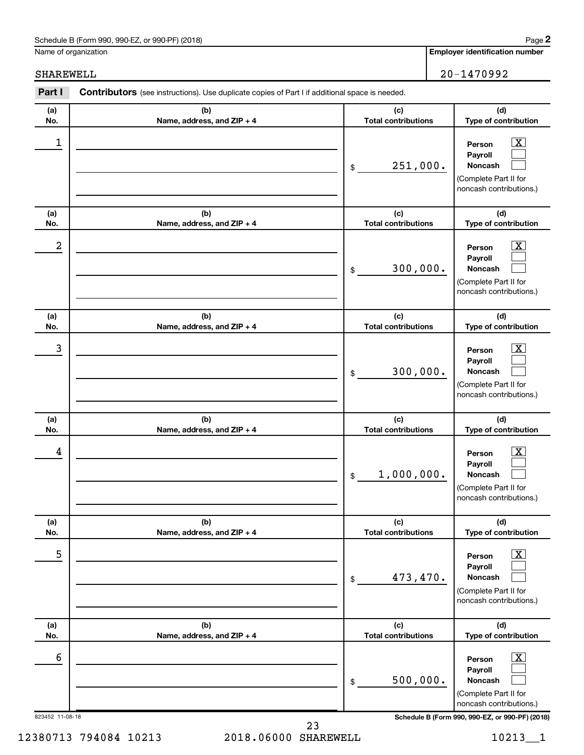Schedule B (Form 990, 990-EZ, or 990-PF) (2018)

Name of organization

SHAREWELL

**Employer identification number**

20-1470992

**Part I** **Contributors** (see instructions). Use duplicate copies of Part I if additional space is needed.

| (a) No. | (b) Name, address, and ZIP + 4 | (c) Total contributions | (d) Type of contribution |
|---|---|---|---|
| 1 | | $ 251,000. | Person [X] Payroll [ ] Noncash [ ] (Complete Part II for noncash contributions.) |
| 2 | | $ 300,000. | Person [X] Payroll [ ] Noncash [ ] (Complete Part II for noncash contributions.) |
| 3 | | $ 300,000. | Person [X] Payroll [ ] Noncash [ ] (Complete Part II for noncash contributions.) |
| 4 | | $ 1,000,000. | Person [X] Payroll [ ] Noncash [ ] (Complete Part II for noncash contributions.) |
| 5 | | $ 473,470. | Person [X] Payroll [ ] Noncash [ ] (Complete Part II for noncash contributions.) |
| 6 | | $ 500,000. | Person [X] Payroll [ ] Noncash [ ] (Complete Part II for noncash contributions.) |

823452 11-08-18

**Schedule B (Form 990, 990-EZ, or 990-PF) (2018)**

12380713 794084 10213 2018.06000 SHAREWELL 10213__1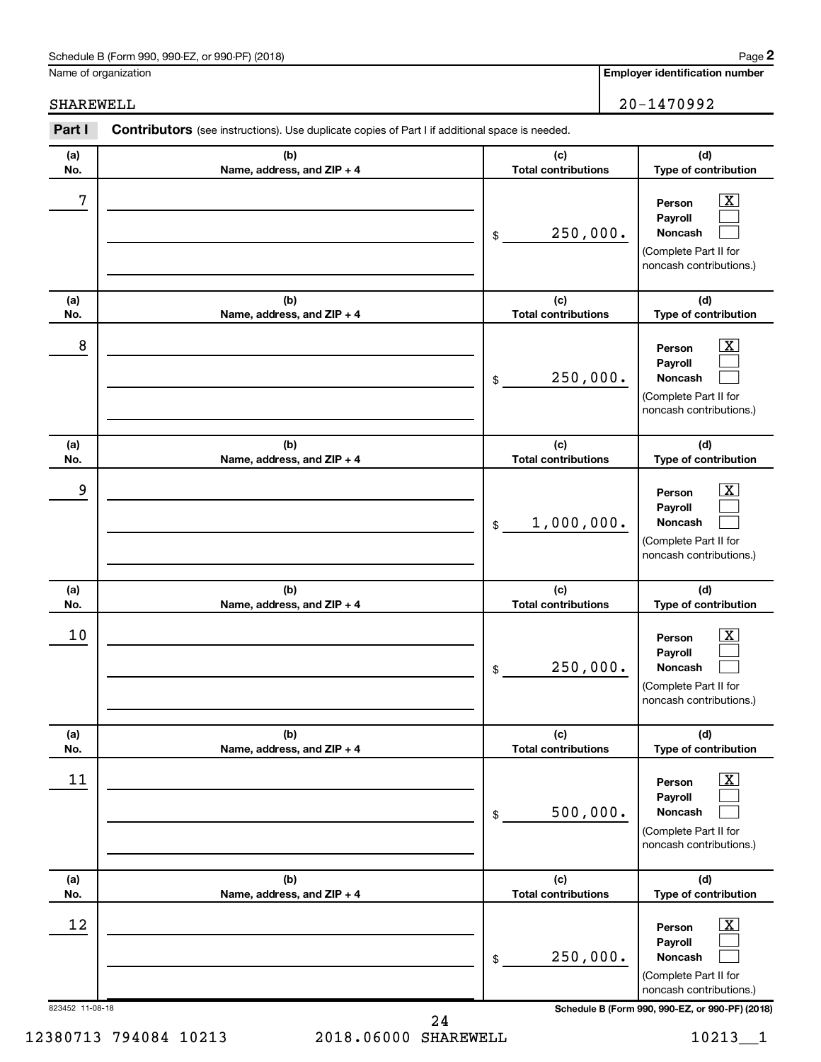Schedule B (Form 990, 990-EZ, or 990-PF) (2018)

Name of organization: SHAREWELL

Employer identification number: 20-1470992

**Part I** **Contributors** (see instructions). Use duplicate copies of Part I if additional space is needed.

| (a) No. | (b) Name, address, and ZIP + 4 | (c) Total contributions | (d) Type of contribution |
|---|---|---|---|
| 7 | | $ 250,000. | Person [X] Payroll [ ] Noncash [ ] (Complete Part II for noncash contributions.) |
| 8 | | $ 250,000. | Person [X] Payroll [ ] Noncash [ ] (Complete Part II for noncash contributions.) |
| 9 | | $ 1,000,000. | Person [X] Payroll [ ] Noncash [ ] (Complete Part II for noncash contributions.) |
| 10 | | $ 250,000. | Person [X] Payroll [ ] Noncash [ ] (Complete Part II for noncash contributions.) |
| 11 | | $ 500,000. | Person [X] Payroll [ ] Noncash [ ] (Complete Part II for noncash contributions.) |
| 12 | | $ 250,000. | Person [X] Payroll [ ] Noncash [ ] (Complete Part II for noncash contributions.) |

823452 11-08-18

Schedule B (Form 990, 990-EZ, or 990-PF) (2018)

12380713 794084 10213 2018.06000 SHAREWELL 10213__1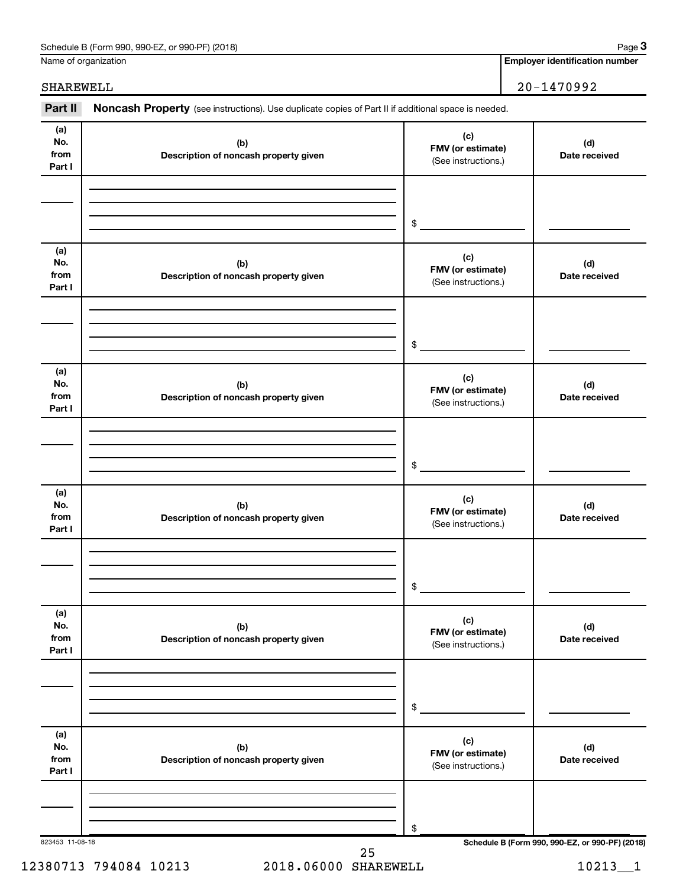Schedule B (Form 990, 990-EZ, or 990-PF) (2018)

| Name of organization | Employer identification number |
| --- | --- |
| SHAREWELL | 20-1470992 |

**Part II** **Noncash Property** (see instructions). Use duplicate copies of Part II if additional space is needed.

| (a) No. from Part I | (b) Description of noncash property given | (c) FMV (or estimate) (See instructions.) | (d) Date received |
| --- | --- | --- | --- |
| | | $ | |

| (a) No. from Part I | (b) Description of noncash property given | (c) FMV (or estimate) (See instructions.) | (d) Date received |
| --- | --- | --- | --- |
| | | $ | |

| (a) No. from Part I | (b) Description of noncash property given | (c) FMV (or estimate) (See instructions.) | (d) Date received |
| --- | --- | --- | --- |
| | | $ | |

| (a) No. from Part I | (b) Description of noncash property given | (c) FMV (or estimate) (See instructions.) | (d) Date received |
| --- | --- | --- | --- |
| | | $ | |

| (a) No. from Part I | (b) Description of noncash property given | (c) FMV (or estimate) (See instructions.) | (d) Date received |
| --- | --- | --- | --- |
| | | $ | |

| (a) No. from Part I | (b) Description of noncash property given | (c) FMV (or estimate) (See instructions.) | (d) Date received |
| --- | --- | --- | --- |
| | | $ | |

823453 11-08-18

Schedule B (Form 990, 990-EZ, or 990-PF) (2018)

12380713 794084 10213 2018.06000 SHAREWELL 10213__1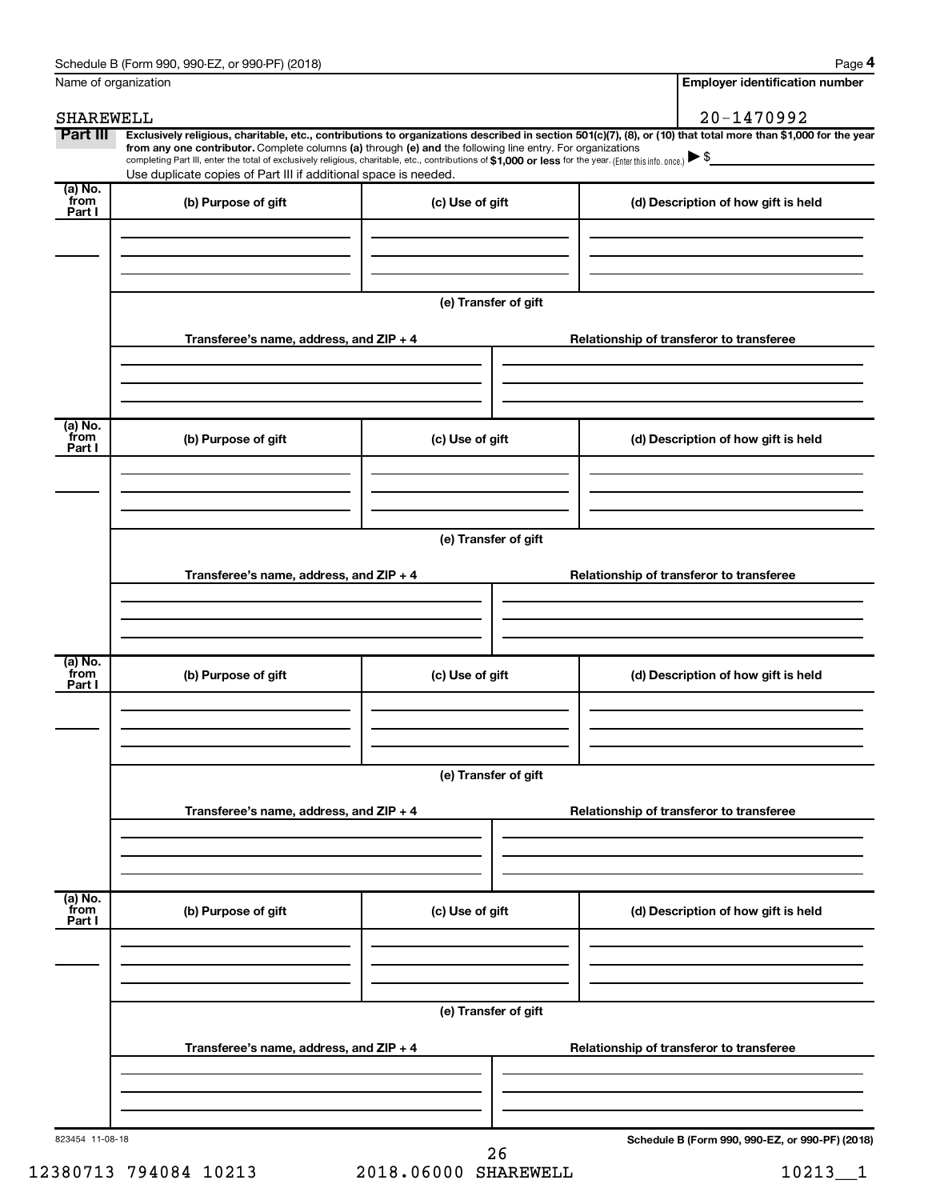Schedule B (Form 990, 990-EZ, or 990-PF) (2018)

Name of organization: SHAREWELL

Employer identification number: 20-1470992

**Part III** **Exclusively religious, charitable, etc., contributions to organizations described in section 501(c)(7), (8), or (10) that total more than $1,000 for the year from any one contributor.** Complete columns **(a)** through **(e)** and the following line entry. For organizations completing Part III, enter the total of exclusively religious, charitable, etc., contributions of **$1,000 or less** for the year. (Enter this info. once.) ▶ $

Use duplicate copies of Part III if additional space is needed.

| (a) No. from Part I | (b) Purpose of gift | (c) Use of gift | (d) Description of how gift is held |
|---|---|---|---|
| | | | |

**(e) Transfer of gift**

| Transferee's name, address, and ZIP + 4 | Relationship of transferor to transferee |
|---|---|
| | |

| (a) No. from Part I | (b) Purpose of gift | (c) Use of gift | (d) Description of how gift is held |
|---|---|---|---|
| | | | |

**(e) Transfer of gift**

| Transferee's name, address, and ZIP + 4 | Relationship of transferor to transferee |
|---|---|
| | |

| (a) No. from Part I | (b) Purpose of gift | (c) Use of gift | (d) Description of how gift is held |
|---|---|---|---|
| | | | |

**(e) Transfer of gift**

| Transferee's name, address, and ZIP + 4 | Relationship of transferor to transferee |
|---|---|
| | |

| (a) No. from Part I | (b) Purpose of gift | (c) Use of gift | (d) Description of how gift is held |
|---|---|---|---|
| | | | |

**(e) Transfer of gift**

| Transferee's name, address, and ZIP + 4 | Relationship of transferor to transferee |
|---|---|
| | |

823454 11-08-18

**Schedule B (Form 990, 990-EZ, or 990-PF) (2018)**

12380713 794084 10213 2018.06000 SHAREWELL 10213__1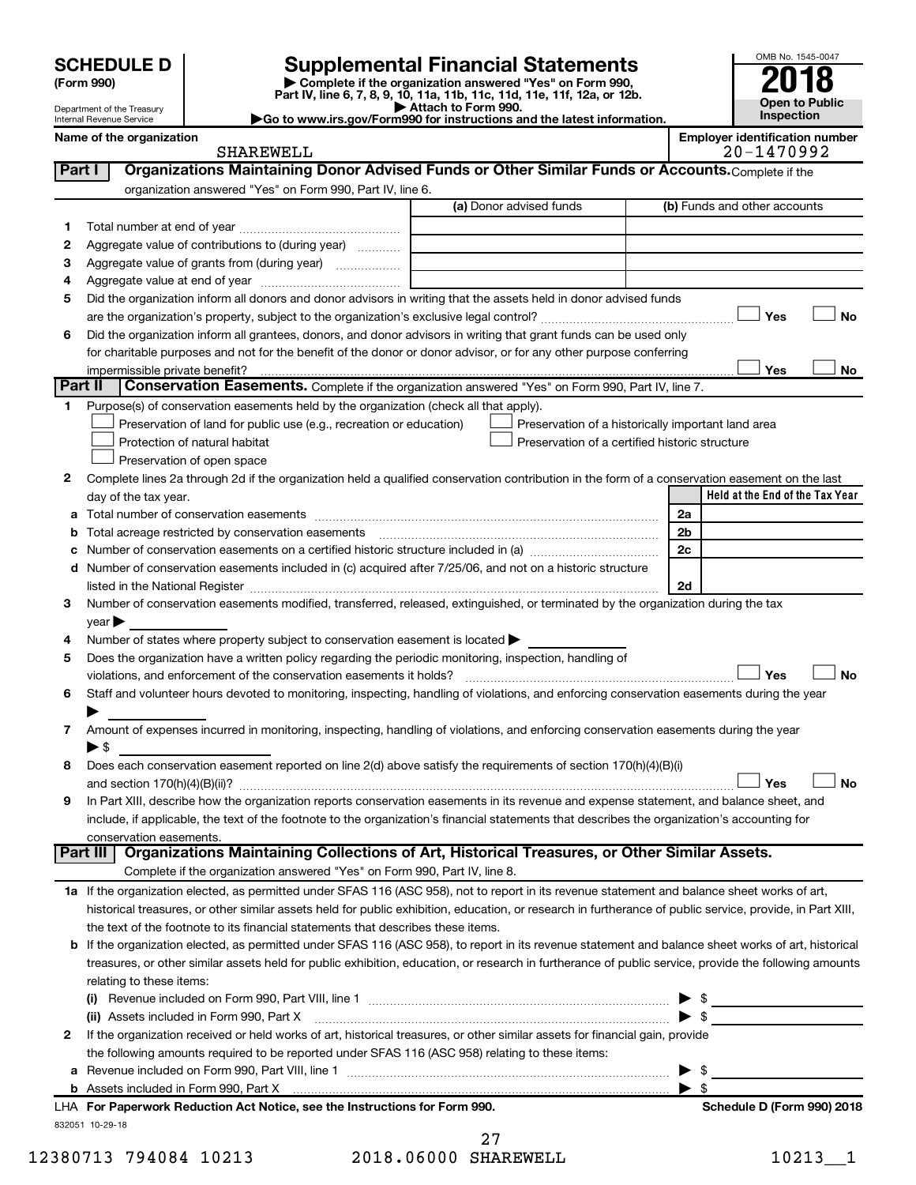# SCHEDULE D (Form 990)

Department of the Treasury
Internal Revenue Service

# Supplemental Financial Statements

▶ Complete if the organization answered "Yes" on Form 990, Part IV, line 6, 7, 8, 9, 10, 11a, 11b, 11c, 11d, 11e, 11f, 12a, or 12b.
▶ Attach to Form 990.
▶Go to www.irs.gov/Form990 for instructions and the latest information.

OMB No. 1545-0047

**2018**

**Open to Public Inspection**

**Name of the organization:** SHAREWELL

**Employer identification number:** 20-1470992

## Part I Organizations Maintaining Donor Advised Funds or Other Similar Funds or Accounts.

Complete if the organization answered "Yes" on Form 990, Part IV, line 6.

| | | (a) Donor advised funds | (b) Funds and other accounts |
|---|---|---|---|
| 1 | Total number at end of year | | |
| 2 | Aggregate value of contributions to (during year) | | |
| 3 | Aggregate value of grants from (during year) | | |
| 4 | Aggregate value at end of year | | |

5 Did the organization inform all donors and donor advisors in writing that the assets held in donor advised funds are the organization's property, subject to the organization's exclusive legal control? ☐ Yes ☐ No

6 Did the organization inform all grantees, donors, and donor advisors in writing that grant funds can be used only for charitable purposes and not for the benefit of the donor or donor advisor, or for any other purpose conferring impermissible private benefit? ☐ Yes ☐ No

## Part II Conservation Easements.

Complete if the organization answered "Yes" on Form 990, Part IV, line 7.

1 Purpose(s) of conservation easements held by the organization (check all that apply).

- ☐ Preservation of land for public use (e.g., recreation or education)
- ☐ Protection of natural habitat
- ☐ Preservation of open space
- ☐ Preservation of a historically important land area
- ☐ Preservation of a certified historic structure

2 Complete lines 2a through 2d if the organization held a qualified conservation contribution in the form of a conservation easement on the last day of the tax year.

| | | | Held at the End of the Tax Year |
|---|---|---|---|
| a | Total number of conservation easements | 2a | |
| b | Total acreage restricted by conservation easements | 2b | |
| c | Number of conservation easements on a certified historic structure included in (a) | 2c | |
| d | Number of conservation easements included in (c) acquired after 7/25/06, and not on a historic structure listed in the National Register | 2d | |

3 Number of conservation easements modified, transferred, released, extinguished, or terminated by the organization during the tax year ▶

4 Number of states where property subject to conservation easement is located ▶

5 Does the organization have a written policy regarding the periodic monitoring, inspection, handling of violations, and enforcement of the conservation easements it holds? ☐ Yes ☐ No

6 Staff and volunteer hours devoted to monitoring, inspecting, handling of violations, and enforcing conservation easements during the year ▶

7 Amount of expenses incurred in monitoring, inspecting, handling of violations, and enforcing conservation easements during the year ▶ $

8 Does each conservation easement reported on line 2(d) above satisfy the requirements of section 170(h)(4)(B)(i) and section 170(h)(4)(B)(ii)? ☐ Yes ☐ No

9 In Part XIII, describe how the organization reports conservation easements in its revenue and expense statement, and balance sheet, and include, if applicable, the text of the footnote to the organization's financial statements that describes the organization's accounting for conservation easements.

## Part III Organizations Maintaining Collections of Art, Historical Treasures, or Other Similar Assets.

Complete if the organization answered "Yes" on Form 990, Part IV, line 8.

1a If the organization elected, as permitted under SFAS 116 (ASC 958), not to report in its revenue statement and balance sheet works of art, historical treasures, or other similar assets held for public exhibition, education, or research in furtherance of public service, provide, in Part XIII, the text of the footnote to its financial statements that describes these items.

b If the organization elected, as permitted under SFAS 116 (ASC 958), to report in its revenue statement and balance sheet works of art, historical treasures, or other similar assets held for public exhibition, education, or research in furtherance of public service, provide the following amounts relating to these items:

(i) Revenue included on Form 990, Part VIII, line 1 ▶ $

(ii) Assets included in Form 990, Part X ▶ $

2 If the organization received or held works of art, historical treasures, or other similar assets for financial gain, provide the following amounts required to be reported under SFAS 116 (ASC 958) relating to these items:

a Revenue included on Form 990, Part VIII, line 1 ▶ $

b Assets included in Form 990, Part X ▶ $

LHA For Paperwork Reduction Act Notice, see the Instructions for Form 990. Schedule D (Form 990) 2018

832051 10-29-18

12380713 794084 10213 2018.06000 SHAREWELL 10213__1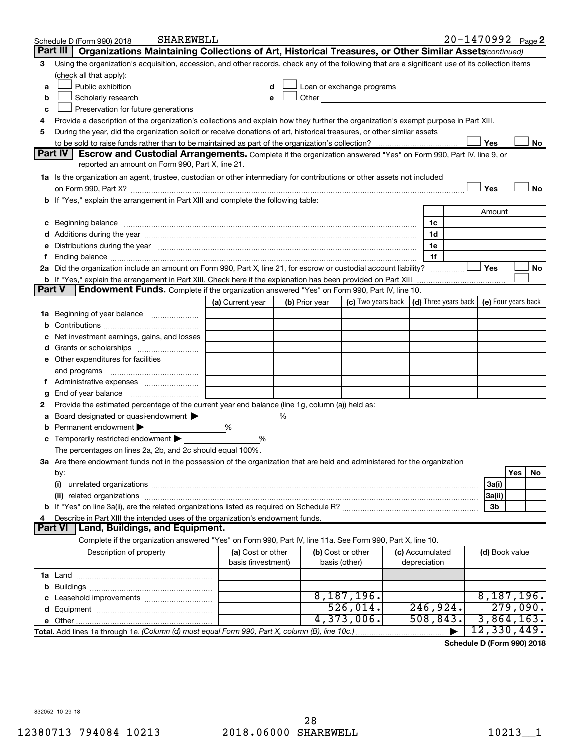Schedule D (Form 990) 2018 SHAREWELL 20-1470992 Page 2

## Part III Organizations Maintaining Collections of Art, Historical Treasures, or Other Similar Assets *(continued)*

3 Using the organization's acquisition, accession, and other records, check any of the following that are a significant use of its collection items (check all that apply):

- a ☐ Public exhibition
- b ☐ Scholarly research
- c ☐ Preservation for future generations
- d ☐ Loan or exchange programs
- e ☐ Other

4 Provide a description of the organization's collections and explain how they further the organization's exempt purpose in Part XIII.

5 During the year, did the organization solicit or receive donations of art, historical treasures, or other similar assets to be sold to raise funds rather than to be maintained as part of the organization's collection? ☐ Yes ☐ No

## Part IV Escrow and Custodial Arrangements.

Complete if the organization answered "Yes" on Form 990, Part IV, line 9, or reported an amount on Form 990, Part X, line 21.

1a Is the organization an agent, trustee, custodian or other intermediary for contributions or other assets not included on Form 990, Part X? ☐ Yes ☐ No

b If "Yes," explain the arrangement in Part XIII and complete the following table:

| | | Amount |
|---|---|---|
| c Beginning balance | 1c | |
| d Additions during the year | 1d | |
| e Distributions during the year | 1e | |
| f Ending balance | 1f | |

2a Did the organization include an amount on Form 990, Part X, line 21, for escrow or custodial account liability? ☐ Yes ☐ No

b If "Yes," explain the arrangement in Part XIII. Check here if the explanation has been provided on Part XIII ☐

## Part V Endowment Funds.

Complete if the organization answered "Yes" on Form 990, Part IV, line 10.

| | (a) Current year | (b) Prior year | (c) Two years back | (d) Three years back | (e) Four years back |
|---|---|---|---|---|---|
| 1a Beginning of year balance | | | | | |
| b Contributions | | | | | |
| c Net investment earnings, gains, and losses | | | | | |
| d Grants or scholarships | | | | | |
| e Other expenditures for facilities and programs | | | | | |
| f Administrative expenses | | | | | |
| g End of year balance | | | | | |

2 Provide the estimated percentage of the current year end balance (line 1g, column (a)) held as:

- a Board designated or quasi-endowment ▶ %
- b Permanent endowment ▶ %
- c Temporarily restricted endowment ▶ %

The percentages on lines 2a, 2b, and 2c should equal 100%.

3a Are there endowment funds not in the possession of the organization that are held and administered for the organization by:

| | | Yes | No |
|---|---|---|---|
| (i) unrelated organizations | 3a(i) | | |
| (ii) related organizations | 3a(ii) | | |
| b If "Yes" on line 3a(ii), are the related organizations listed as required on Schedule R? | 3b | | |

4 Describe in Part XIII the intended uses of the organization's endowment funds.

## Part VI Land, Buildings, and Equipment.

Complete if the organization answered "Yes" on Form 990, Part IV, line 11a. See Form 990, Part X, line 10.

| Description of property | (a) Cost or other basis (investment) | (b) Cost or other basis (other) | (c) Accumulated depreciation | (d) Book value |
|---|---|---|---|---|
| 1a Land | | | | |
| b Buildings | | | | |
| c Leasehold improvements | | 8,187,196. | | 8,187,196. |
| d Equipment | | 526,014. | 246,924. | 279,090. |
| e Other | | 4,373,006. | 508,843. | 3,864,163. |
| **Total.** Add lines 1a through 1e. *(Column (d) must equal Form 990, Part X, column (B), line 10c.)* | | | ▶ | 12,330,449. |

**Schedule D (Form 990) 2018**

832052 10-29-18

12380713 794084 10213 2018.06000 SHAREWELL 10213__1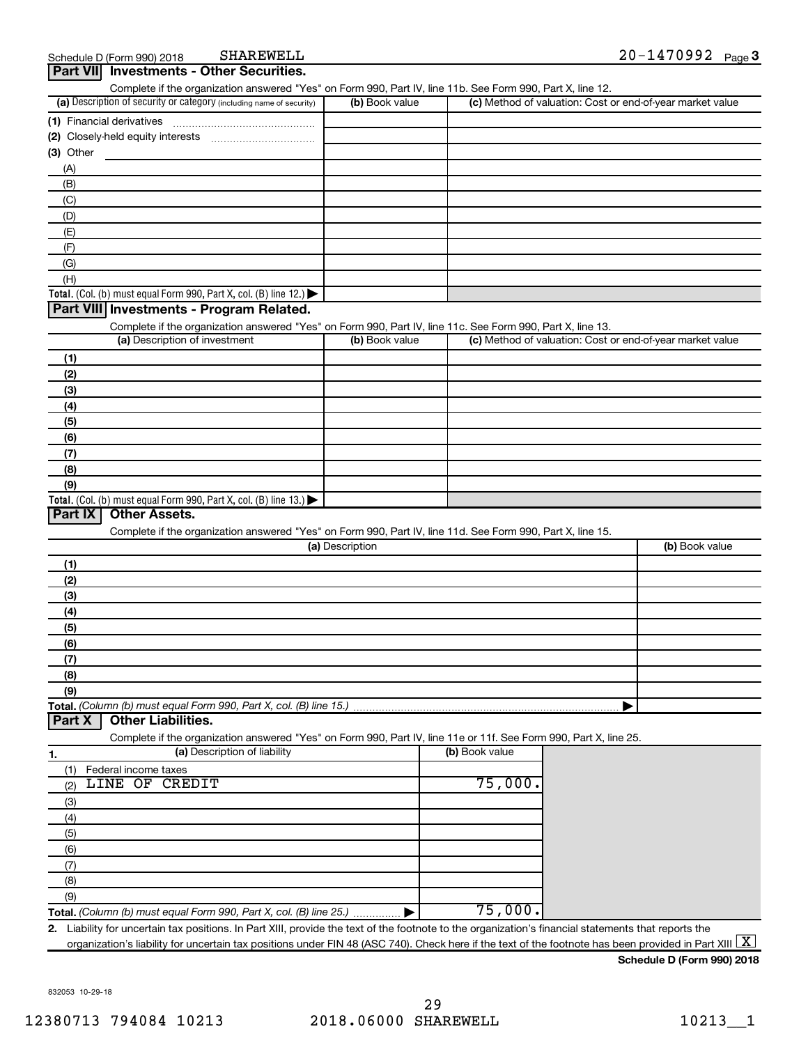Schedule D (Form 990) 2018 SHAREWELL 20-1470992 Page 3

## Part VII Investments - Other Securities.

Complete if the organization answered "Yes" on Form 990, Part IV, line 11b. See Form 990, Part X, line 12.

| (a) Description of security or category (including name of security) | (b) Book value | (c) Method of valuation: Cost or end-of-year market value |
|---|---|---|
| (1) Financial derivatives | | |
| (2) Closely-held equity interests | | |
| (3) Other | | |
| (A) | | |
| (B) | | |
| (C) | | |
| (D) | | |
| (E) | | |
| (F) | | |
| (G) | | |
| (H) | | |
| **Total.** (Col. (b) must equal Form 990, Part X, col. (B) line 12.) ▶ | | |

## Part VIII Investments - Program Related.

Complete if the organization answered "Yes" on Form 990, Part IV, line 11c. See Form 990, Part X, line 13.

| (a) Description of investment | (b) Book value | (c) Method of valuation: Cost or end-of-year market value |
|---|---|---|
| (1) | | |
| (2) | | |
| (3) | | |
| (4) | | |
| (5) | | |
| (6) | | |
| (7) | | |
| (8) | | |
| (9) | | |
| **Total.** (Col. (b) must equal Form 990, Part X, col. (B) line 13.) ▶ | | |

## Part IX Other Assets.

Complete if the organization answered "Yes" on Form 990, Part IV, line 11d. See Form 990, Part X, line 15.

| (a) Description | (b) Book value |
|---|---|
| (1) | |
| (2) | |
| (3) | |
| (4) | |
| (5) | |
| (6) | |
| (7) | |
| (8) | |
| (9) | |
| **Total.** *(Column (b) must equal Form 990, Part X, col. (B) line 15.)* ▶ | |

## Part X Other Liabilities.

Complete if the organization answered "Yes" on Form 990, Part IV, line 11e or 11f. See Form 990, Part X, line 25.

| 1. (a) Description of liability | (b) Book value |
|---|---|
| (1) Federal income taxes | |
| (2) LINE OF CREDIT | 75,000. |
| (3) | |
| (4) | |
| (5) | |
| (6) | |
| (7) | |
| (8) | |
| (9) | |
| **Total.** *(Column (b) must equal Form 990, Part X, col. (B) line 25.)* ▶ | 75,000. |

2. Liability for uncertain tax positions. In Part XIII, provide the text of the footnote to the organization's financial statements that reports the organization's liability for uncertain tax positions under FIN 48 (ASC 740). Check here if the text of the footnote has been provided in Part XIII [X]

**Schedule D (Form 990) 2018**

832053 10-29-18

12380713 794084 10213 2018.06000 SHAREWELL 10213__1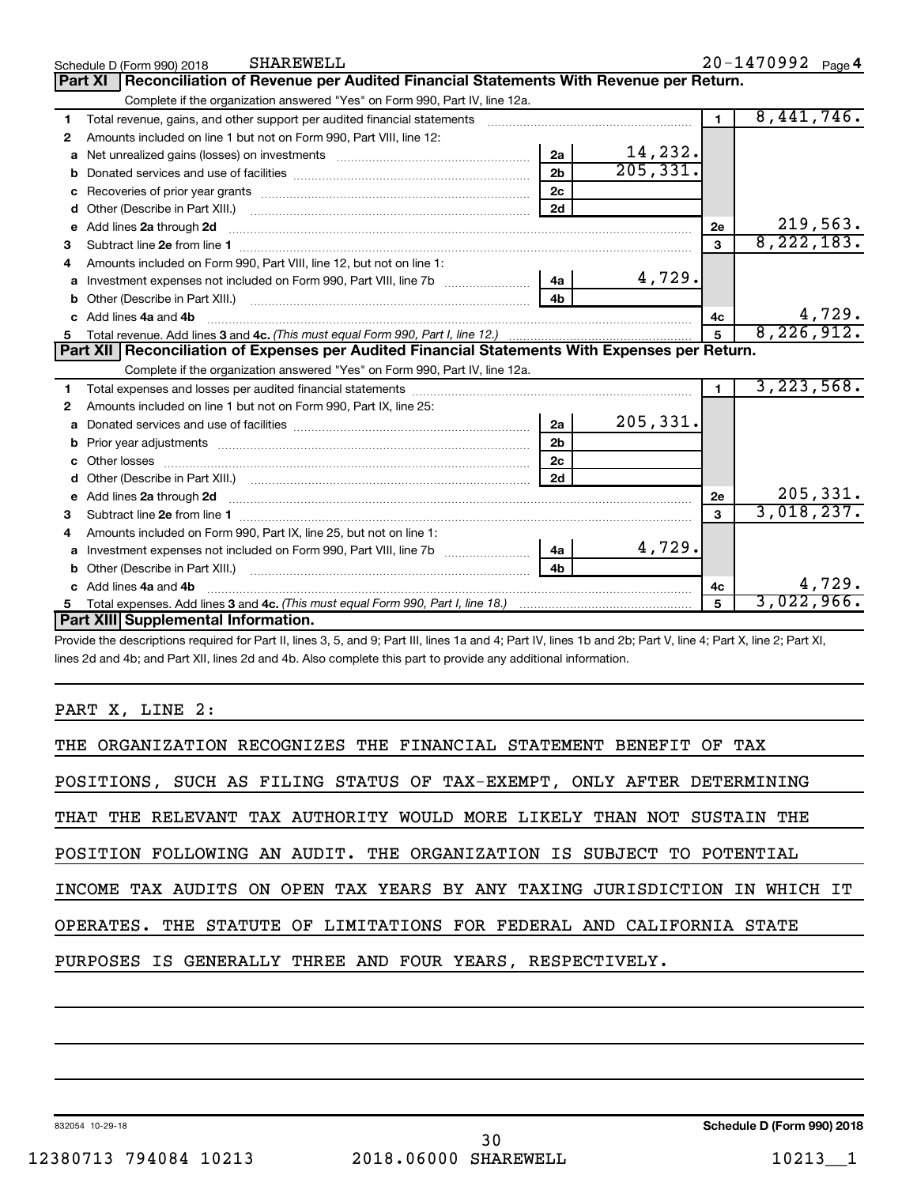Schedule D (Form 990) 2018 SHAREWELL 20-1470992 Page 4

## Part XI Reconciliation of Revenue per Audited Financial Statements With Revenue per Return.

Complete if the organization answered "Yes" on Form 990, Part IV, line 12a.

| | | | | | |
|---|---|---|---|---|---|
| 1 | Total revenue, gains, and other support per audited financial statements | | | 1 | 8,441,746. |
| 2 | Amounts included on line 1 but not on Form 990, Part VIII, line 12: | | | | |
| a | Net unrealized gains (losses) on investments | 2a | 14,232. | | |
| b | Donated services and use of facilities | 2b | 205,331. | | |
| c | Recoveries of prior year grants | 2c | | | |
| d | Other (Describe in Part XIII.) | 2d | | | |
| e | Add lines **2a** through **2d** | | | 2e | 219,563. |
| 3 | Subtract line **2e** from line **1** | | | 3 | 8,222,183. |
| 4 | Amounts included on Form 990, Part VIII, line 12, but not on line 1: | | | | |
| a | Investment expenses not included on Form 990, Part VIII, line 7b | 4a | 4,729. | | |
| b | Other (Describe in Part XIII.) | 4b | | | |
| c | Add lines **4a** and **4b** | | | 4c | 4,729. |
| 5 | Total revenue. Add lines **3** and **4c.** *(This must equal Form 990, Part I, line 12.)* | | | 5 | 8,226,912. |

## Part XII Reconciliation of Expenses per Audited Financial Statements With Expenses per Return.

Complete if the organization answered "Yes" on Form 990, Part IV, line 12a.

| | | | | | |
|---|---|---|---|---|---|
| 1 | Total expenses and losses per audited financial statements | | | 1 | 3,223,568. |
| 2 | Amounts included on line 1 but not on Form 990, Part IX, line 25: | | | | |
| a | Donated services and use of facilities | 2a | 205,331. | | |
| b | Prior year adjustments | 2b | | | |
| c | Other losses | 2c | | | |
| d | Other (Describe in Part XIII.) | 2d | | | |
| e | Add lines **2a** through **2d** | | | 2e | 205,331. |
| 3 | Subtract line **2e** from line **1** | | | 3 | 3,018,237. |
| 4 | Amounts included on Form 990, Part IX, line 25, but not on line 1: | | | | |
| a | Investment expenses not included on Form 990, Part VIII, line 7b | 4a | 4,729. | | |
| b | Other (Describe in Part XIII.) | 4b | | | |
| c | Add lines **4a** and **4b** | | | 4c | 4,729. |
| 5 | Total expenses. Add lines **3** and **4c.** *(This must equal Form 990, Part I, line 18.)* | | | 5 | 3,022,966. |

## Part XIII Supplemental Information.

Provide the descriptions required for Part II, lines 3, 5, and 9; Part III, lines 1a and 4; Part IV, lines 1b and 2b; Part V, line 4; Part X, line 2; Part XI, lines 2d and 4b; and Part XII, lines 2d and 4b. Also complete this part to provide any additional information.

PART X, LINE 2:

THE ORGANIZATION RECOGNIZES THE FINANCIAL STATEMENT BENEFIT OF TAX POSITIONS, SUCH AS FILING STATUS OF TAX-EXEMPT, ONLY AFTER DETERMINING THAT THE RELEVANT TAX AUTHORITY WOULD MORE LIKELY THAN NOT SUSTAIN THE POSITION FOLLOWING AN AUDIT. THE ORGANIZATION IS SUBJECT TO POTENTIAL INCOME TAX AUDITS ON OPEN TAX YEARS BY ANY TAXING JURISDICTION IN WHICH IT OPERATES. THE STATUTE OF LIMITATIONS FOR FEDERAL AND CALIFORNIA STATE PURPOSES IS GENERALLY THREE AND FOUR YEARS, RESPECTIVELY.

832054 10-29-18 **Schedule D (Form 990) 2018**

12380713 794084 10213 2018.06000 SHAREWELL 10213__1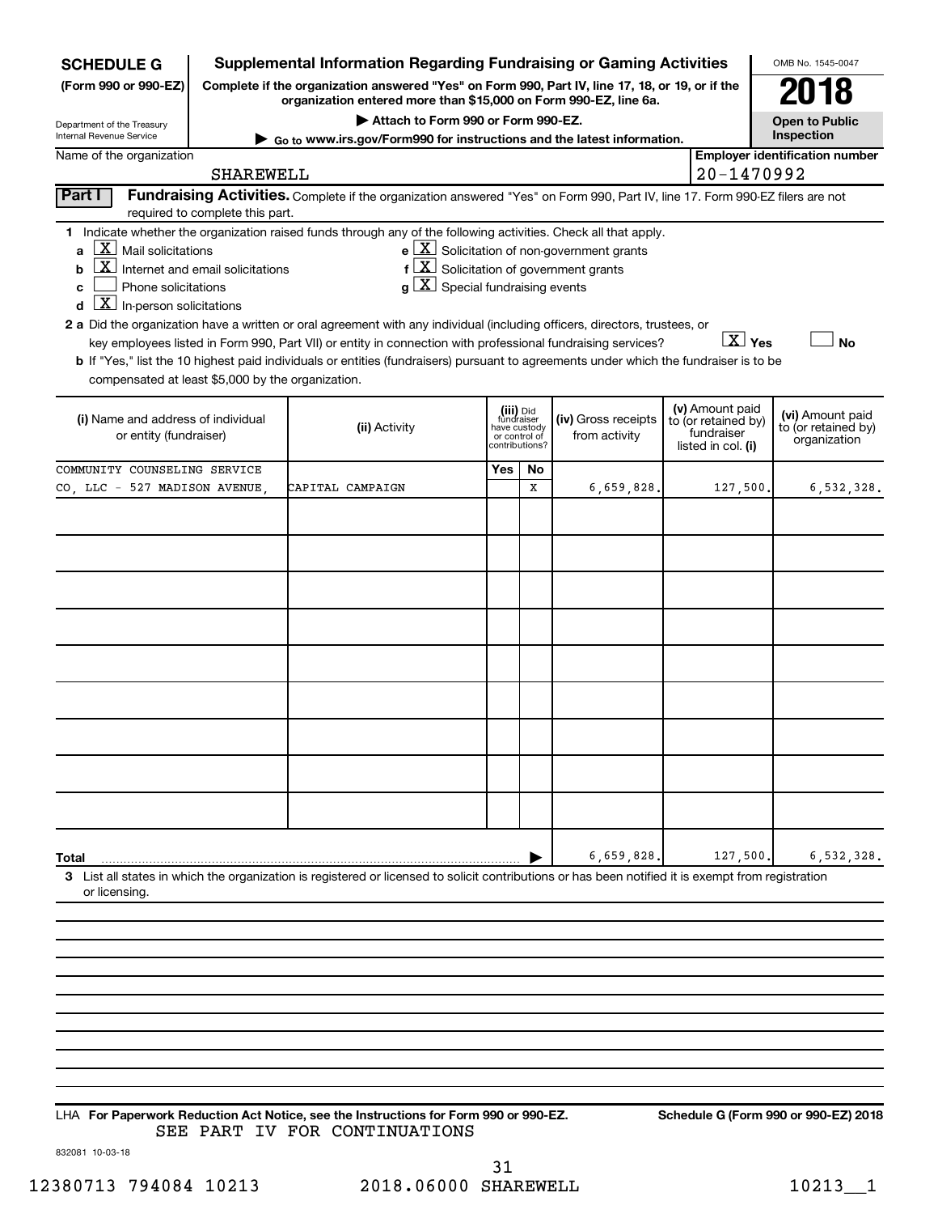**SCHEDULE G (Form 990 or 990-EZ)**

Department of the Treasury
Internal Revenue Service

# Supplemental Information Regarding Fundraising or Gaming Activities

**Complete if the organization answered "Yes" on Form 990, Part IV, line 17, 18, or 19, or if the organization entered more than $15,000 on Form 990-EZ, line 6a.**

**▶ Attach to Form 990 or Form 990-EZ.**

**▶ Go to www.irs.gov/Form990 for instructions and the latest information.**

OMB No. 1545-0047

**2018**

**Open to Public Inspection**

Name of the organization: SHAREWELL

Employer identification number: 20-1470992

**Part I — Fundraising Activities.** Complete if the organization answered "Yes" on Form 990, Part IV, line 17. Form 990-EZ filers are not required to complete this part.

1 Indicate whether the organization raised funds through any of the following activities. Check all that apply.

- a [X] Mail solicitations
- b [X] Internet and email solicitations
- c [ ] Phone solicitations
- d [X] In-person solicitations
- e [X] Solicitation of non-government grants
- f [X] Solicitation of government grants
- g [X] Special fundraising events

2 a Did the organization have a written or oral agreement with any individual (including officers, directors, trustees, or key employees listed in Form 990, Part VII) or entity in connection with professional fundraising services? [X] Yes [ ] No

b If "Yes," list the 10 highest paid individuals or entities (fundraisers) pursuant to agreements under which the fundraiser is to be compensated at least $5,000 by the organization.

| (i) Name and address of individual or entity (fundraiser) | (ii) Activity | (iii) Did fundraiser have custody or control of contributions? Yes | No | (iv) Gross receipts from activity | (v) Amount paid to (or retained by) fundraiser listed in col. (i) | (vi) Amount paid to (or retained by) organization |
|---|---|---|---|---|---|---|
| COMMUNITY COUNSELING SERVICE CO, LLC - 527 MADISON AVENUE, | CAPITAL CAMPAIGN | | X | 6,659,828. | 127,500. | 6,532,328. |
| | | | | | | |
| | | | | | | |
| | | | | | | |
| | | | | | | |
| | | | | | | |
| | | | | | | |
| | | | | | | |
| | | | | | | |
| | | | | | | |
| **Total** ▶ | | | | 6,659,828. | 127,500. | 6,532,328. |

3 List all states in which the organization is registered or licensed to solicit contributions or has been notified it is exempt from registration or licensing.

LHA **For Paperwork Reduction Act Notice, see the Instructions for Form 990 or 990-EZ.** **Schedule G (Form 990 or 990-EZ) 2018**

SEE PART IV FOR CONTINUATIONS

832081 10-03-18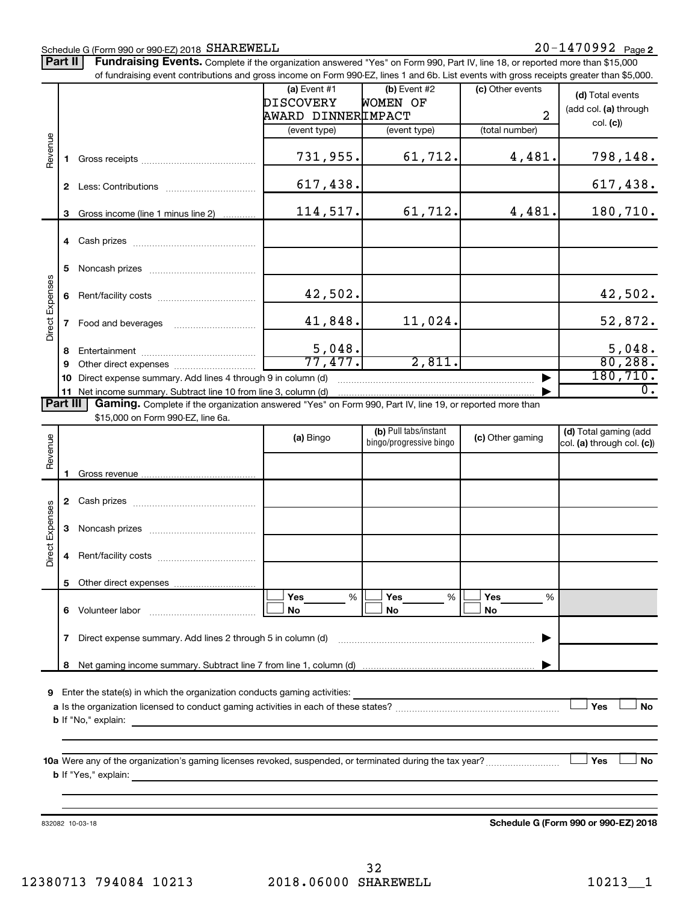Schedule G (Form 990 or 990-EZ) 2018 SHAREWELL 20-1470992 Page 2

**Part II | Fundraising Events.** Complete if the organization answered "Yes" on Form 990, Part IV, line 18, or reported more than $15,000 of fundraising event contributions and gross income on Form 990-EZ, lines 1 and 6b. List events with gross receipts greater than $5,000.

| | | (a) Event #1 DISCOVERY AWARD DINNER (event type) | (b) Event #2 WOMEN OF IMPACT (event type) | (c) Other events 2 (total number) | (d) Total events (add col. (a) through col. (c)) |
|---|---|---|---|---|---|
| Revenue | 1 Gross receipts | 731,955. | 61,712. | 4,481. | 798,148. |
| | 2 Less: Contributions | 617,438. | | | 617,438. |
| | 3 Gross income (line 1 minus line 2) | 114,517. | 61,712. | 4,481. | 180,710. |
| Direct Expenses | 4 Cash prizes | | | | |
| | 5 Noncash prizes | | | | |
| | 6 Rent/facility costs | 42,502. | | | 42,502. |
| | 7 Food and beverages | 41,848. | 11,024. | | 52,872. |
| | 8 Entertainment | 5,048. | | | 5,048. |
| | 9 Other direct expenses | 77,477. | 2,811. | | 80,288. |
| | 10 Direct expense summary. Add lines 4 through 9 in column (d) | | | ▶ | 180,710. |
| | 11 Net income summary. Subtract line 10 from line 3, column (d) | | | ▶ | 0. |

**Part III | Gaming.** Complete if the organization answered "Yes" on Form 990, Part IV, line 19, or reported more than $15,000 on Form 990-EZ, line 6a.

| | | (a) Bingo | (b) Pull tabs/instant bingo/progressive bingo | (c) Other gaming | (d) Total gaming (add col. (a) through col. (c)) |
|---|---|---|---|---|---|
| Revenue | 1 Gross revenue | | | | |
| Direct Expenses | 2 Cash prizes | | | | |
| | 3 Noncash prizes | | | | |
| | 4 Rent/facility costs | | | | |
| | 5 Other direct expenses | | | | |
| | 6 Volunteer labor | ☐ Yes ___% ☐ No | ☐ Yes ___% ☐ No | ☐ Yes ___% ☐ No | |
| | 7 Direct expense summary. Add lines 2 through 5 in column (d) | | | ▶ | |
| | 8 Net gaming income summary. Subtract line 7 from line 1, column (d) | | | ▶ | |

9 Enter the state(s) in which the organization conducts gaming activities:

a Is the organization licensed to conduct gaming activities in each of these states? ☐ Yes ☐ No

b If "No," explain:

10a Were any of the organization's gaming licenses revoked, suspended, or terminated during the tax year? ☐ Yes ☐ No

b If "Yes," explain:

832082 10-03-18 **Schedule G (Form 990 or 990-EZ) 2018**

12380713 794084 10213 2018.06000 SHAREWELL 10213__1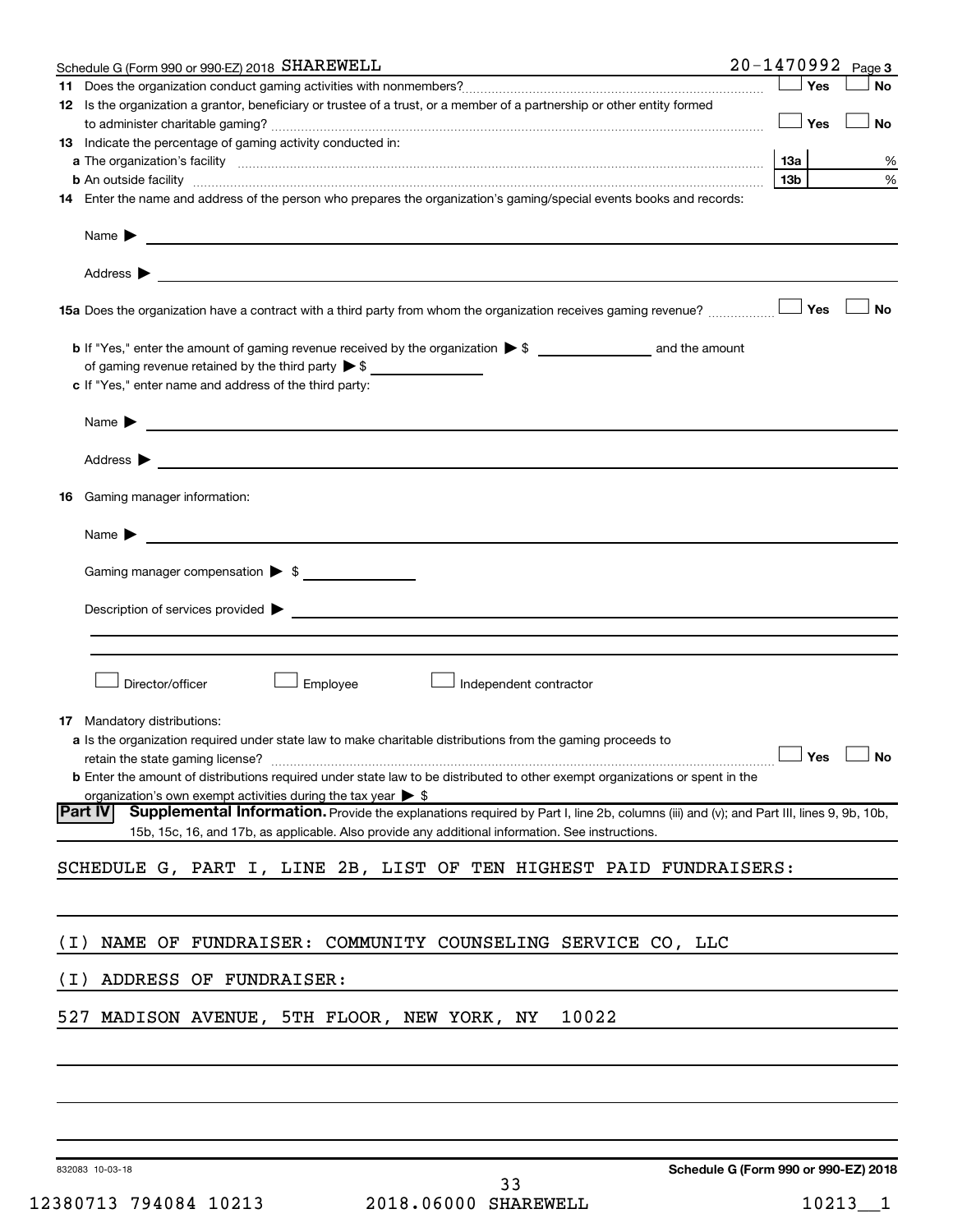Schedule G (Form 990 or 990-EZ) 2018 SHAREWELL 20-1470992 Page 3

**11** Does the organization conduct gaming activities with nonmembers? ☐ Yes ☐ No

**12** Is the organization a grantor, beneficiary or trustee of a trust, or a member of a partnership or other entity formed to administer charitable gaming? ☐ Yes ☐ No

**13** Indicate the percentage of gaming activity conducted in:

**a** The organization's facility **13a** %

**b** An outside facility **13b** %

**14** Enter the name and address of the person who prepares the organization's gaming/special events books and records:

Name ▶

Address ▶

**15a** Does the organization have a contract with a third party from whom the organization receives gaming revenue? ☐ Yes ☐ No

**b** If "Yes," enter the amount of gaming revenue received by the organization ▶ $ ______ and the amount of gaming revenue retained by the third party ▶ $ ______

**c** If "Yes," enter name and address of the third party:

Name ▶

Address ▶

**16** Gaming manager information:

Name ▶

Gaming manager compensation ▶ $

Description of services provided ▶

☐ Director/officer ☐ Employee ☐ Independent contractor

**17** Mandatory distributions:

**a** Is the organization required under state law to make charitable distributions from the gaming proceeds to retain the state gaming license? ☐ Yes ☐ No

**b** Enter the amount of distributions required under state law to be distributed to other exempt organizations or spent in the organization's own exempt activities during the tax year ▶ $

**Part IV** **Supplemental Information.** Provide the explanations required by Part I, line 2b, columns (iii) and (v); and Part III, lines 9, 9b, 10b, 15b, 15c, 16, and 17b, as applicable. Also provide any additional information. See instructions.

SCHEDULE G, PART I, LINE 2B, LIST OF TEN HIGHEST PAID FUNDRAISERS:

(I) NAME OF FUNDRAISER: COMMUNITY COUNSELING SERVICE CO, LLC

(I) ADDRESS OF FUNDRAISER:

527 MADISON AVENUE, 5TH FLOOR, NEW YORK, NY 10022

832083 10-03-18 **Schedule G (Form 990 or 990-EZ) 2018**

12380713 794084 10213 2018.06000 SHAREWELL 10213__1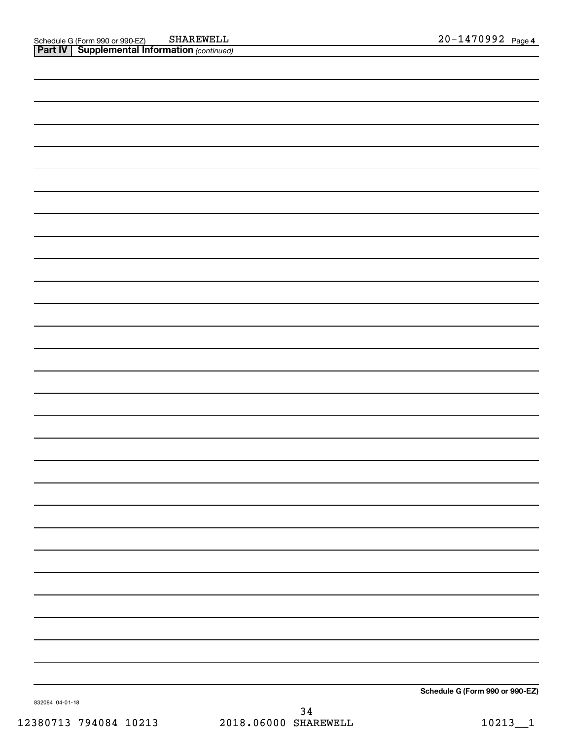Schedule G (Form 990 or 990-EZ) SHAREWELL 20-1470992 Page **4**

**Part IV | Supplemental Information** *(continued)*

**Schedule G (Form 990 or 990-EZ)**

832084 04-01-18

12380713 794084 10213 2018.06000 SHAREWELL 10213__1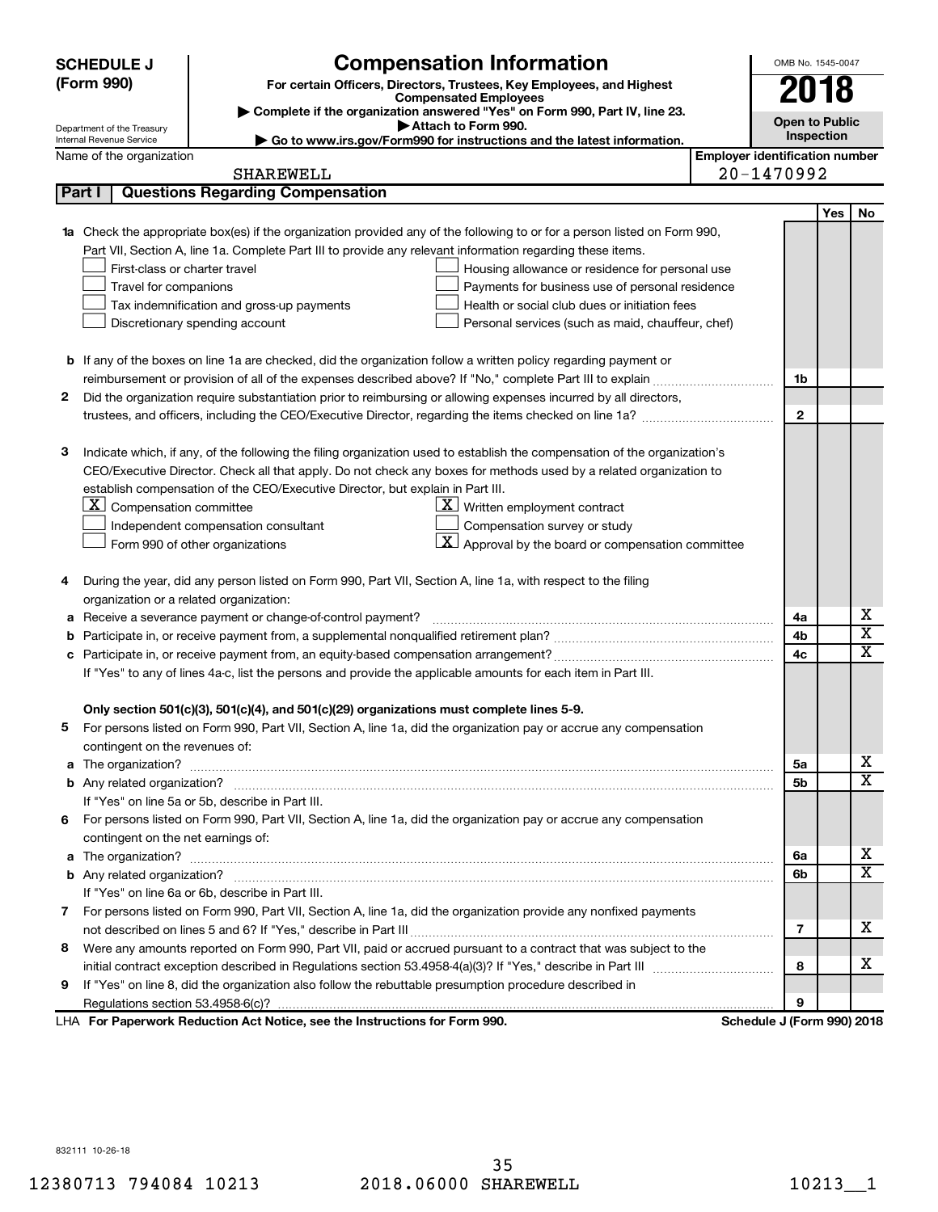**SCHEDULE J (Form 990)**

Department of the Treasury
Internal Revenue Service

# Compensation Information

**For certain Officers, Directors, Trustees, Key Employees, and Highest Compensated Employees**

▶ Complete if the organization answered "Yes" on Form 990, Part IV, line 23.
▶ Attach to Form 990.
▶ Go to www.irs.gov/Form990 for instructions and the latest information.

OMB No. 1545-0047

**2018**

**Open to Public Inspection**

Name of the organization: SHAREWELL

Employer identification number: 20-1470992

## Part I Questions Regarding Compensation

| | | | Yes | No |
|---|---|---|---|---|
| **1a** | Check the appropriate box(es) if the organization provided any of the following to or for a person listed on Form 990, Part VII, Section A, line 1a. Complete Part III to provide any relevant information regarding these items.<br>☐ First-class or charter travel ☐ Housing allowance or residence for personal use<br>☐ Travel for companions ☐ Payments for business use of personal residence<br>☐ Tax indemnification and gross-up payments ☐ Health or social club dues or initiation fees<br>☐ Discretionary spending account ☐ Personal services (such as maid, chauffeur, chef) | | | |
| **b** | If any of the boxes on line 1a are checked, did the organization follow a written policy regarding payment or reimbursement or provision of all of the expenses described above? If "No," complete Part III to explain | 1b | | |
| **2** | Did the organization require substantiation prior to reimbursing or allowing expenses incurred by all directors, trustees, and officers, including the CEO/Executive Director, regarding the items checked on line 1a? | 2 | | |
| **3** | Indicate which, if any, of the following the filing organization used to establish the compensation of the organization's CEO/Executive Director. Check all that apply. Do not check any boxes for methods used by a related organization to establish compensation of the CEO/Executive Director, but explain in Part III.<br>☒ Compensation committee ☒ Written employment contract<br>☐ Independent compensation consultant ☐ Compensation survey or study<br>☐ Form 990 of other organizations ☒ Approval by the board or compensation committee | | | |
| **4** | During the year, did any person listed on Form 990, Part VII, Section A, line 1a, with respect to the filing organization or a related organization: | | | |
| **a** | Receive a severance payment or change-of-control payment? | 4a | | X |
| **b** | Participate in, or receive payment from, a supplemental nonqualified retirement plan? | 4b | | X |
| **c** | Participate in, or receive payment from, an equity-based compensation arrangement?<br>If "Yes" to any of lines 4a-c, list the persons and provide the applicable amounts for each item in Part III. | 4c | | X |
| | **Only section 501(c)(3), 501(c)(4), and 501(c)(29) organizations must complete lines 5-9.** | | | |
| **5** | For persons listed on Form 990, Part VII, Section A, line 1a, did the organization pay or accrue any compensation contingent on the revenues of: | | | |
| **a** | The organization? | 5a | | X |
| **b** | Any related organization?<br>If "Yes" on line 5a or 5b, describe in Part III. | 5b | | X |
| **6** | For persons listed on Form 990, Part VII, Section A, line 1a, did the organization pay or accrue any compensation contingent on the net earnings of: | | | |
| **a** | The organization? | 6a | | X |
| **b** | Any related organization?<br>If "Yes" on line 6a or 6b, describe in Part III. | 6b | | X |
| **7** | For persons listed on Form 990, Part VII, Section A, line 1a, did the organization provide any nonfixed payments not described on lines 5 and 6? If "Yes," describe in Part III | 7 | | X |
| **8** | Were any amounts reported on Form 990, Part VII, paid or accrued pursuant to a contract that was subject to the initial contract exception described in Regulations section 53.4958-4(a)(3)? If "Yes," describe in Part III | 8 | | X |
| **9** | If "Yes" on line 8, did the organization also follow the rebuttable presumption procedure described in Regulations section 53.4958-6(c)? | 9 | | |

LHA **For Paperwork Reduction Act Notice, see the Instructions for Form 990.** **Schedule J (Form 990) 2018**

832111 10-26-18

12380713 794084 10213 2018.06000 SHAREWELL 10213__1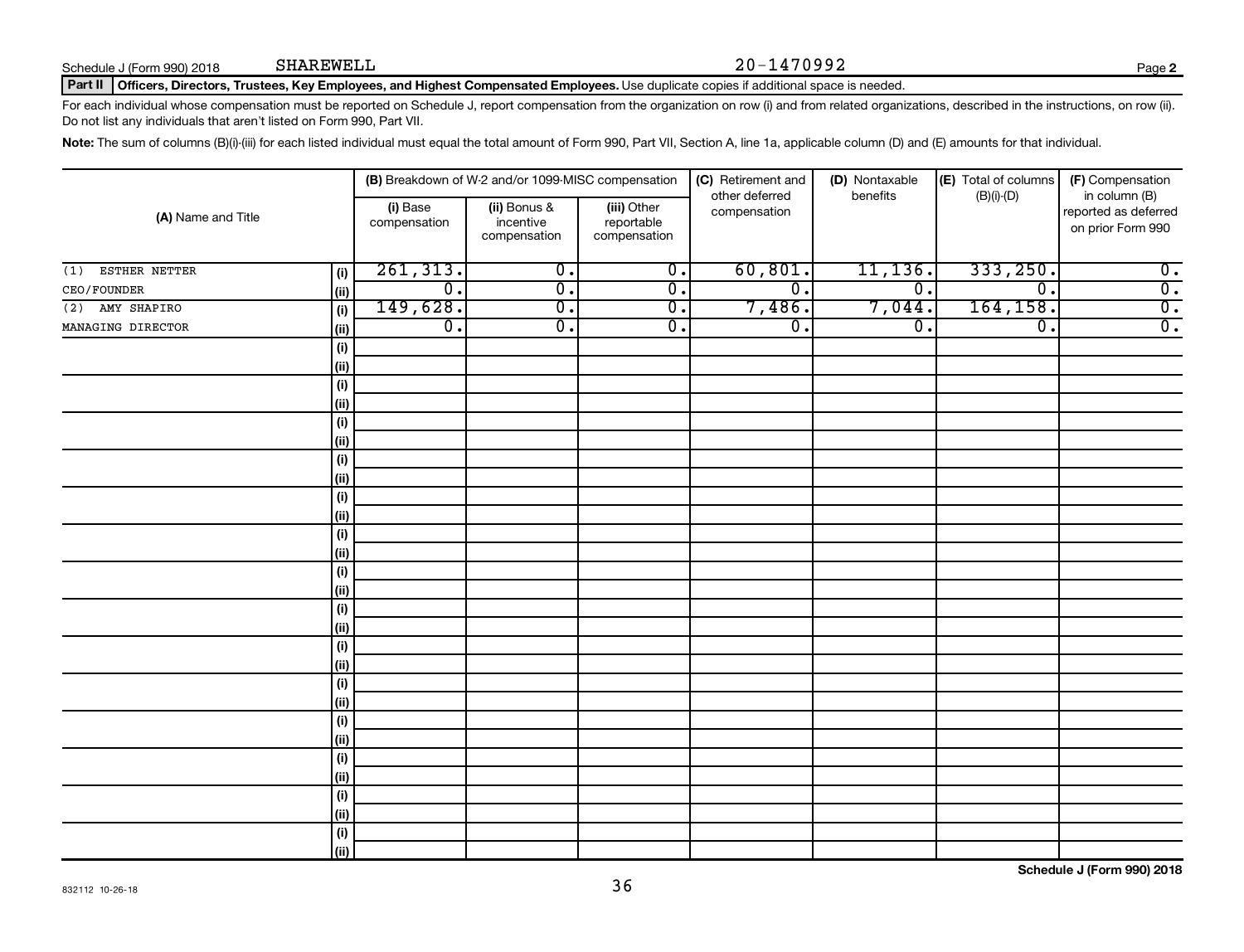Schedule J (Form 990) 2018 SHAREWELL 20-1470992 Page **2**

**Part II** **Officers, Directors, Trustees, Key Employees, and Highest Compensated Employees.** Use duplicate copies if additional space is needed.

For each individual whose compensation must be reported on Schedule J, report compensation from the organization on row (i) and from related organizations, described in the instructions, on row (ii). Do not list any individuals that aren't listed on Form 990, Part VII.

**Note:** The sum of columns (B)(i)-(iii) for each listed individual must equal the total amount of Form 990, Part VII, Section A, line 1a, applicable column (D) and (E) amounts for that individual.

| (A) Name and Title | | (B) Breakdown of W-2 and/or 1099-MISC compensation | | | (C) Retirement and other deferred compensation | (D) Nontaxable benefits | (E) Total of columns (B)(i)-(D) | (F) Compensation in column (B) reported as deferred on prior Form 990 |
|---|---|---|---|---|---|---|---|---|
| | | (i) Base compensation | (ii) Bonus & incentive compensation | (iii) Other reportable compensation | | | | |
| (1) ESTHER NETTER | (i) | 261,313. | 0. | 0. | 60,801. | 11,136. | 333,250. | 0. |
| CEO/FOUNDER | (ii) | 0. | 0. | 0. | 0. | 0. | 0. | 0. |
| (2) AMY SHAPIRO | (i) | 149,628. | 0. | 0. | 7,486. | 7,044. | 164,158. | 0. |
| MANAGING DIRECTOR | (ii) | 0. | 0. | 0. | 0. | 0. | 0. | 0. |

832112 10-26-18

**Schedule J (Form 990) 2018**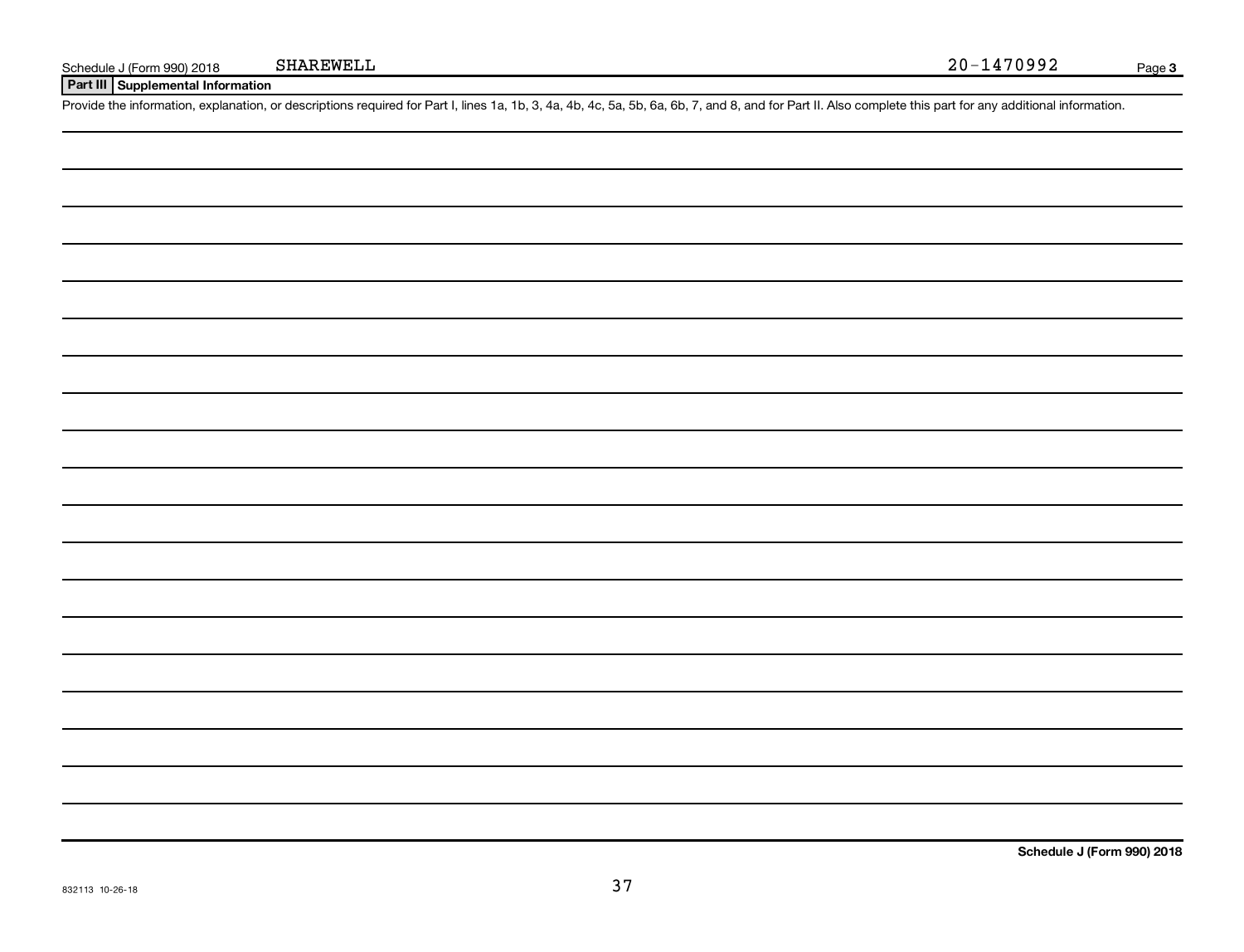Schedule J (Form 990) 2018 SHAREWELL 20-1470992

## Part III Supplemental Information

Provide the information, explanation, or descriptions required for Part I, lines 1a, 1b, 3, 4a, 4b, 4c, 5a, 5b, 6a, 6b, 7, and 8, and for Part II. Also complete this part for any additional information.

**Schedule J (Form 990) 2018**

832113 10-26-18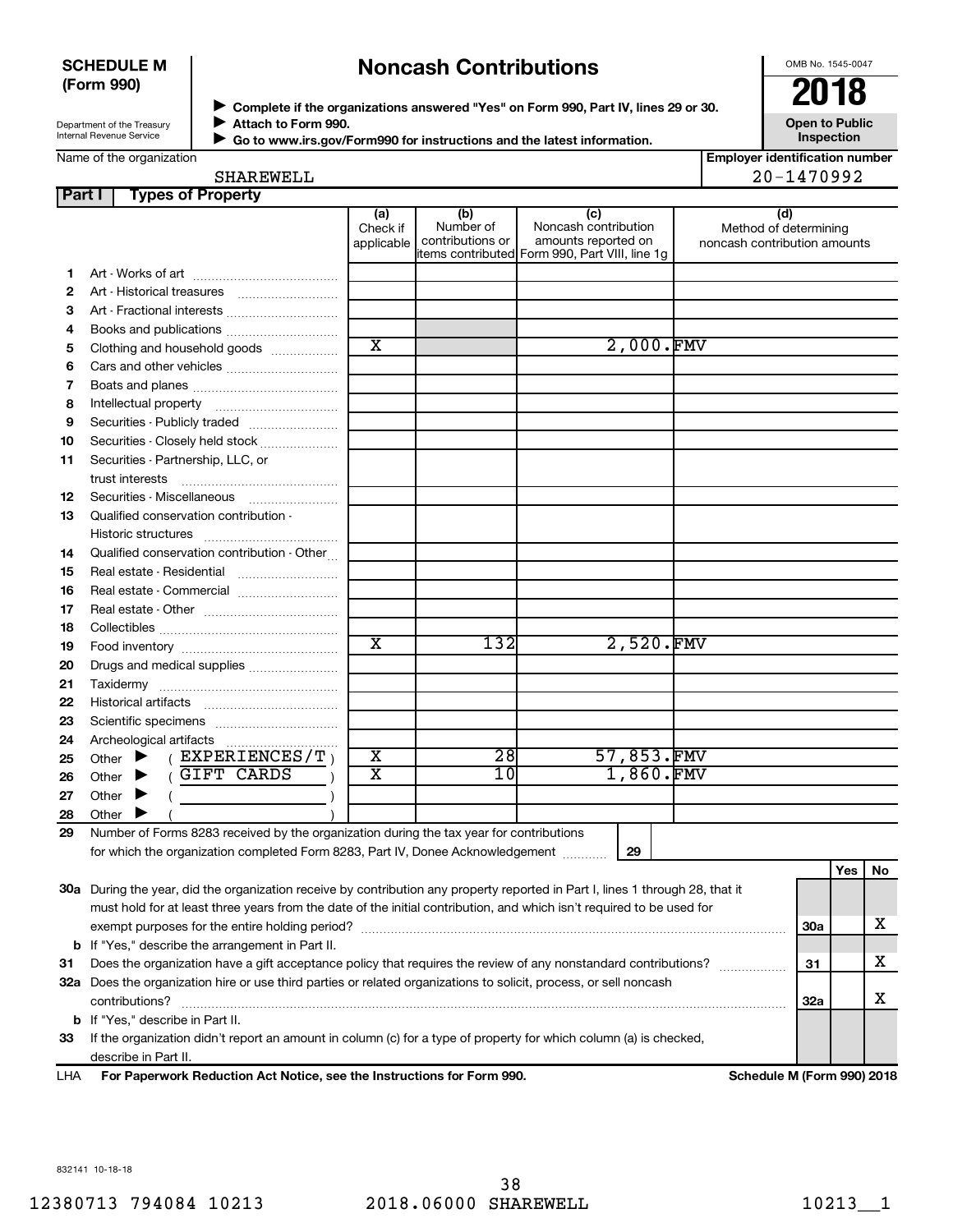**SCHEDULE M (Form 990)**

Department of the Treasury Internal Revenue Service

# Noncash Contributions

▶ Complete if the organizations answered "Yes" on Form 990, Part IV, lines 29 or 30.
▶ Attach to Form 990.
▶ Go to www.irs.gov/Form990 for instructions and the latest information.

OMB No. 1545-0047

**2018**

**Open to Public Inspection**

Name of the organization: SHAREWELL

Employer identification number: 20-1470992

## Part I Types of Property

| | | (a) Check if applicable | (b) Number of contributions or items contributed | (c) Noncash contribution amounts reported on Form 990, Part VIII, line 1g | (d) Method of determining noncash contribution amounts |
|---|---|---|---|---|---|
| 1 | Art - Works of art | | | | |
| 2 | Art - Historical treasures | | | | |
| 3 | Art - Fractional interests | | | | |
| 4 | Books and publications | | | | |
| 5 | Clothing and household goods | X | | 2,000. | FMV |
| 6 | Cars and other vehicles | | | | |
| 7 | Boats and planes | | | | |
| 8 | Intellectual property | | | | |
| 9 | Securities - Publicly traded | | | | |
| 10 | Securities - Closely held stock | | | | |
| 11 | Securities - Partnership, LLC, or trust interests | | | | |
| 12 | Securities - Miscellaneous | | | | |
| 13 | Qualified conservation contribution - Historic structures | | | | |
| 14 | Qualified conservation contribution - Other | | | | |
| 15 | Real estate - Residential | | | | |
| 16 | Real estate - Commercial | | | | |
| 17 | Real estate - Other | | | | |
| 18 | Collectibles | | | | |
| 19 | Food inventory | X | 132 | 2,520. | FMV |
| 20 | Drugs and medical supplies | | | | |
| 21 | Taxidermy | | | | |
| 22 | Historical artifacts | | | | |
| 23 | Scientific specimens | | | | |
| 24 | Archeological artifacts | | | | |
| 25 | Other ▶ ( EXPERIENCES/T ) | X | 28 | 57,853. | FMV |
| 26 | Other ▶ ( GIFT CARDS ) | X | 10 | 1,860. | FMV |
| 27 | Other ▶ ( ) | | | | |
| 28 | Other ▶ ( ) | | | | |

29 Number of Forms 8283 received by the organization during the tax year for contributions for which the organization completed Form 8283, Part IV, Donee Acknowledgement ..... **29**

| | | | Yes | No |
|---|---|---|---|---|
| 30a | During the year, did the organization receive by contribution any property reported in Part I, lines 1 through 28, that it must hold for at least three years from the date of the initial contribution, and which isn't required to be used for exempt purposes for the entire holding period? | 30a | | X |
| b | If "Yes," describe the arrangement in Part II. | | | |
| 31 | Does the organization have a gift acceptance policy that requires the review of any nonstandard contributions? | 31 | | X |
| 32a | Does the organization hire or use third parties or related organizations to solicit, process, or sell noncash contributions? | 32a | | X |
| b | If "Yes," describe in Part II. | | | |
| 33 | If the organization didn't report an amount in column (c) for a type of property for which column (a) is checked, describe in Part II. | | | |

LHA **For Paperwork Reduction Act Notice, see the Instructions for Form 990.** **Schedule M (Form 990) 2018**

832141 10-18-18

12380713 794084 10213 2018.06000 SHAREWELL 10213__1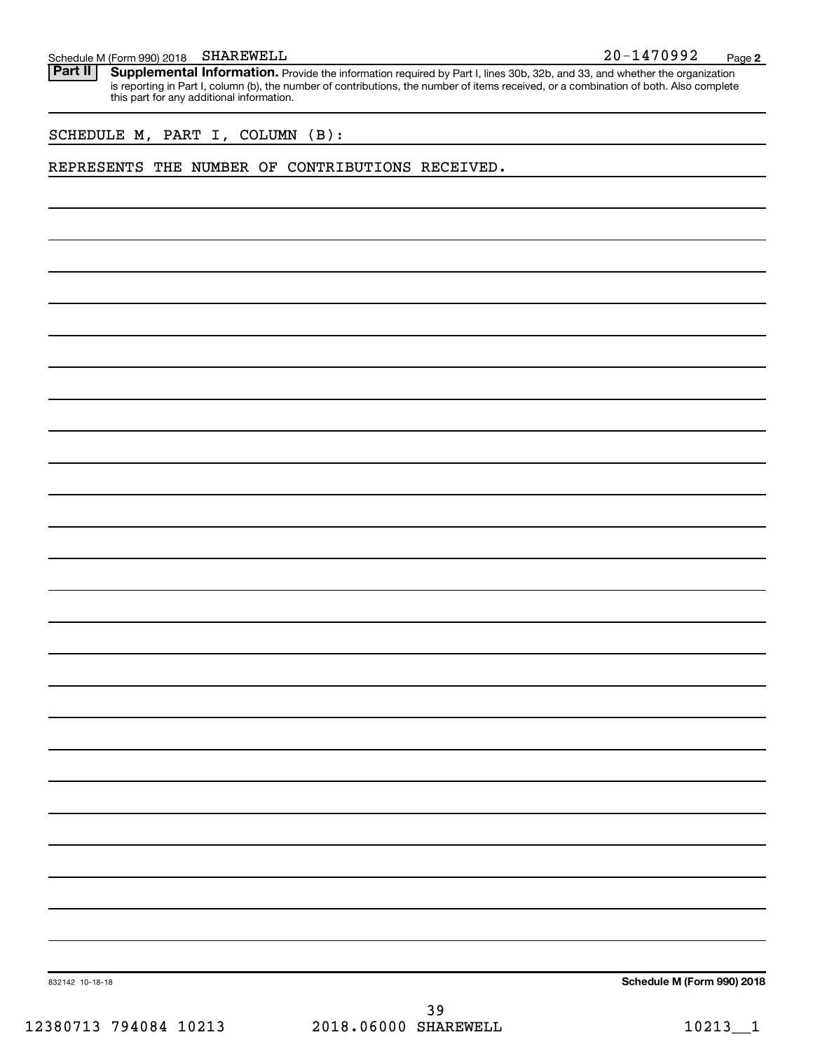Schedule M (Form 990) 2018 SHAREWELL 20-1470992 Page 2

**Part II** **Supplemental Information.** Provide the information required by Part I, lines 30b, 32b, and 33, and whether the organization is reporting in Part I, column (b), the number of contributions, the number of items received, or a combination of both. Also complete this part for any additional information.

SCHEDULE M, PART I, COLUMN (B):

REPRESENTS THE NUMBER OF CONTRIBUTIONS RECEIVED.

832142 10-18-18

**Schedule M (Form 990) 2018**

12380713 794084 10213 2018.06000 SHAREWELL 10213__1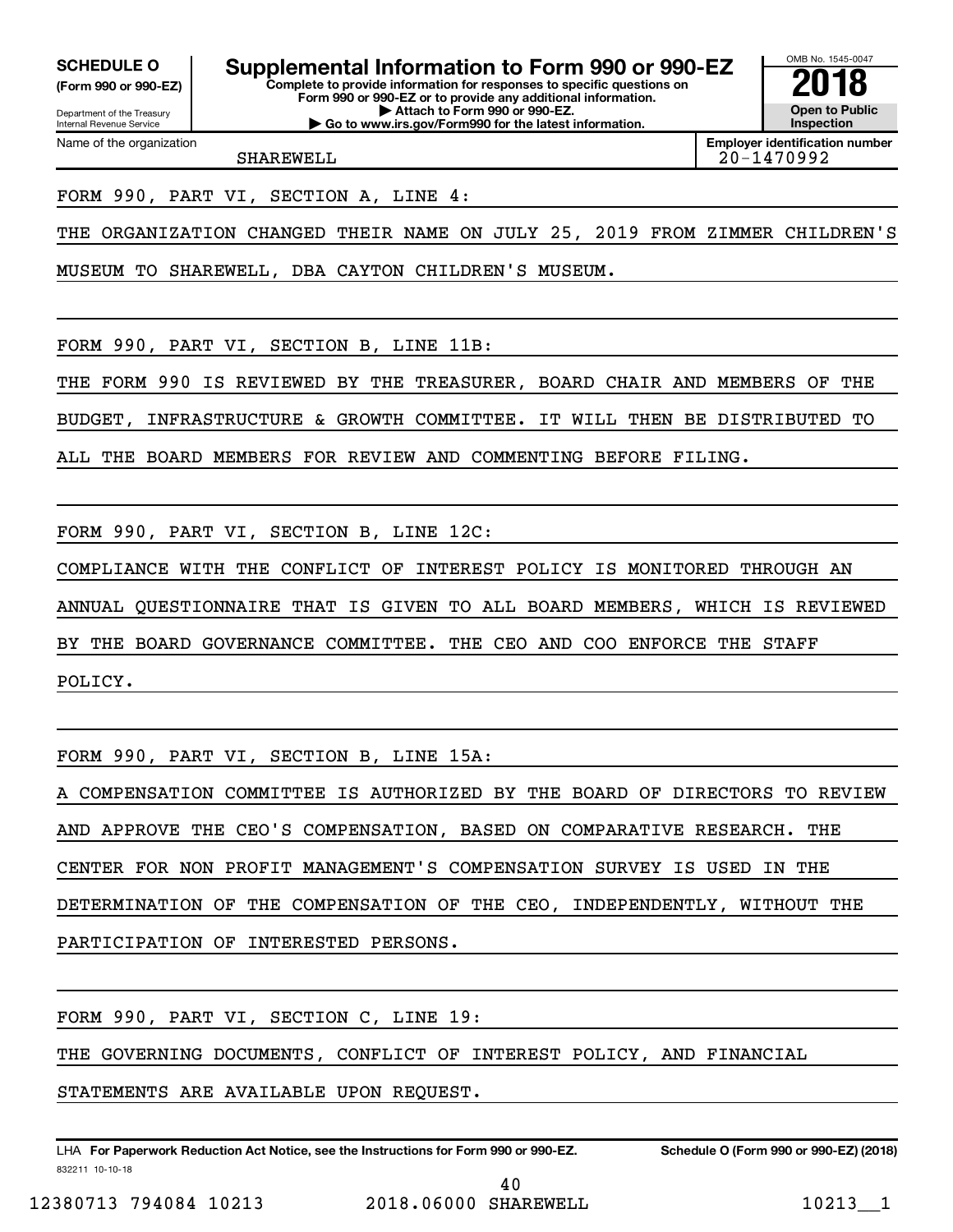**SCHEDULE O** **(Form 990 or 990-EZ)**

Department of the Treasury
Internal Revenue Service

# Supplemental Information to Form 990 or 990-EZ

**Complete to provide information for responses to specific questions on Form 990 or 990-EZ or to provide any additional information.**
**▶ Attach to Form 990 or 990-EZ.**
**▶ Go to www.irs.gov/Form990 for the latest information.**

OMB No. 1545-0047

**2018**

**Open to Public Inspection**

Name of the organization: SHAREWELL

**Employer identification number** 20-1470992

FORM 990, PART VI, SECTION A, LINE 4:

THE ORGANIZATION CHANGED THEIR NAME ON JULY 25, 2019 FROM ZIMMER CHILDREN'S MUSEUM TO SHAREWELL, DBA CAYTON CHILDREN'S MUSEUM.

FORM 990, PART VI, SECTION B, LINE 11B:

THE FORM 990 IS REVIEWED BY THE TREASURER, BOARD CHAIR AND MEMBERS OF THE BUDGET, INFRASTRUCTURE & GROWTH COMMITTEE. IT WILL THEN BE DISTRIBUTED TO ALL THE BOARD MEMBERS FOR REVIEW AND COMMENTING BEFORE FILING.

FORM 990, PART VI, SECTION B, LINE 12C:

COMPLIANCE WITH THE CONFLICT OF INTEREST POLICY IS MONITORED THROUGH AN ANNUAL QUESTIONNAIRE THAT IS GIVEN TO ALL BOARD MEMBERS, WHICH IS REVIEWED BY THE BOARD GOVERNANCE COMMITTEE. THE CEO AND COO ENFORCE THE STAFF POLICY.

FORM 990, PART VI, SECTION B, LINE 15A:

A COMPENSATION COMMITTEE IS AUTHORIZED BY THE BOARD OF DIRECTORS TO REVIEW AND APPROVE THE CEO'S COMPENSATION, BASED ON COMPARATIVE RESEARCH. THE CENTER FOR NON PROFIT MANAGEMENT'S COMPENSATION SURVEY IS USED IN THE DETERMINATION OF THE COMPENSATION OF THE CEO, INDEPENDENTLY, WITHOUT THE PARTICIPATION OF INTERESTED PERSONS.

FORM 990, PART VI, SECTION C, LINE 19:

THE GOVERNING DOCUMENTS, CONFLICT OF INTEREST POLICY, AND FINANCIAL STATEMENTS ARE AVAILABLE UPON REQUEST.

LHA **For Paperwork Reduction Act Notice, see the Instructions for Form 990 or 990-EZ.** **Schedule O (Form 990 or 990-EZ) (2018)**

832211 10-10-18

12380713 794084 10213 2018.06000 SHAREWELL 10213__1